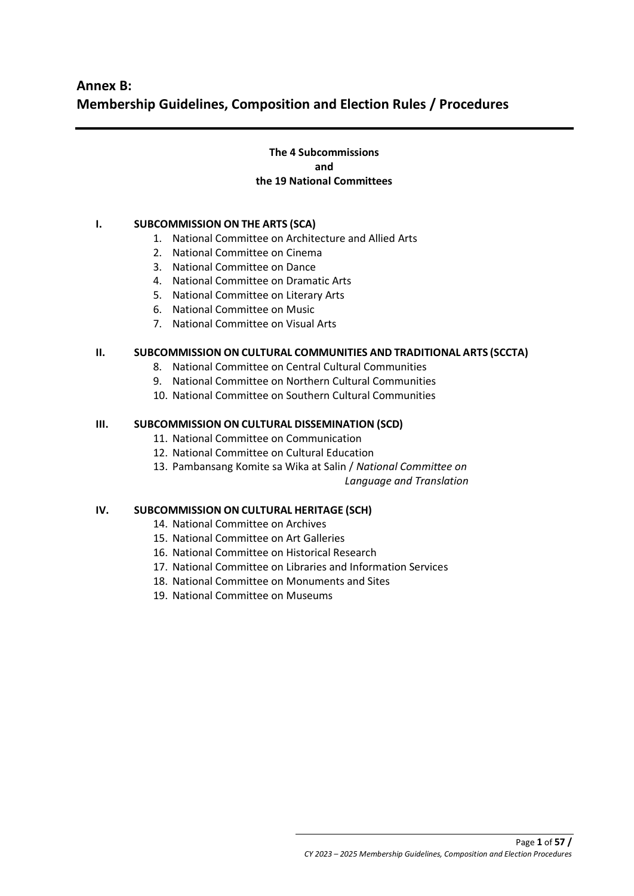# Annex B:
# Membership Guidelines, Composition and Election Rules / Procedures

**The 4 Subcommissions**
**and**
**the 19 National Committees**

**I. SUBCOMMISSION ON THE ARTS (SCA)**

1. National Committee on Architecture and Allied Arts
2. National Committee on Cinema
3. National Committee on Dance
4. National Committee on Dramatic Arts
5. National Committee on Literary Arts
6. National Committee on Music
7. National Committee on Visual Arts

**II. SUBCOMMISSION ON CULTURAL COMMUNITIES AND TRADITIONAL ARTS (SCCTA)**

8. National Committee on Central Cultural Communities
9. National Committee on Northern Cultural Communities
10. National Committee on Southern Cultural Communities

**III. SUBCOMMISSION ON CULTURAL DISSEMINATION (SCD)**

11. National Committee on Communication
12. National Committee on Cultural Education
13. Pambansang Komite sa Wika at Salin / *National Committee on Language and Translation*

**IV. SUBCOMMISSION ON CULTURAL HERITAGE (SCH)**

14. National Committee on Archives
15. National Committee on Art Galleries
16. National Committee on Historical Research
17. National Committee on Libraries and Information Services
18. National Committee on Monuments and Sites
19. National Committee on Museums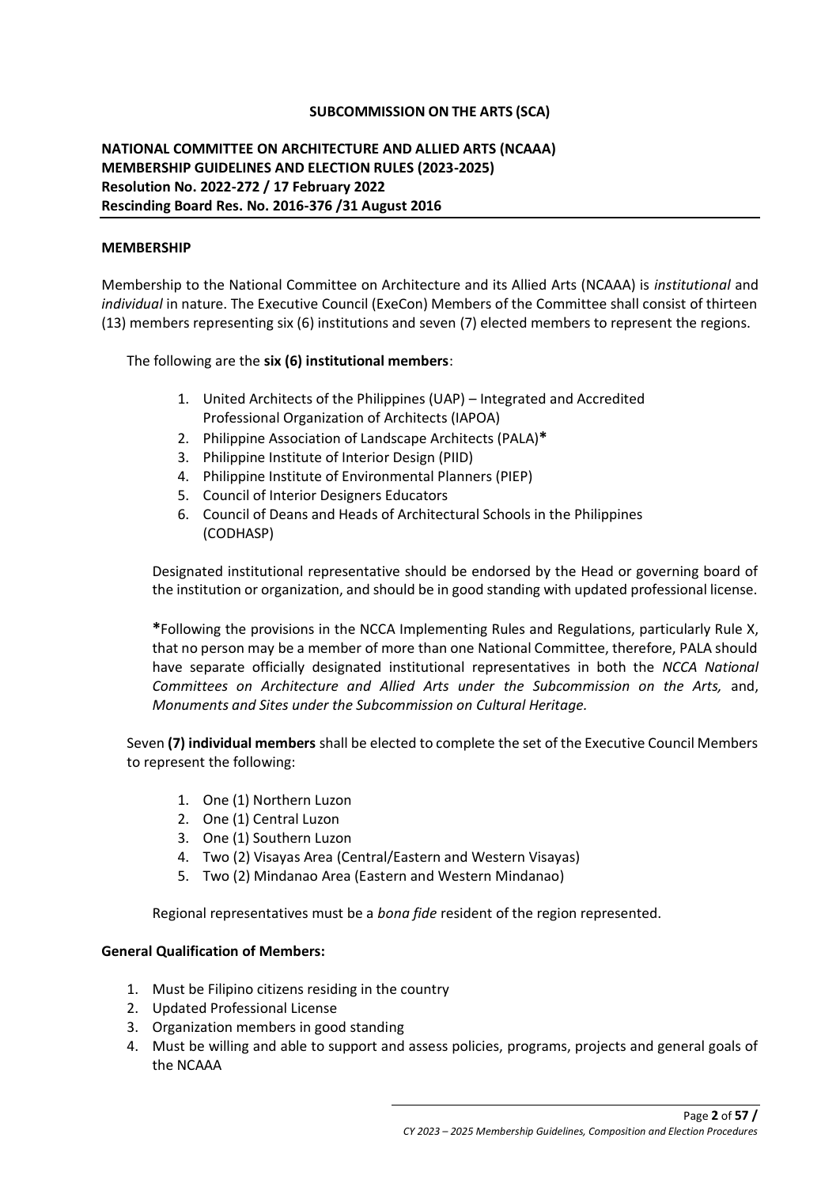**SUBCOMMISSION ON THE ARTS (SCA)**

**NATIONAL COMMITTEE ON ARCHITECTURE AND ALLIED ARTS (NCAAA)**
**MEMBERSHIP GUIDELINES AND ELECTION RULES (2023-2025)**
**Resolution No. 2022-272 / 17 February 2022**
**Rescinding Board Res. No. 2016-376 /31 August 2016**

**MEMBERSHIP**

Membership to the National Committee on Architecture and its Allied Arts (NCAAA) is *institutional* and *individual* in nature. The Executive Council (ExeCon) Members of the Committee shall consist of thirteen (13) members representing six (6) institutions and seven (7) elected members to represent the regions.

The following are the **six (6) institutional members**:

1. United Architects of the Philippines (UAP) – Integrated and Accredited Professional Organization of Architects (IAPOA)
2. Philippine Association of Landscape Architects (PALA)**\***
3. Philippine Institute of Interior Design (PIID)
4. Philippine Institute of Environmental Planners (PIEP)
5. Council of Interior Designers Educators
6. Council of Deans and Heads of Architectural Schools in the Philippines (CODHASP)

Designated institutional representative should be endorsed by the Head or governing board of the institution or organization, and should be in good standing with updated professional license.

**\***Following the provisions in the NCCA Implementing Rules and Regulations, particularly Rule X, that no person may be a member of more than one National Committee, therefore, PALA should have separate officially designated institutional representatives in both the *NCCA National Committees on Architecture and Allied Arts under the Subcommission on the Arts,* and, *Monuments and Sites under the Subcommission on Cultural Heritage.*

Seven **(7) individual members** shall be elected to complete the set of the Executive Council Members to represent the following:

1. One (1) Northern Luzon
2. One (1) Central Luzon
3. One (1) Southern Luzon
4. Two (2) Visayas Area (Central/Eastern and Western Visayas)
5. Two (2) Mindanao Area (Eastern and Western Mindanao)

Regional representatives must be a *bona fide* resident of the region represented.

**General Qualification of Members:**

1. Must be Filipino citizens residing in the country
2. Updated Professional License
3. Organization members in good standing
4. Must be willing and able to support and assess policies, programs, projects and general goals of the NCAAA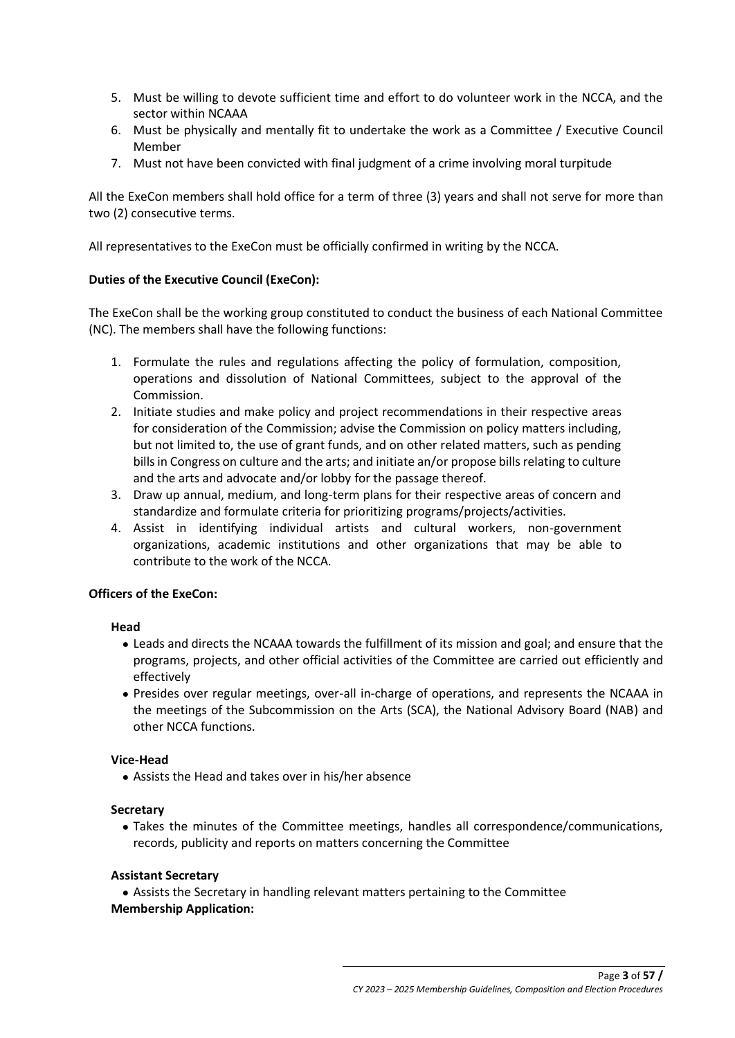5. Must be willing to devote sufficient time and effort to do volunteer work in the NCCA, and the sector within NCAAA
6. Must be physically and mentally fit to undertake the work as a Committee / Executive Council Member
7. Must not have been convicted with final judgment of a crime involving moral turpitude

All the ExeCon members shall hold office for a term of three (3) years and shall not serve for more than two (2) consecutive terms.

All representatives to the ExeCon must be officially confirmed in writing by the NCCA.

**Duties of the Executive Council (ExeCon):**

The ExeCon shall be the working group constituted to conduct the business of each National Committee (NC). The members shall have the following functions:

1. Formulate the rules and regulations affecting the policy of formulation, composition, operations and dissolution of National Committees, subject to the approval of the Commission.
2. Initiate studies and make policy and project recommendations in their respective areas for consideration of the Commission; advise the Commission on policy matters including, but not limited to, the use of grant funds, and on other related matters, such as pending bills in Congress on culture and the arts; and initiate an/or propose bills relating to culture and the arts and advocate and/or lobby for the passage thereof.
3. Draw up annual, medium, and long-term plans for their respective areas of concern and standardize and formulate criteria for prioritizing programs/projects/activities.
4. Assist in identifying individual artists and cultural workers, non-government organizations, academic institutions and other organizations that may be able to contribute to the work of the NCCA.

**Officers of the ExeCon:**

**Head**

- Leads and directs the NCAAA towards the fulfillment of its mission and goal; and ensure that the programs, projects, and other official activities of the Committee are carried out efficiently and effectively
- Presides over regular meetings, over-all in-charge of operations, and represents the NCAAA in the meetings of the Subcommission on the Arts (SCA), the National Advisory Board (NAB) and other NCCA functions.

**Vice-Head**

- Assists the Head and takes over in his/her absence

**Secretary**

- Takes the minutes of the Committee meetings, handles all correspondence/communications, records, publicity and reports on matters concerning the Committee

**Assistant Secretary**

- Assists the Secretary in handling relevant matters pertaining to the Committee

**Membership Application:**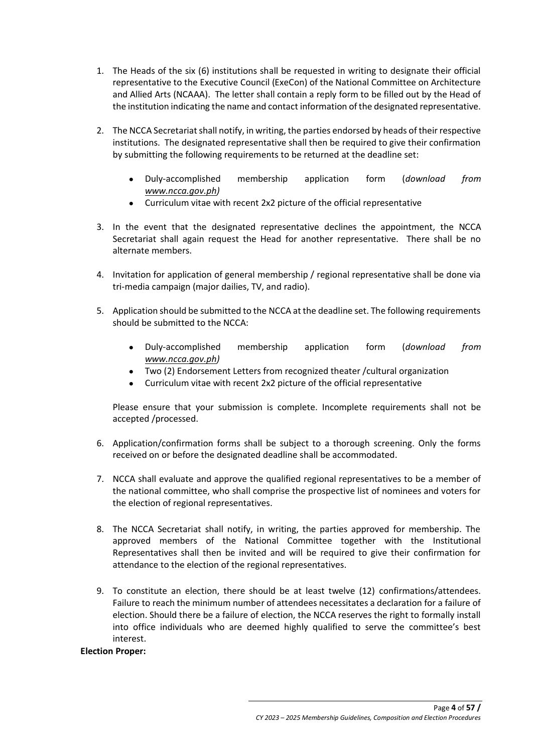1. The Heads of the six (6) institutions shall be requested in writing to designate their official representative to the Executive Council (ExeCon) of the National Committee on Architecture and Allied Arts (NCAAA). The letter shall contain a reply form to be filled out by the Head of the institution indicating the name and contact information of the designated representative.

2. The NCCA Secretariat shall notify, in writing, the parties endorsed by heads of their respective institutions. The designated representative shall then be required to give their confirmation by submitting the following requirements to be returned at the deadline set:

   - Duly-accomplished membership application form (*download from [www.ncca.gov.ph](www.ncca.gov.ph))*
   - Curriculum vitae with recent 2x2 picture of the official representative

3. In the event that the designated representative declines the appointment, the NCCA Secretariat shall again request the Head for another representative. There shall be no alternate members.

4. Invitation for application of general membership / regional representative shall be done via tri-media campaign (major dailies, TV, and radio).

5. Application should be submitted to the NCCA at the deadline set. The following requirements should be submitted to the NCCA:

   - Duly-accomplished membership application form (*download from [www.ncca.gov.ph](www.ncca.gov.ph))*
   - Two (2) Endorsement Letters from recognized theater /cultural organization
   - Curriculum vitae with recent 2x2 picture of the official representative

   Please ensure that your submission is complete. Incomplete requirements shall not be accepted /processed.

6. Application/confirmation forms shall be subject to a thorough screening. Only the forms received on or before the designated deadline shall be accommodated.

7. NCCA shall evaluate and approve the qualified regional representatives to be a member of the national committee, who shall comprise the prospective list of nominees and voters for the election of regional representatives.

8. The NCCA Secretariat shall notify, in writing, the parties approved for membership. The approved members of the National Committee together with the Institutional Representatives shall then be invited and will be required to give their confirmation for attendance to the election of the regional representatives.

9. To constitute an election, there should be at least twelve (12) confirmations/attendees. Failure to reach the minimum number of attendees necessitates a declaration for a failure of election. Should there be a failure of election, the NCCA reserves the right to formally install into office individuals who are deemed highly qualified to serve the committee's best interest.

**Election Proper:**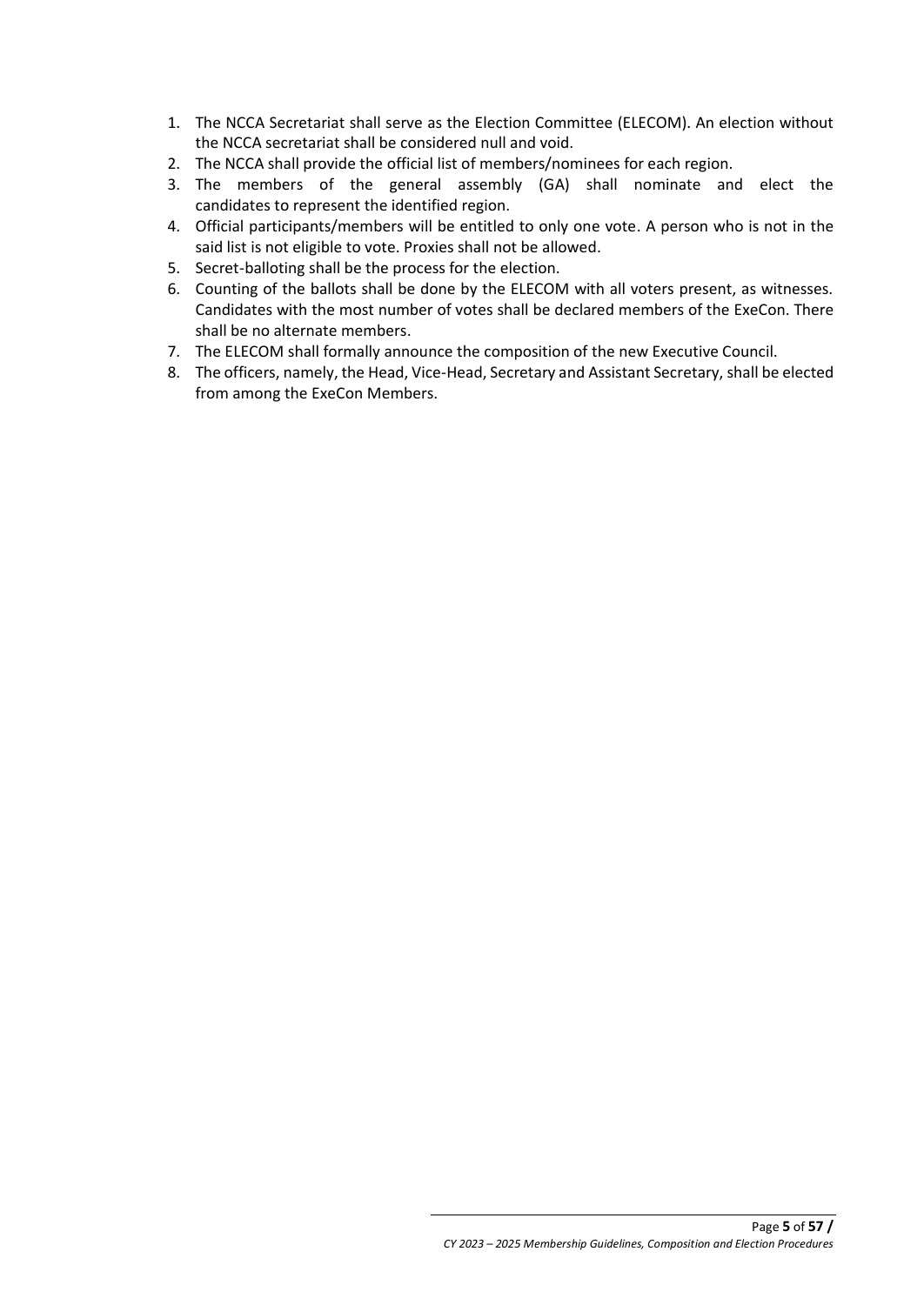1. The NCCA Secretariat shall serve as the Election Committee (ELECOM). An election without the NCCA secretariat shall be considered null and void.
2. The NCCA shall provide the official list of members/nominees for each region.
3. The members of the general assembly (GA) shall nominate and elect the candidates to represent the identified region.
4. Official participants/members will be entitled to only one vote. A person who is not in the said list is not eligible to vote. Proxies shall not be allowed.
5. Secret-balloting shall be the process for the election.
6. Counting of the ballots shall be done by the ELECOM with all voters present, as witnesses. Candidates with the most number of votes shall be declared members of the ExeCon. There shall be no alternate members.
7. The ELECOM shall formally announce the composition of the new Executive Council.
8. The officers, namely, the Head, Vice-Head, Secretary and Assistant Secretary, shall be elected from among the ExeCon Members.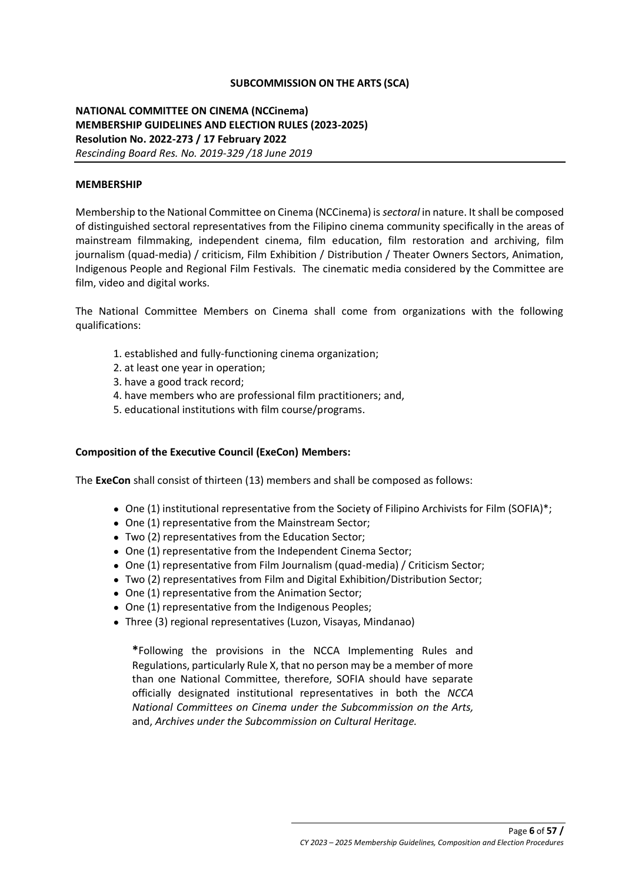**SUBCOMMISSION ON THE ARTS (SCA)**

**NATIONAL COMMITTEE ON CINEMA (NCCinema)**
**MEMBERSHIP GUIDELINES AND ELECTION RULES (2023-2025)**
**Resolution No. 2022-273 / 17 February 2022**
*Rescinding Board Res. No. 2019-329 /18 June 2019*

**MEMBERSHIP**

Membership to the National Committee on Cinema (NCCinema) is *sectoral* in nature. It shall be composed of distinguished sectoral representatives from the Filipino cinema community specifically in the areas of mainstream filmmaking, independent cinema, film education, film restoration and archiving, film journalism (quad-media) / criticism, Film Exhibition / Distribution / Theater Owners Sectors, Animation, Indigenous People and Regional Film Festivals. The cinematic media considered by the Committee are film, video and digital works.

The National Committee Members on Cinema shall come from organizations with the following qualifications:

1. established and fully-functioning cinema organization;
2. at least one year in operation;
3. have a good track record;
4. have members who are professional film practitioners; and,
5. educational institutions with film course/programs.

**Composition of the Executive Council (ExeCon) Members:**

The **ExeCon** shall consist of thirteen (13) members and shall be composed as follows:

- One (1) institutional representative from the Society of Filipino Archivists for Film (SOFIA)*;
- One (1) representative from the Mainstream Sector;
- Two (2) representatives from the Education Sector;
- One (1) representative from the Independent Cinema Sector;
- One (1) representative from Film Journalism (quad-media) / Criticism Sector;
- Two (2) representatives from Film and Digital Exhibition/Distribution Sector;
- One (1) representative from the Animation Sector;
- One (1) representative from the Indigenous Peoples;
- Three (3) regional representatives (Luzon, Visayas, Mindanao)

> **\***Following the provisions in the NCCA Implementing Rules and Regulations, particularly Rule X, that no person may be a member of more than one National Committee, therefore, SOFIA should have separate officially designated institutional representatives in both the *NCCA National Committees on Cinema under the Subcommission on the Arts,* and, *Archives under the Subcommission on Cultural Heritage.*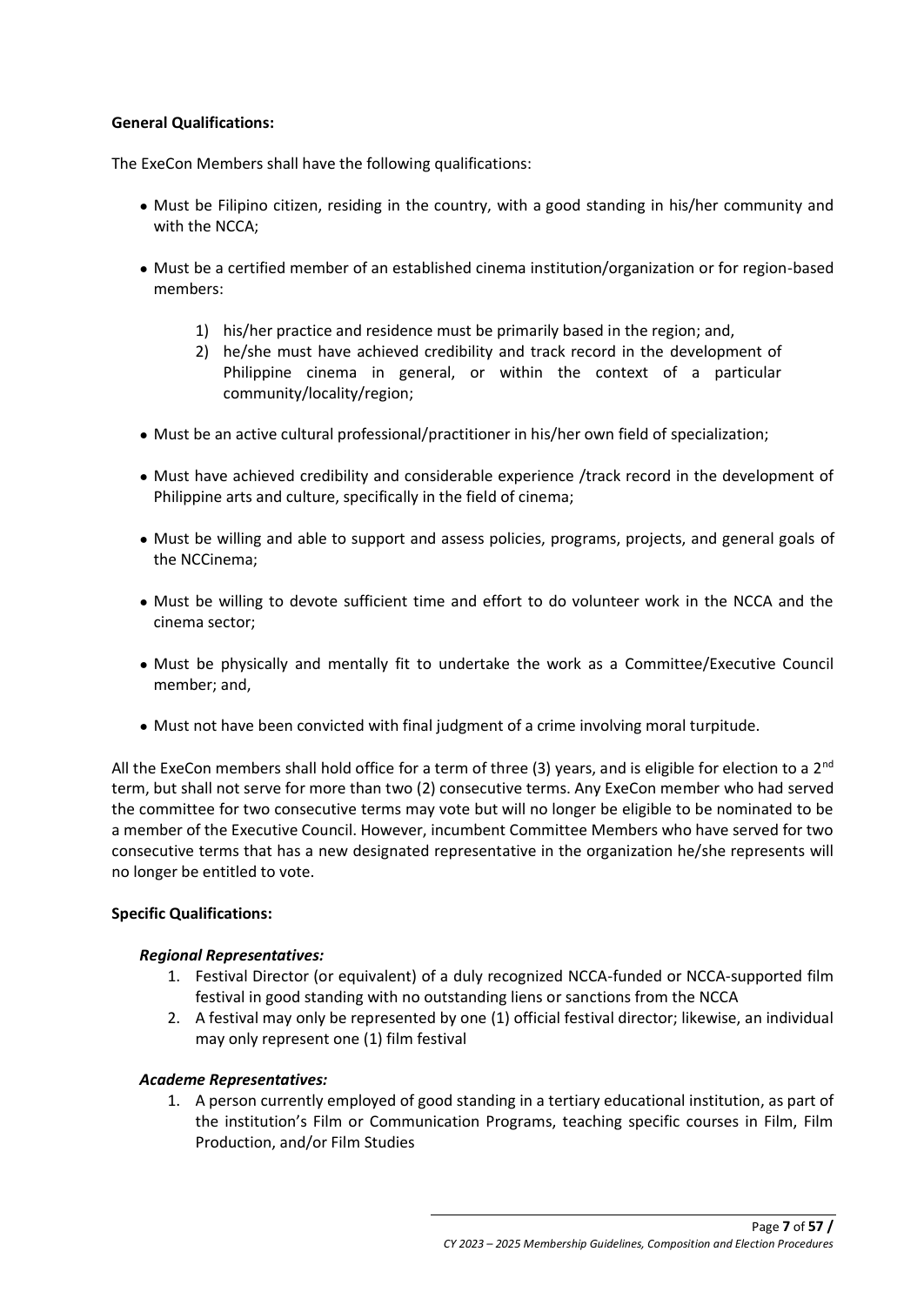**General Qualifications:**

The ExeCon Members shall have the following qualifications:

- Must be Filipino citizen, residing in the country, with a good standing in his/her community and with the NCCA;
- Must be a certified member of an established cinema institution/organization or for region-based members:
    1) his/her practice and residence must be primarily based in the region; and,
    2) he/she must have achieved credibility and track record in the development of Philippine cinema in general, or within the context of a particular community/locality/region;
- Must be an active cultural professional/practitioner in his/her own field of specialization;
- Must have achieved credibility and considerable experience /track record in the development of Philippine arts and culture, specifically in the field of cinema;
- Must be willing and able to support and assess policies, programs, projects, and general goals of the NCCinema;
- Must be willing to devote sufficient time and effort to do volunteer work in the NCCA and the cinema sector;
- Must be physically and mentally fit to undertake the work as a Committee/Executive Council member; and,
- Must not have been convicted with final judgment of a crime involving moral turpitude.

All the ExeCon members shall hold office for a term of three (3) years, and is eligible for election to a 2nd term, but shall not serve for more than two (2) consecutive terms. Any ExeCon member who had served the committee for two consecutive terms may vote but will no longer be eligible to be nominated to be a member of the Executive Council. However, incumbent Committee Members who have served for two consecutive terms that has a new designated representative in the organization he/she represents will no longer be entitled to vote.

**Specific Qualifications:**

***Regional Representatives:***

1. Festival Director (or equivalent) of a duly recognized NCCA-funded or NCCA-supported film festival in good standing with no outstanding liens or sanctions from the NCCA
2. A festival may only be represented by one (1) official festival director; likewise, an individual may only represent one (1) film festival

***Academe Representatives:***

1. A person currently employed of good standing in a tertiary educational institution, as part of the institution's Film or Communication Programs, teaching specific courses in Film, Film Production, and/or Film Studies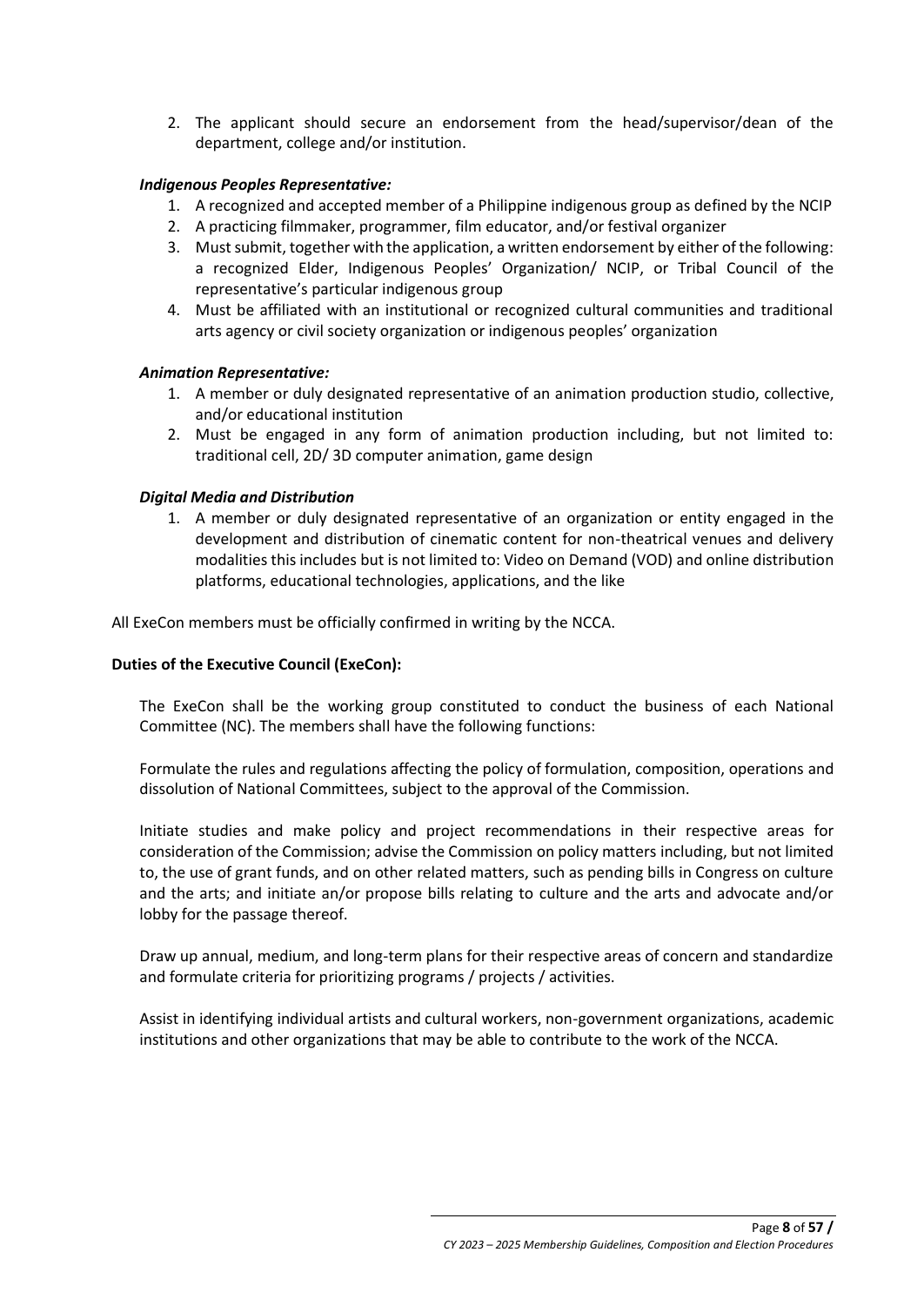2. The applicant should secure an endorsement from the head/supervisor/dean of the department, college and/or institution.

***Indigenous Peoples Representative:***

1. A recognized and accepted member of a Philippine indigenous group as defined by the NCIP
2. A practicing filmmaker, programmer, film educator, and/or festival organizer
3. Must submit, together with the application, a written endorsement by either of the following: a recognized Elder, Indigenous Peoples' Organization/ NCIP, or Tribal Council of the representative's particular indigenous group
4. Must be affiliated with an institutional or recognized cultural communities and traditional arts agency or civil society organization or indigenous peoples' organization

***Animation Representative:***

1. A member or duly designated representative of an animation production studio, collective, and/or educational institution
2. Must be engaged in any form of animation production including, but not limited to: traditional cell, 2D/ 3D computer animation, game design

***Digital Media and Distribution***

1. A member or duly designated representative of an organization or entity engaged in the development and distribution of cinematic content for non-theatrical venues and delivery modalities this includes but is not limited to: Video on Demand (VOD) and online distribution platforms, educational technologies, applications, and the like

All ExeCon members must be officially confirmed in writing by the NCCA.

**Duties of the Executive Council (ExeCon):**

The ExeCon shall be the working group constituted to conduct the business of each National Committee (NC). The members shall have the following functions:

Formulate the rules and regulations affecting the policy of formulation, composition, operations and dissolution of National Committees, subject to the approval of the Commission.

Initiate studies and make policy and project recommendations in their respective areas for consideration of the Commission; advise the Commission on policy matters including, but not limited to, the use of grant funds, and on other related matters, such as pending bills in Congress on culture and the arts; and initiate an/or propose bills relating to culture and the arts and advocate and/or lobby for the passage thereof.

Draw up annual, medium, and long-term plans for their respective areas of concern and standardize and formulate criteria for prioritizing programs / projects / activities.

Assist in identifying individual artists and cultural workers, non-government organizations, academic institutions and other organizations that may be able to contribute to the work of the NCCA.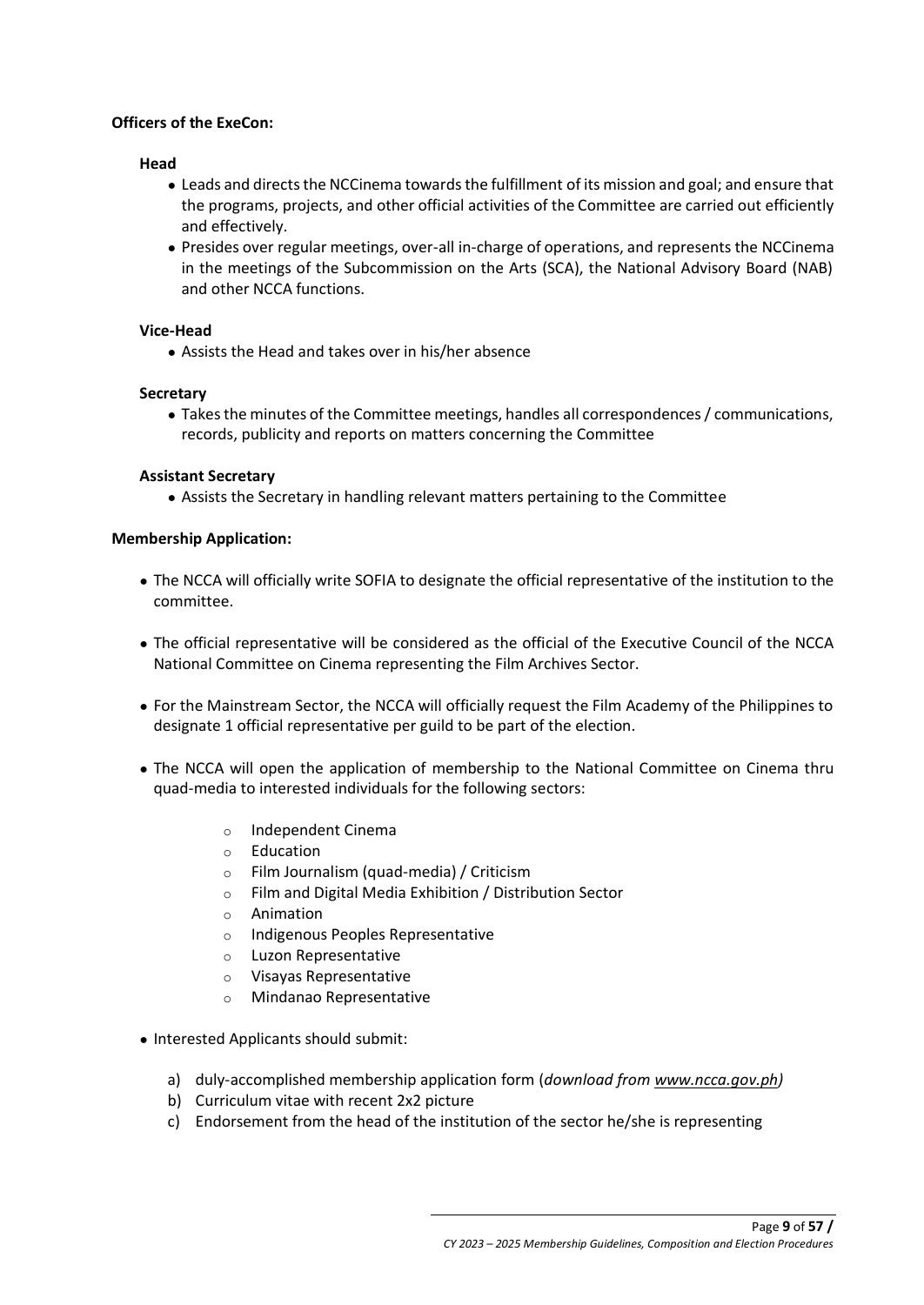**Officers of the ExeCon:**

**Head**

- Leads and directs the NCCinema towards the fulfillment of its mission and goal; and ensure that the programs, projects, and other official activities of the Committee are carried out efficiently and effectively.
- Presides over regular meetings, over-all in-charge of operations, and represents the NCCinema in the meetings of the Subcommission on the Arts (SCA), the National Advisory Board (NAB) and other NCCA functions.

**Vice-Head**

- Assists the Head and takes over in his/her absence

**Secretary**

- Takes the minutes of the Committee meetings, handles all correspondences / communications, records, publicity and reports on matters concerning the Committee

**Assistant Secretary**

- Assists the Secretary in handling relevant matters pertaining to the Committee

**Membership Application:**

- The NCCA will officially write SOFIA to designate the official representative of the institution to the committee.
- The official representative will be considered as the official of the Executive Council of the NCCA National Committee on Cinema representing the Film Archives Sector.
- For the Mainstream Sector, the NCCA will officially request the Film Academy of the Philippines to designate 1 official representative per guild to be part of the election.
- The NCCA will open the application of membership to the National Committee on Cinema thru quad-media to interested individuals for the following sectors:
    - Independent Cinema
    - Education
    - Film Journalism (quad-media) / Criticism
    - Film and Digital Media Exhibition / Distribution Sector
    - Animation
    - Indigenous Peoples Representative
    - Luzon Representative
    - Visayas Representative
    - Mindanao Representative
- Interested Applicants should submit:
    a) duly-accomplished membership application form (*download from www.ncca.gov.ph)*
    b) Curriculum vitae with recent 2x2 picture
    c) Endorsement from the head of the institution of the sector he/she is representing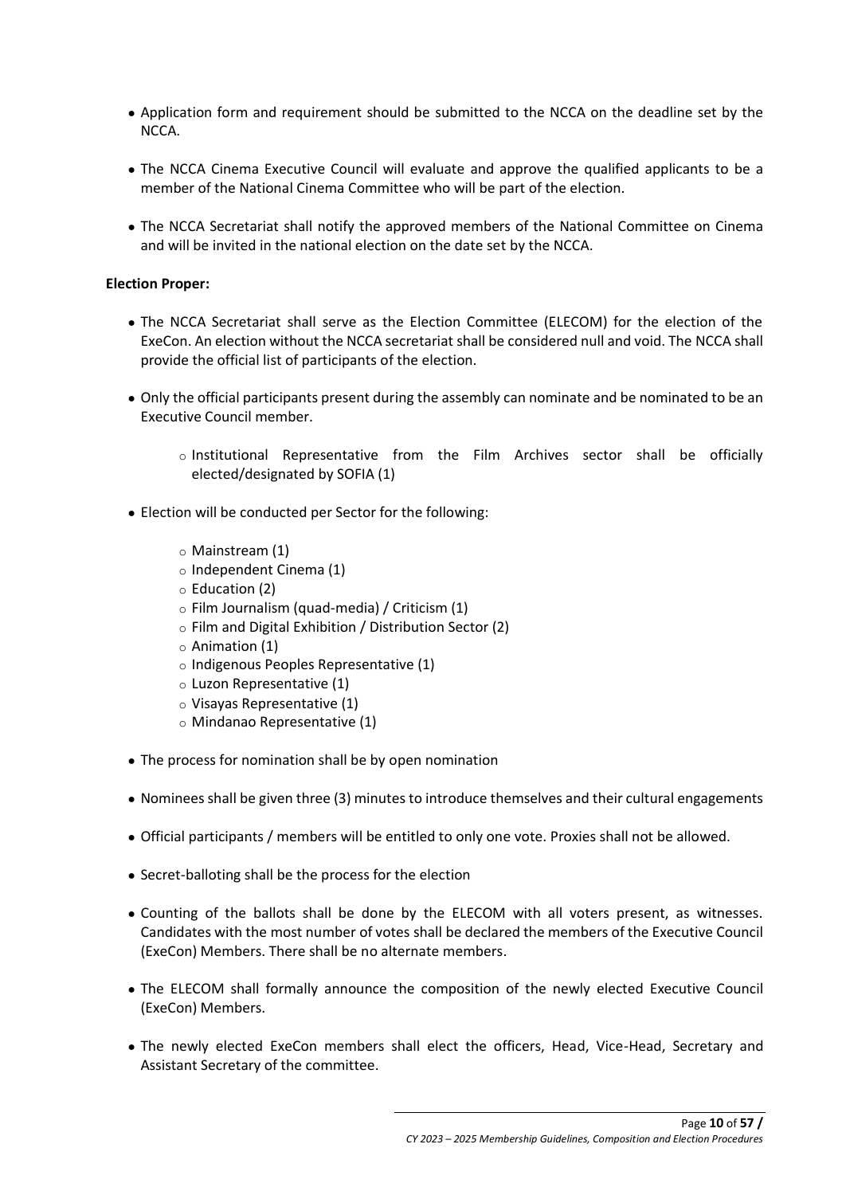- Application form and requirement should be submitted to the NCCA on the deadline set by the NCCA.
- The NCCA Cinema Executive Council will evaluate and approve the qualified applicants to be a member of the National Cinema Committee who will be part of the election.
- The NCCA Secretariat shall notify the approved members of the National Committee on Cinema and will be invited in the national election on the date set by the NCCA.

**Election Proper:**

- The NCCA Secretariat shall serve as the Election Committee (ELECOM) for the election of the ExeCon. An election without the NCCA secretariat shall be considered null and void. The NCCA shall provide the official list of participants of the election.
- Only the official participants present during the assembly can nominate and be nominated to be an Executive Council member.
    - Institutional Representative from the Film Archives sector shall be officially elected/designated by SOFIA (1)
- Election will be conducted per Sector for the following:
    - Mainstream (1)
    - Independent Cinema (1)
    - Education (2)
    - Film Journalism (quad-media) / Criticism (1)
    - Film and Digital Exhibition / Distribution Sector (2)
    - Animation (1)
    - Indigenous Peoples Representative (1)
    - Luzon Representative (1)
    - Visayas Representative (1)
    - Mindanao Representative (1)
- The process for nomination shall be by open nomination
- Nominees shall be given three (3) minutes to introduce themselves and their cultural engagements
- Official participants / members will be entitled to only one vote. Proxies shall not be allowed.
- Secret-balloting shall be the process for the election
- Counting of the ballots shall be done by the ELECOM with all voters present, as witnesses. Candidates with the most number of votes shall be declared the members of the Executive Council (ExeCon) Members. There shall be no alternate members.
- The ELECOM shall formally announce the composition of the newly elected Executive Council (ExeCon) Members.
- The newly elected ExeCon members shall elect the officers, Head, Vice-Head, Secretary and Assistant Secretary of the committee.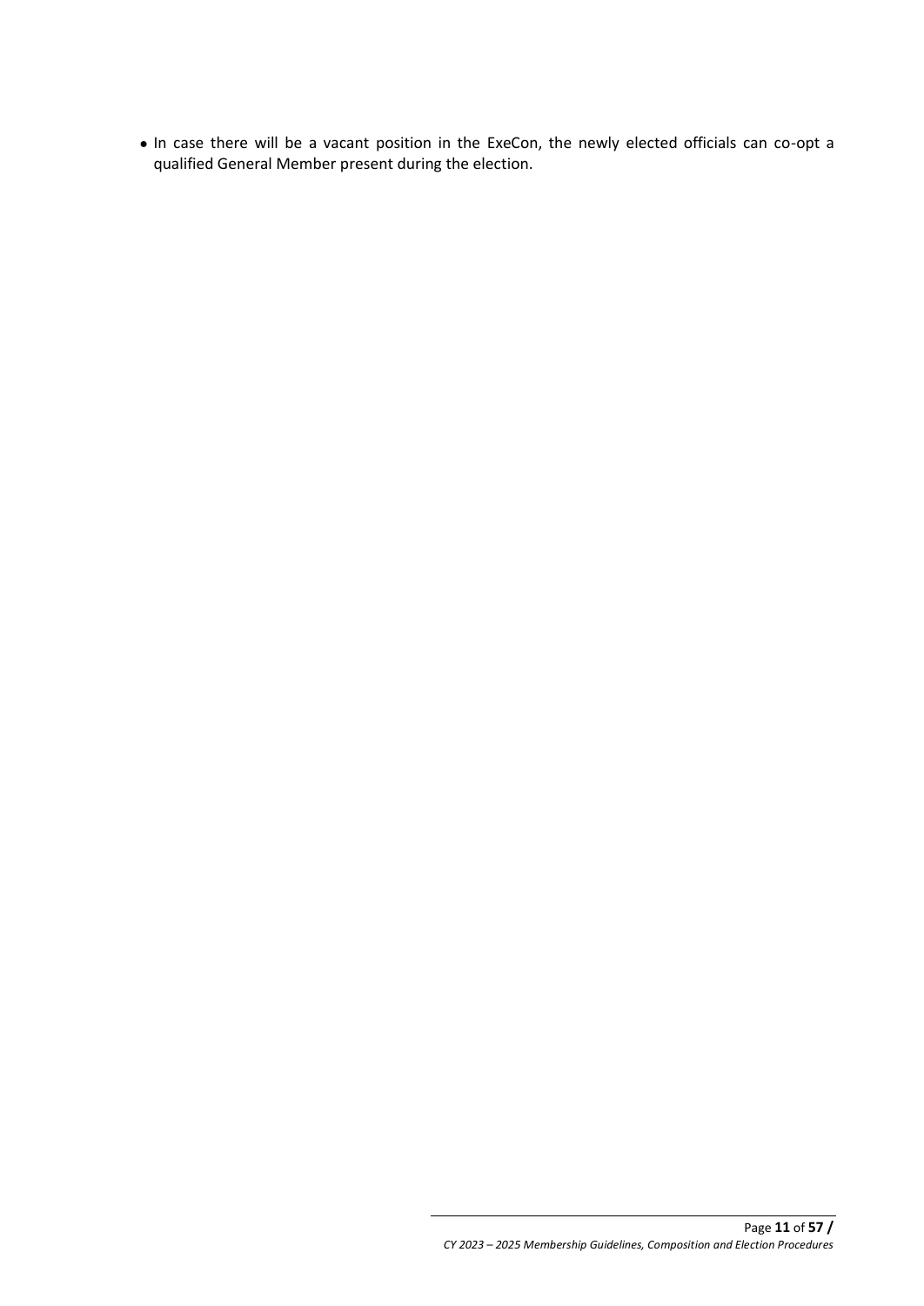- In case there will be a vacant position in the ExeCon, the newly elected officials can co-opt a qualified General Member present during the election.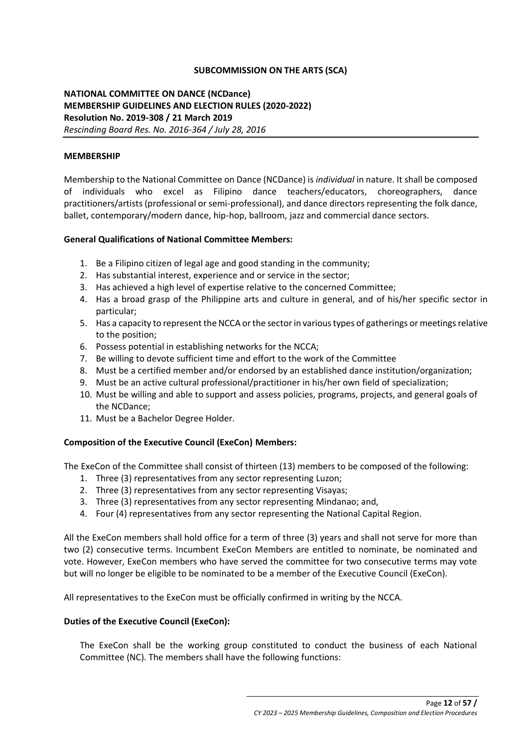**SUBCOMMISSION ON THE ARTS (SCA)**

**NATIONAL COMMITTEE ON DANCE (NCDance)**
**MEMBERSHIP GUIDELINES AND ELECTION RULES (2020-2022)**
**Resolution No. 2019-308 / 21 March 2019**
*Rescinding Board Res. No. 2016-364 / July 28, 2016*

**MEMBERSHIP**

Membership to the National Committee on Dance (NCDance) is *individual* in nature. It shall be composed of individuals who excel as Filipino dance teachers/educators, choreographers, dance practitioners/artists (professional or semi-professional), and dance directors representing the folk dance, ballet, contemporary/modern dance, hip-hop, ballroom, jazz and commercial dance sectors.

**General Qualifications of National Committee Members:**

1. Be a Filipino citizen of legal age and good standing in the community;
2. Has substantial interest, experience and or service in the sector;
3. Has achieved a high level of expertise relative to the concerned Committee;
4. Has a broad grasp of the Philippine arts and culture in general, and of his/her specific sector in particular;
5. Has a capacity to represent the NCCA or the sector in various types of gatherings or meetings relative to the position;
6. Possess potential in establishing networks for the NCCA;
7. Be willing to devote sufficient time and effort to the work of the Committee
8. Must be a certified member and/or endorsed by an established dance institution/organization;
9. Must be an active cultural professional/practitioner in his/her own field of specialization;
10. Must be willing and able to support and assess policies, programs, projects, and general goals of the NCDance;
11. Must be a Bachelor Degree Holder.

**Composition of the Executive Council (ExeCon) Members:**

The ExeCon of the Committee shall consist of thirteen (13) members to be composed of the following:

1. Three (3) representatives from any sector representing Luzon;
2. Three (3) representatives from any sector representing Visayas;
3. Three (3) representatives from any sector representing Mindanao; and,
4. Four (4) representatives from any sector representing the National Capital Region.

All the ExeCon members shall hold office for a term of three (3) years and shall not serve for more than two (2) consecutive terms. Incumbent ExeCon Members are entitled to nominate, be nominated and vote. However, ExeCon members who have served the committee for two consecutive terms may vote but will no longer be eligible to be nominated to be a member of the Executive Council (ExeCon).

All representatives to the ExeCon must be officially confirmed in writing by the NCCA.

**Duties of the Executive Council (ExeCon):**

The ExeCon shall be the working group constituted to conduct the business of each National Committee (NC). The members shall have the following functions: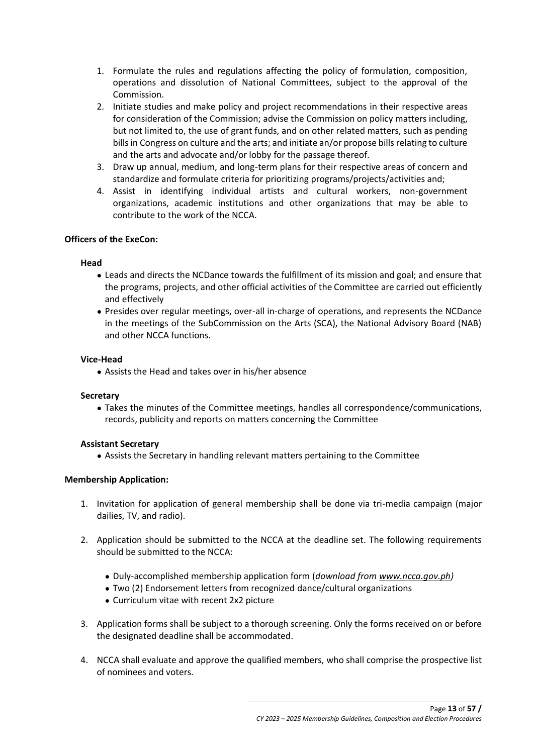1. Formulate the rules and regulations affecting the policy of formulation, composition, operations and dissolution of National Committees, subject to the approval of the Commission.
2. Initiate studies and make policy and project recommendations in their respective areas for consideration of the Commission; advise the Commission on policy matters including, but not limited to, the use of grant funds, and on other related matters, such as pending bills in Congress on culture and the arts; and initiate an/or propose bills relating to culture and the arts and advocate and/or lobby for the passage thereof.
3. Draw up annual, medium, and long-term plans for their respective areas of concern and standardize and formulate criteria for prioritizing programs/projects/activities and;
4. Assist in identifying individual artists and cultural workers, non-government organizations, academic institutions and other organizations that may be able to contribute to the work of the NCCA.

**Officers of the ExeCon:**

**Head**

- Leads and directs the NCDance towards the fulfillment of its mission and goal; and ensure that the programs, projects, and other official activities of the Committee are carried out efficiently and effectively
- Presides over regular meetings, over-all in-charge of operations, and represents the NCDance in the meetings of the SubCommission on the Arts (SCA), the National Advisory Board (NAB) and other NCCA functions.

**Vice-Head**

- Assists the Head and takes over in his/her absence

**Secretary**

- Takes the minutes of the Committee meetings, handles all correspondence/communications, records, publicity and reports on matters concerning the Committee

**Assistant Secretary**

- Assists the Secretary in handling relevant matters pertaining to the Committee

**Membership Application:**

1. Invitation for application of general membership shall be done via tri-media campaign (major dailies, TV, and radio).

2. Application should be submitted to the NCCA at the deadline set. The following requirements should be submitted to the NCCA:

   - Duly-accomplished membership application form (*download from www.ncca.gov.ph)*
   - Two (2) Endorsement letters from recognized dance/cultural organizations
   - Curriculum vitae with recent 2x2 picture

3. Application forms shall be subject to a thorough screening. Only the forms received on or before the designated deadline shall be accommodated.

4. NCCA shall evaluate and approve the qualified members, who shall comprise the prospective list of nominees and voters.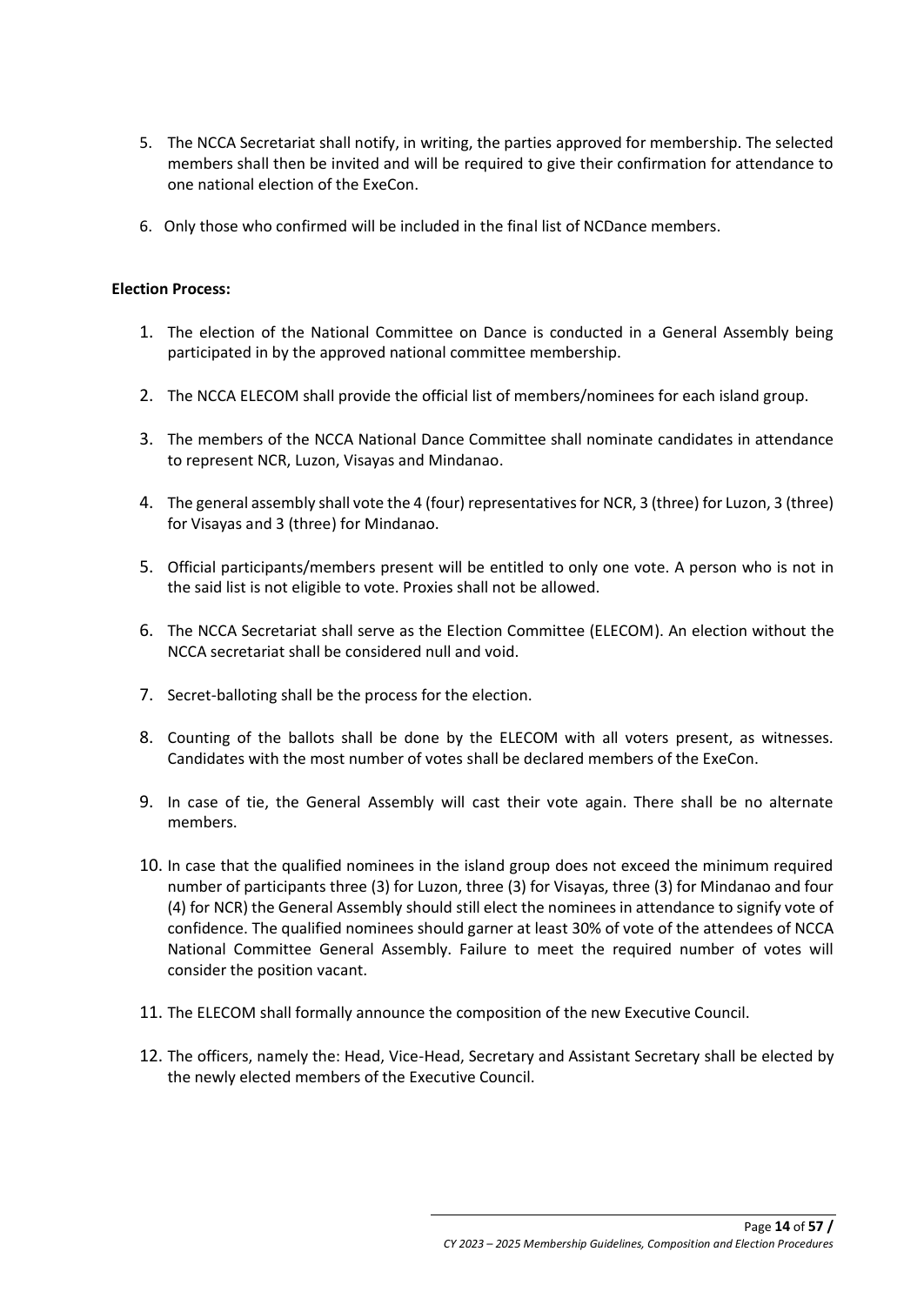5. The NCCA Secretariat shall notify, in writing, the parties approved for membership. The selected members shall then be invited and will be required to give their confirmation for attendance to one national election of the ExeCon.

6. Only those who confirmed will be included in the final list of NCDance members.

**Election Process:**

1. The election of the National Committee on Dance is conducted in a General Assembly being participated in by the approved national committee membership.

2. The NCCA ELECOM shall provide the official list of members/nominees for each island group.

3. The members of the NCCA National Dance Committee shall nominate candidates in attendance to represent NCR, Luzon, Visayas and Mindanao.

4. The general assembly shall vote the 4 (four) representatives for NCR, 3 (three) for Luzon, 3 (three) for Visayas and 3 (three) for Mindanao.

5. Official participants/members present will be entitled to only one vote. A person who is not in the said list is not eligible to vote. Proxies shall not be allowed.

6. The NCCA Secretariat shall serve as the Election Committee (ELECOM). An election without the NCCA secretariat shall be considered null and void.

7. Secret-balloting shall be the process for the election.

8. Counting of the ballots shall be done by the ELECOM with all voters present, as witnesses. Candidates with the most number of votes shall be declared members of the ExeCon.

9. In case of tie, the General Assembly will cast their vote again. There shall be no alternate members.

10. In case that the qualified nominees in the island group does not exceed the minimum required number of participants three (3) for Luzon, three (3) for Visayas, three (3) for Mindanao and four (4) for NCR) the General Assembly should still elect the nominees in attendance to signify vote of confidence. The qualified nominees should garner at least 30% of vote of the attendees of NCCA National Committee General Assembly. Failure to meet the required number of votes will consider the position vacant.

11. The ELECOM shall formally announce the composition of the new Executive Council.

12. The officers, namely the: Head, Vice-Head, Secretary and Assistant Secretary shall be elected by the newly elected members of the Executive Council.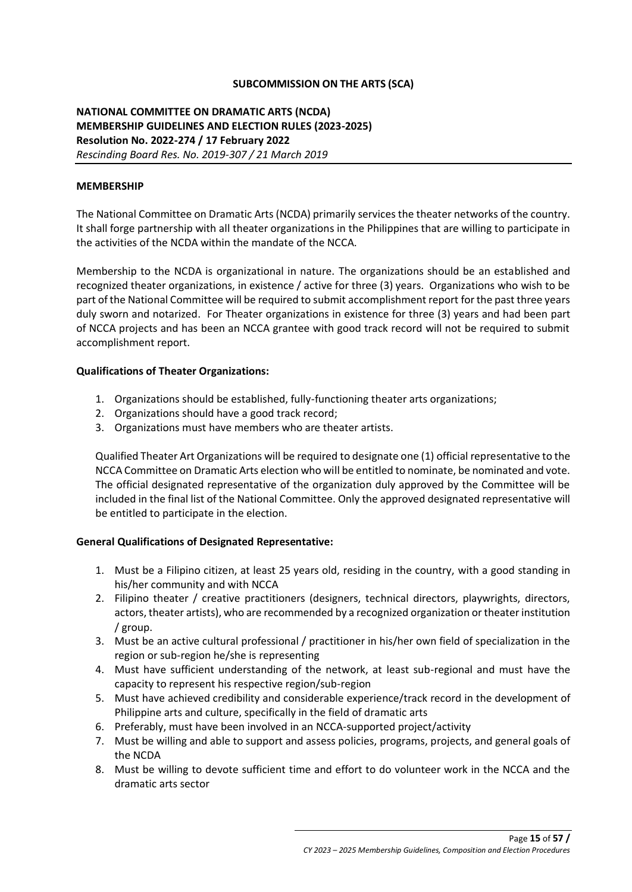**SUBCOMMISSION ON THE ARTS (SCA)**

**NATIONAL COMMITTEE ON DRAMATIC ARTS (NCDA)**
**MEMBERSHIP GUIDELINES AND ELECTION RULES (2023-2025)**
**Resolution No. 2022-274 / 17 February 2022**
*Rescinding Board Res. No. 2019-307 / 21 March 2019*

**MEMBERSHIP**

The National Committee on Dramatic Arts (NCDA) primarily services the theater networks of the country. It shall forge partnership with all theater organizations in the Philippines that are willing to participate in the activities of the NCDA within the mandate of the NCCA.

Membership to the NCDA is organizational in nature. The organizations should be an established and recognized theater organizations, in existence / active for three (3) years. Organizations who wish to be part of the National Committee will be required to submit accomplishment report for the past three years duly sworn and notarized. For Theater organizations in existence for three (3) years and had been part of NCCA projects and has been an NCCA grantee with good track record will not be required to submit accomplishment report.

**Qualifications of Theater Organizations:**

1. Organizations should be established, fully-functioning theater arts organizations;
2. Organizations should have a good track record;
3. Organizations must have members who are theater artists.

Qualified Theater Art Organizations will be required to designate one (1) official representative to the NCCA Committee on Dramatic Arts election who will be entitled to nominate, be nominated and vote. The official designated representative of the organization duly approved by the Committee will be included in the final list of the National Committee. Only the approved designated representative will be entitled to participate in the election.

**General Qualifications of Designated Representative:**

1. Must be a Filipino citizen, at least 25 years old, residing in the country, with a good standing in his/her community and with NCCA
2. Filipino theater / creative practitioners (designers, technical directors, playwrights, directors, actors, theater artists), who are recommended by a recognized organization or theater institution / group.
3. Must be an active cultural professional / practitioner in his/her own field of specialization in the region or sub-region he/she is representing
4. Must have sufficient understanding of the network, at least sub-regional and must have the capacity to represent his respective region/sub-region
5. Must have achieved credibility and considerable experience/track record in the development of Philippine arts and culture, specifically in the field of dramatic arts
6. Preferably, must have been involved in an NCCA-supported project/activity
7. Must be willing and able to support and assess policies, programs, projects, and general goals of the NCDA
8. Must be willing to devote sufficient time and effort to do volunteer work in the NCCA and the dramatic arts sector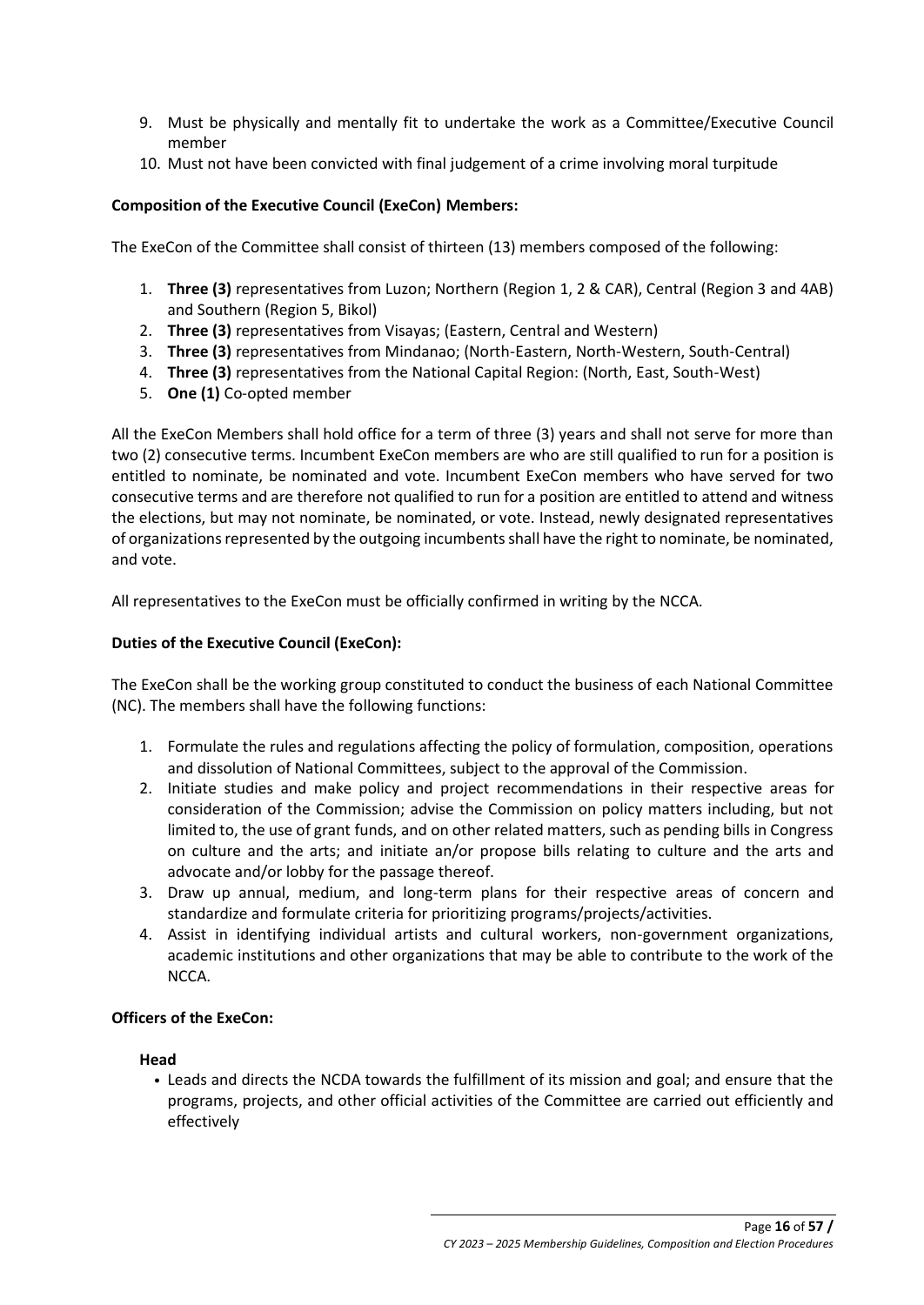9. Must be physically and mentally fit to undertake the work as a Committee/Executive Council member
10. Must not have been convicted with final judgement of a crime involving moral turpitude

**Composition of the Executive Council (ExeCon) Members:**

The ExeCon of the Committee shall consist of thirteen (13) members composed of the following:

1. **Three (3)** representatives from Luzon; Northern (Region 1, 2 & CAR), Central (Region 3 and 4AB) and Southern (Region 5, Bikol)
2. **Three (3)** representatives from Visayas; (Eastern, Central and Western)
3. **Three (3)** representatives from Mindanao; (North-Eastern, North-Western, South-Central)
4. **Three (3)** representatives from the National Capital Region: (North, East, South-West)
5. **One (1)** Co-opted member

All the ExeCon Members shall hold office for a term of three (3) years and shall not serve for more than two (2) consecutive terms. Incumbent ExeCon members are who are still qualified to run for a position is entitled to nominate, be nominated and vote. Incumbent ExeCon members who have served for two consecutive terms and are therefore not qualified to run for a position are entitled to attend and witness the elections, but may not nominate, be nominated, or vote. Instead, newly designated representatives of organizations represented by the outgoing incumbents shall have the right to nominate, be nominated, and vote.

All representatives to the ExeCon must be officially confirmed in writing by the NCCA.

**Duties of the Executive Council (ExeCon):**

The ExeCon shall be the working group constituted to conduct the business of each National Committee (NC). The members shall have the following functions:

1. Formulate the rules and regulations affecting the policy of formulation, composition, operations and dissolution of National Committees, subject to the approval of the Commission.
2. Initiate studies and make policy and project recommendations in their respective areas for consideration of the Commission; advise the Commission on policy matters including, but not limited to, the use of grant funds, and on other related matters, such as pending bills in Congress on culture and the arts; and initiate an/or propose bills relating to culture and the arts and advocate and/or lobby for the passage thereof.
3. Draw up annual, medium, and long-term plans for their respective areas of concern and standardize and formulate criteria for prioritizing programs/projects/activities.
4. Assist in identifying individual artists and cultural workers, non-government organizations, academic institutions and other organizations that may be able to contribute to the work of the NCCA.

**Officers of the ExeCon:**

**Head**

- Leads and directs the NCDA towards the fulfillment of its mission and goal; and ensure that the programs, projects, and other official activities of the Committee are carried out efficiently and effectively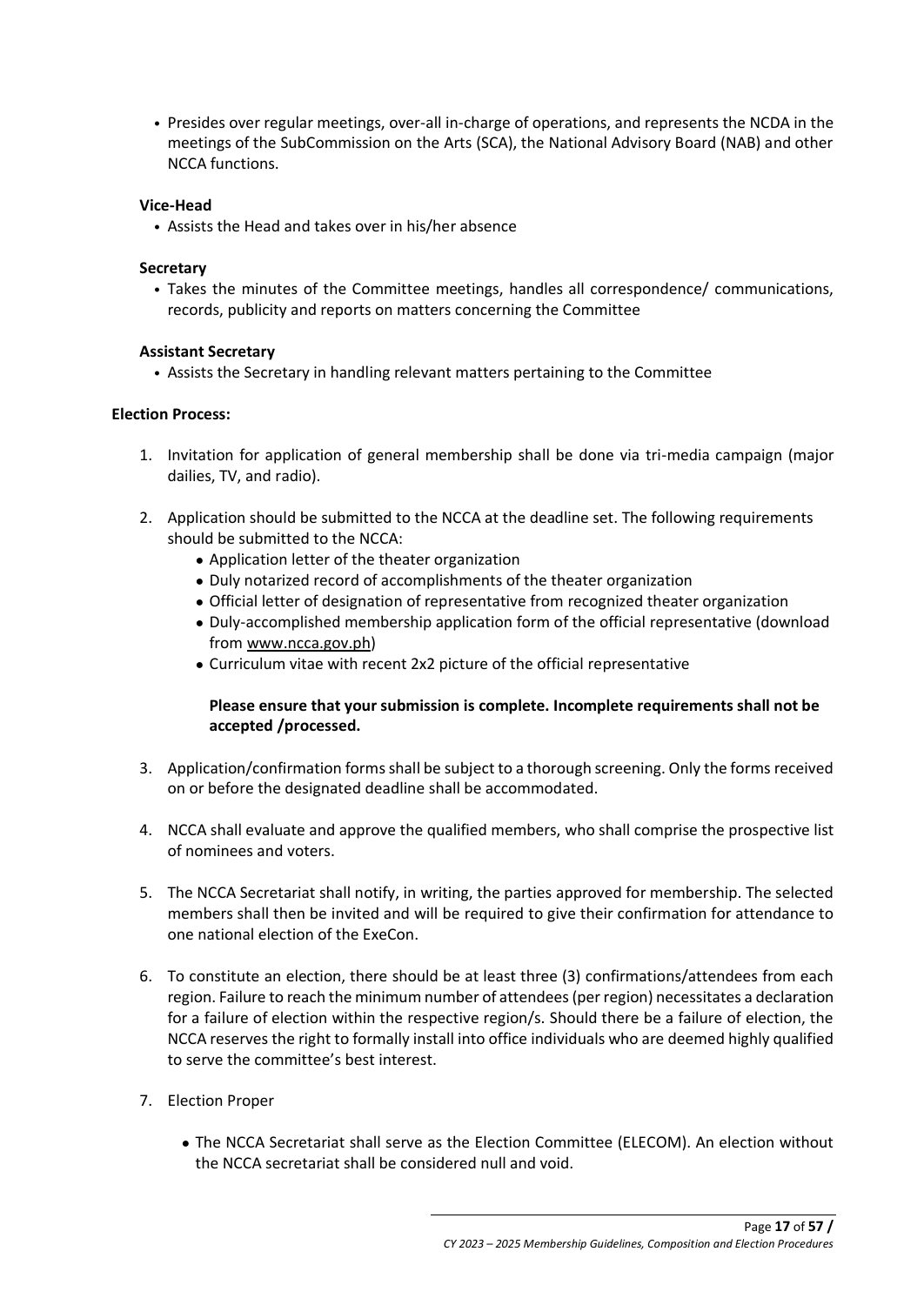- Presides over regular meetings, over-all in-charge of operations, and represents the NCDA in the meetings of the SubCommission on the Arts (SCA), the National Advisory Board (NAB) and other NCCA functions.

**Vice-Head**

- Assists the Head and takes over in his/her absence

**Secretary**

- Takes the minutes of the Committee meetings, handles all correspondence/ communications, records, publicity and reports on matters concerning the Committee

**Assistant Secretary**

- Assists the Secretary in handling relevant matters pertaining to the Committee

**Election Process:**

1. Invitation for application of general membership shall be done via tri-media campaign (major dailies, TV, and radio).

2. Application should be submitted to the NCCA at the deadline set. The following requirements should be submitted to the NCCA:
   - Application letter of the theater organization
   - Duly notarized record of accomplishments of the theater organization
   - Official letter of designation of representative from recognized theater organization
   - Duly-accomplished membership application form of the official representative (download from www.ncca.gov.ph)
   - Curriculum vitae with recent 2x2 picture of the official representative

   **Please ensure that your submission is complete. Incomplete requirements shall not be accepted /processed.**

3. Application/confirmation forms shall be subject to a thorough screening. Only the forms received on or before the designated deadline shall be accommodated.

4. NCCA shall evaluate and approve the qualified members, who shall comprise the prospective list of nominees and voters.

5. The NCCA Secretariat shall notify, in writing, the parties approved for membership. The selected members shall then be invited and will be required to give their confirmation for attendance to one national election of the ExeCon.

6. To constitute an election, there should be at least three (3) confirmations/attendees from each region. Failure to reach the minimum number of attendees (per region) necessitates a declaration for a failure of election within the respective region/s. Should there be a failure of election, the NCCA reserves the right to formally install into office individuals who are deemed highly qualified to serve the committee's best interest.

7. Election Proper

   - The NCCA Secretariat shall serve as the Election Committee (ELECOM). An election without the NCCA secretariat shall be considered null and void.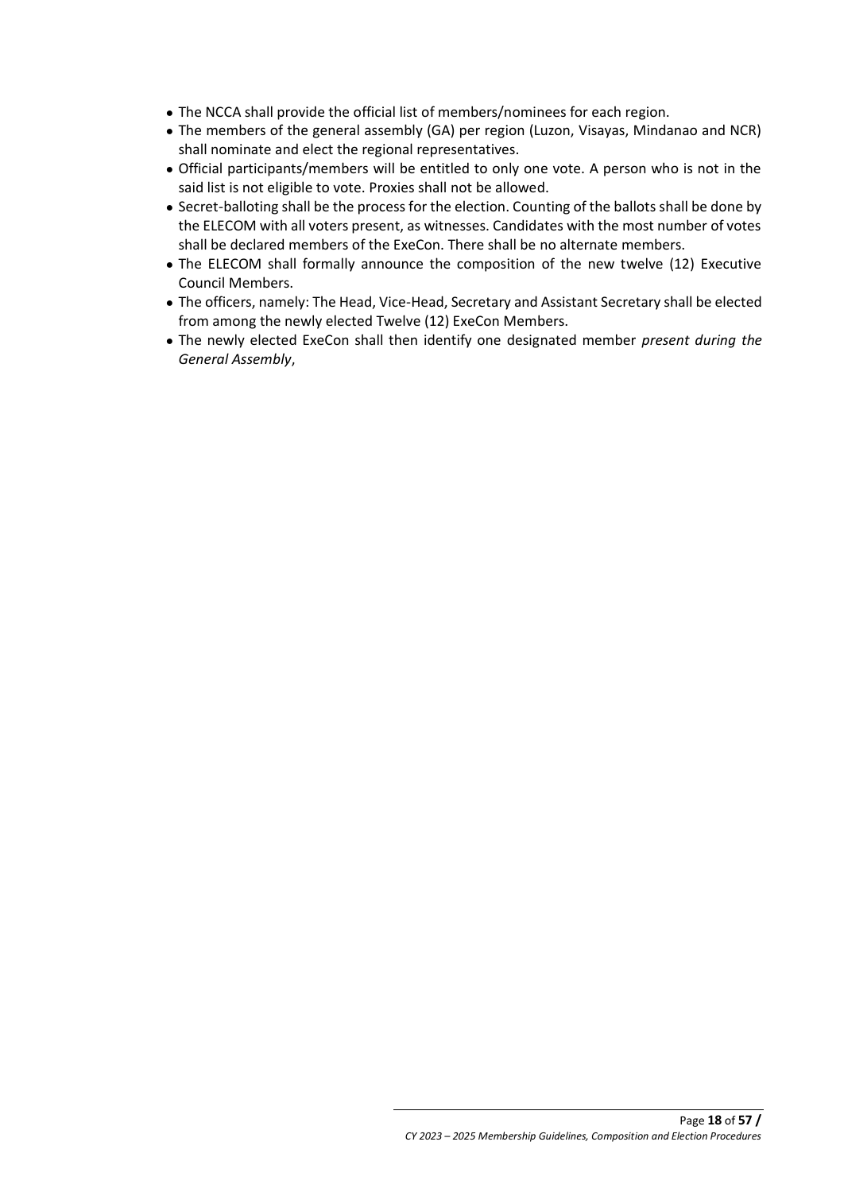- The NCCA shall provide the official list of members/nominees for each region.
- The members of the general assembly (GA) per region (Luzon, Visayas, Mindanao and NCR) shall nominate and elect the regional representatives.
- Official participants/members will be entitled to only one vote. A person who is not in the said list is not eligible to vote. Proxies shall not be allowed.
- Secret-balloting shall be the process for the election. Counting of the ballots shall be done by the ELECOM with all voters present, as witnesses. Candidates with the most number of votes shall be declared members of the ExeCon. There shall be no alternate members.
- The ELECOM shall formally announce the composition of the new twelve (12) Executive Council Members.
- The officers, namely: The Head, Vice-Head, Secretary and Assistant Secretary shall be elected from among the newly elected Twelve (12) ExeCon Members.
- The newly elected ExeCon shall then identify one designated member *present during the General Assembly*,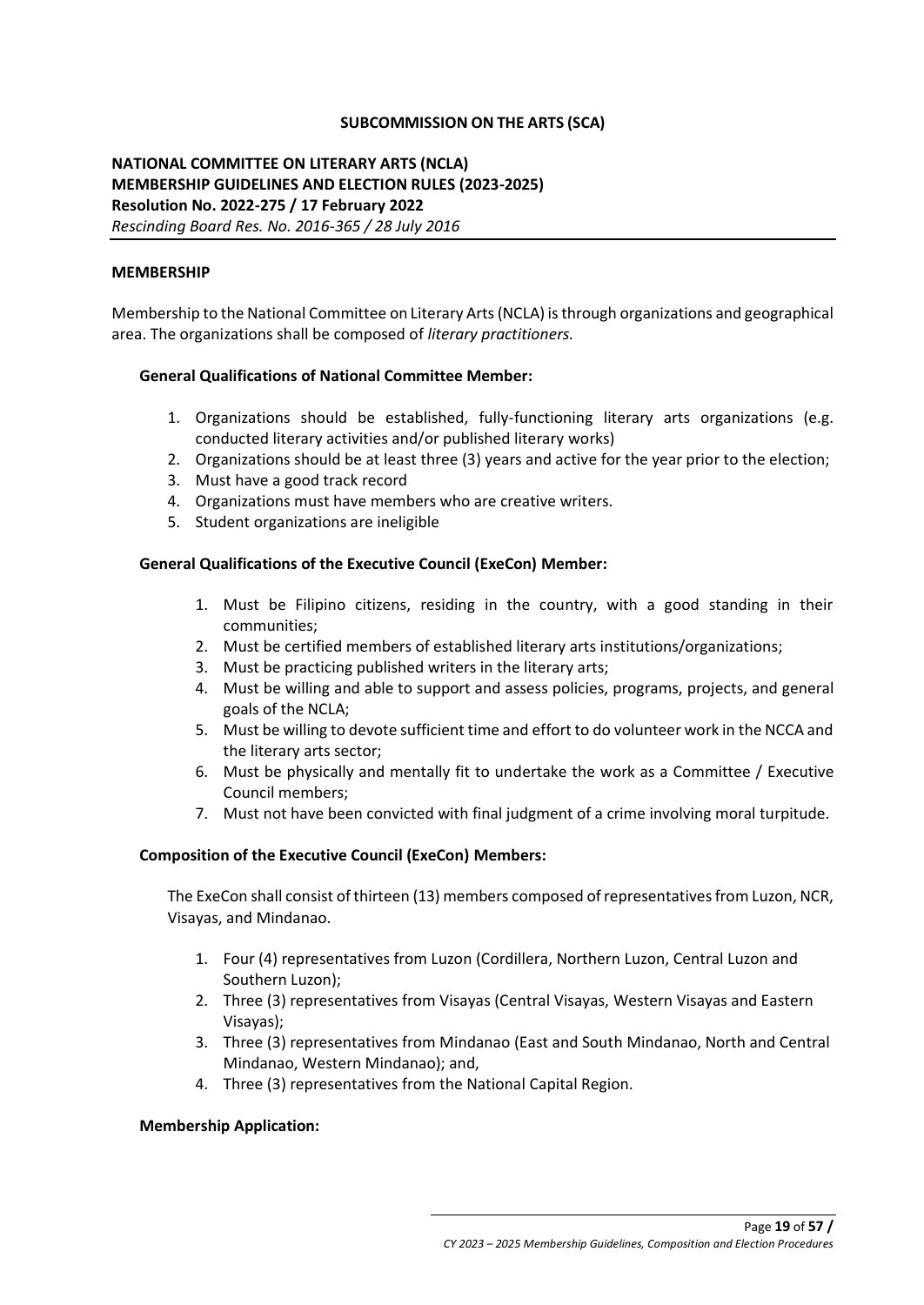**SUBCOMMISSION ON THE ARTS (SCA)**

**NATIONAL COMMITTEE ON LITERARY ARTS (NCLA)**
**MEMBERSHIP GUIDELINES AND ELECTION RULES (2023-2025)**
**Resolution No. 2022-275 / 17 February 2022**
*Rescinding Board Res. No. 2016-365 / 28 July 2016*

**MEMBERSHIP**

Membership to the National Committee on Literary Arts (NCLA) is through organizations and geographical area. The organizations shall be composed of *literary practitioners.*

**General Qualifications of National Committee Member:**

1. Organizations should be established, fully-functioning literary arts organizations (e.g. conducted literary activities and/or published literary works)
2. Organizations should be at least three (3) years and active for the year prior to the election;
3. Must have a good track record
4. Organizations must have members who are creative writers.
5. Student organizations are ineligible

**General Qualifications of the Executive Council (ExeCon) Member:**

1. Must be Filipino citizens, residing in the country, with a good standing in their communities;
2. Must be certified members of established literary arts institutions/organizations;
3. Must be practicing published writers in the literary arts;
4. Must be willing and able to support and assess policies, programs, projects, and general goals of the NCLA;
5. Must be willing to devote sufficient time and effort to do volunteer work in the NCCA and the literary arts sector;
6. Must be physically and mentally fit to undertake the work as a Committee / Executive Council members;
7. Must not have been convicted with final judgment of a crime involving moral turpitude.

**Composition of the Executive Council (ExeCon) Members:**

The ExeCon shall consist of thirteen (13) members composed of representatives from Luzon, NCR, Visayas, and Mindanao.

1. Four (4) representatives from Luzon (Cordillera, Northern Luzon, Central Luzon and Southern Luzon);
2. Three (3) representatives from Visayas (Central Visayas, Western Visayas and Eastern Visayas);
3. Three (3) representatives from Mindanao (East and South Mindanao, North and Central Mindanao, Western Mindanao); and,
4. Three (3) representatives from the National Capital Region.

**Membership Application:**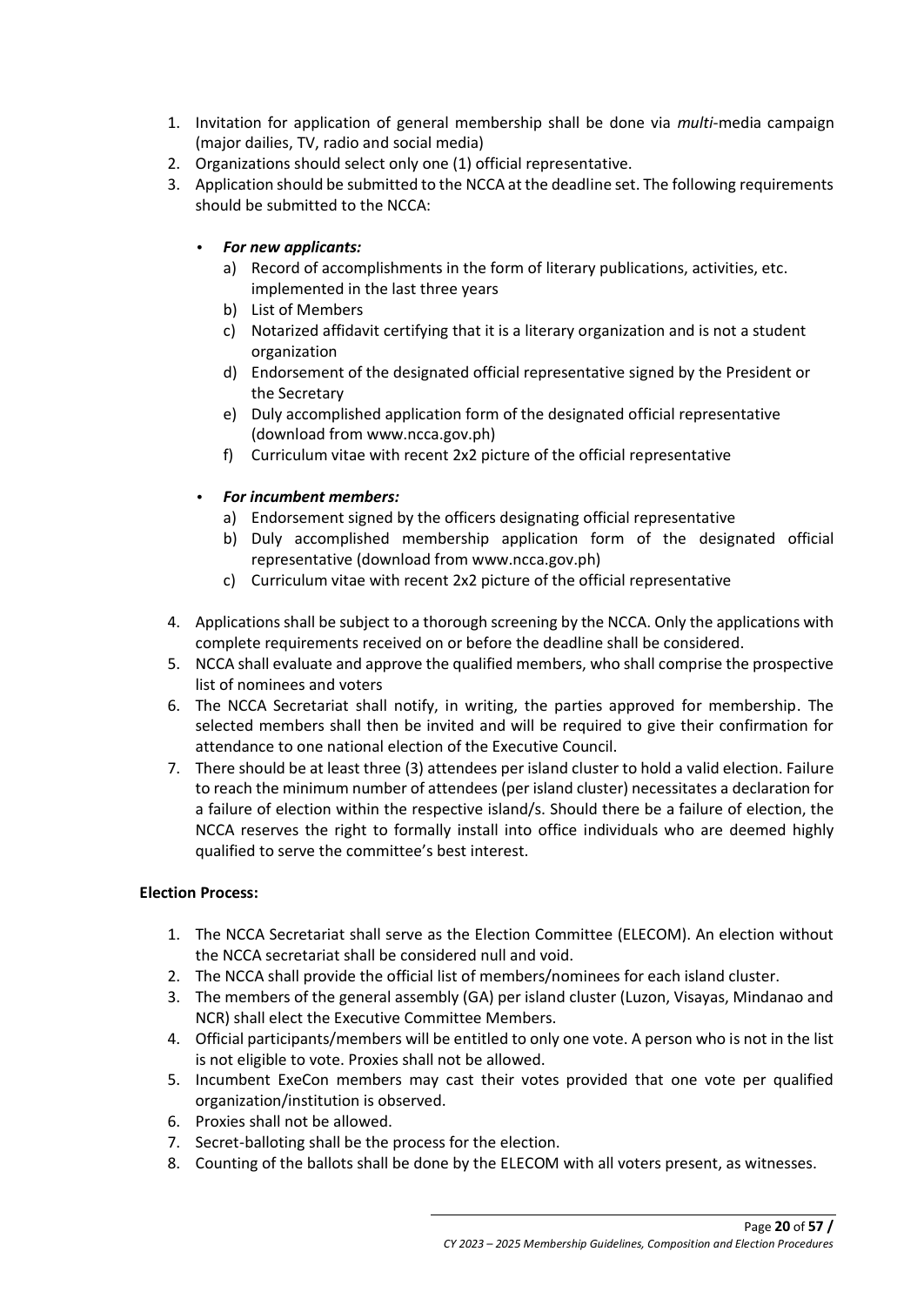1. Invitation for application of general membership shall be done via *multi*-media campaign (major dailies, TV, radio and social media)
2. Organizations should select only one (1) official representative.
3. Application should be submitted to the NCCA at the deadline set. The following requirements should be submitted to the NCCA:

   - ***For new applicants:***
     a) Record of accomplishments in the form of literary publications, activities, etc. implemented in the last three years
     b) List of Members
     c) Notarized affidavit certifying that it is a literary organization and is not a student organization
     d) Endorsement of the designated official representative signed by the President or the Secretary
     e) Duly accomplished application form of the designated official representative (download from www.ncca.gov.ph)
     f) Curriculum vitae with recent 2x2 picture of the official representative

   - ***For incumbent members:***
     a) Endorsement signed by the officers designating official representative
     b) Duly accomplished membership application form of the designated official representative (download from www.ncca.gov.ph)
     c) Curriculum vitae with recent 2x2 picture of the official representative

4. Applications shall be subject to a thorough screening by the NCCA. Only the applications with complete requirements received on or before the deadline shall be considered.
5. NCCA shall evaluate and approve the qualified members, who shall comprise the prospective list of nominees and voters
6. The NCCA Secretariat shall notify, in writing, the parties approved for membership. The selected members shall then be invited and will be required to give their confirmation for attendance to one national election of the Executive Council.
7. There should be at least three (3) attendees per island cluster to hold a valid election. Failure to reach the minimum number of attendees (per island cluster) necessitates a declaration for a failure of election within the respective island/s. Should there be a failure of election, the NCCA reserves the right to formally install into office individuals who are deemed highly qualified to serve the committee's best interest.

**Election Process:**

1. The NCCA Secretariat shall serve as the Election Committee (ELECOM). An election without the NCCA secretariat shall be considered null and void.
2. The NCCA shall provide the official list of members/nominees for each island cluster.
3. The members of the general assembly (GA) per island cluster (Luzon, Visayas, Mindanao and NCR) shall elect the Executive Committee Members.
4. Official participants/members will be entitled to only one vote. A person who is not in the list is not eligible to vote. Proxies shall not be allowed.
5. Incumbent ExeCon members may cast their votes provided that one vote per qualified organization/institution is observed.
6. Proxies shall not be allowed.
7. Secret-balloting shall be the process for the election.
8. Counting of the ballots shall be done by the ELECOM with all voters present, as witnesses.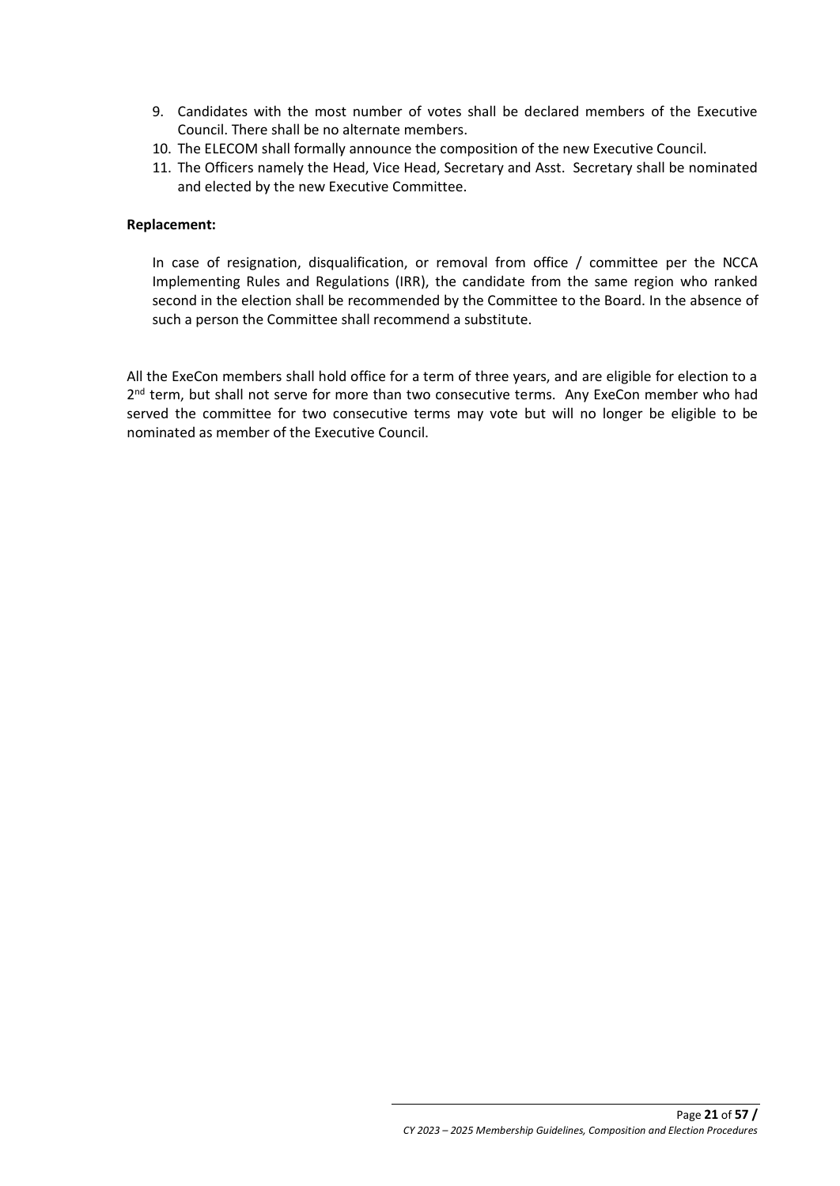9. Candidates with the most number of votes shall be declared members of the Executive Council. There shall be no alternate members.
10. The ELECOM shall formally announce the composition of the new Executive Council.
11. The Officers namely the Head, Vice Head, Secretary and Asst. Secretary shall be nominated and elected by the new Executive Committee.

**Replacement:**

In case of resignation, disqualification, or removal from office / committee per the NCCA Implementing Rules and Regulations (IRR), the candidate from the same region who ranked second in the election shall be recommended by the Committee to the Board. In the absence of such a person the Committee shall recommend a substitute.

All the ExeCon members shall hold office for a term of three years, and are eligible for election to a 2nd term, but shall not serve for more than two consecutive terms. Any ExeCon member who had served the committee for two consecutive terms may vote but will no longer be eligible to be nominated as member of the Executive Council.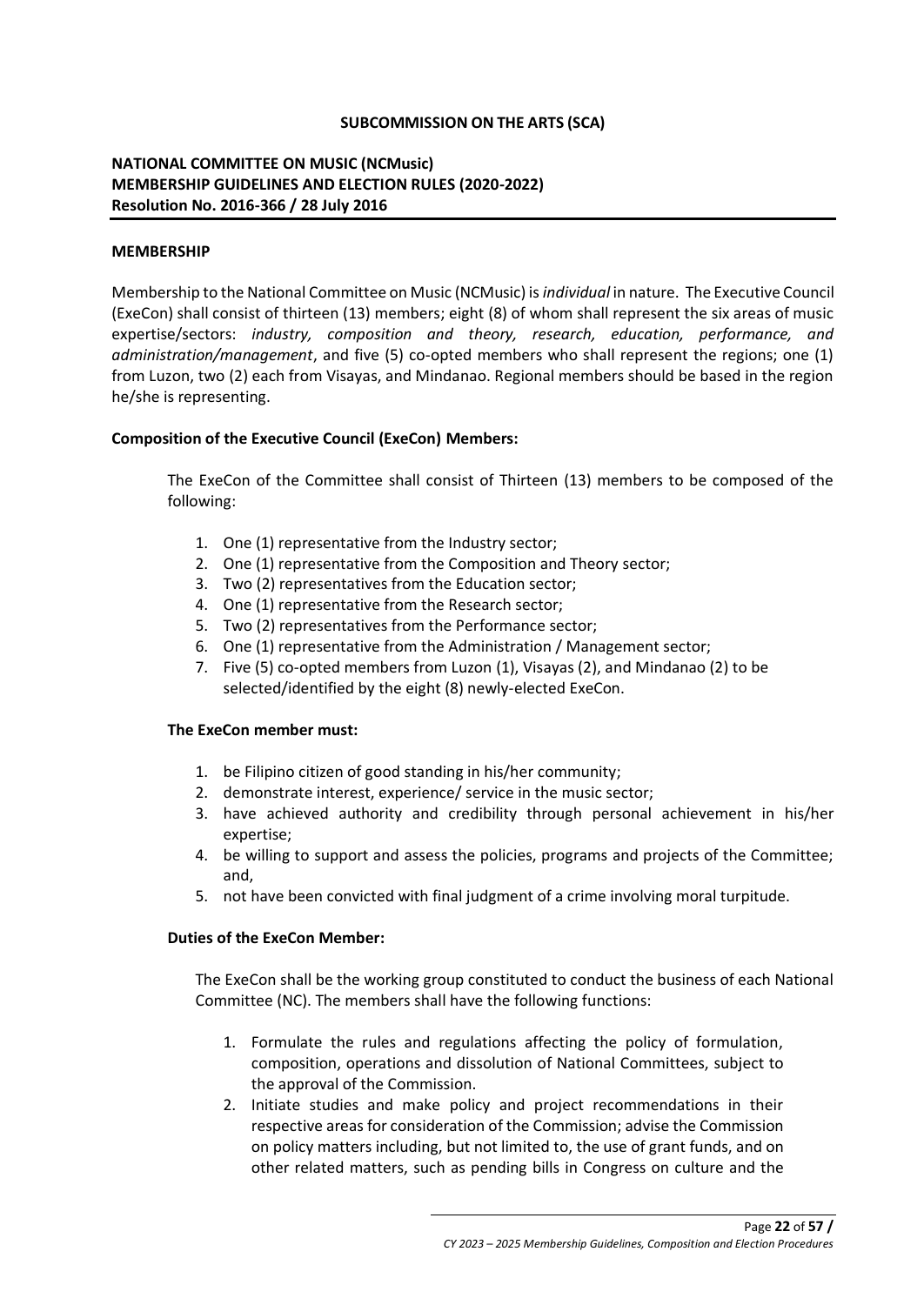**SUBCOMMISSION ON THE ARTS (SCA)**

**NATIONAL COMMITTEE ON MUSIC (NCMusic)**
**MEMBERSHIP GUIDELINES AND ELECTION RULES (2020-2022)**
**Resolution No. 2016-366 / 28 July 2016**

**MEMBERSHIP**

Membership to the National Committee on Music (NCMusic) is *individual* in nature. The Executive Council (ExeCon) shall consist of thirteen (13) members; eight (8) of whom shall represent the six areas of music expertise/sectors: *industry, composition and theory, research, education, performance, and administration/management*, and five (5) co-opted members who shall represent the regions; one (1) from Luzon, two (2) each from Visayas, and Mindanao. Regional members should be based in the region he/she is representing.

**Composition of the Executive Council (ExeCon) Members:**

The ExeCon of the Committee shall consist of Thirteen (13) members to be composed of the following:

1. One (1) representative from the Industry sector;
2. One (1) representative from the Composition and Theory sector;
3. Two (2) representatives from the Education sector;
4. One (1) representative from the Research sector;
5. Two (2) representatives from the Performance sector;
6. One (1) representative from the Administration / Management sector;
7. Five (5) co-opted members from Luzon (1), Visayas (2), and Mindanao (2) to be selected/identified by the eight (8) newly-elected ExeCon.

**The ExeCon member must:**

1. be Filipino citizen of good standing in his/her community;
2. demonstrate interest, experience/ service in the music sector;
3. have achieved authority and credibility through personal achievement in his/her expertise;
4. be willing to support and assess the policies, programs and projects of the Committee; and,
5. not have been convicted with final judgment of a crime involving moral turpitude.

**Duties of the ExeCon Member:**

The ExeCon shall be the working group constituted to conduct the business of each National Committee (NC). The members shall have the following functions:

1. Formulate the rules and regulations affecting the policy of formulation, composition, operations and dissolution of National Committees, subject to the approval of the Commission.
2. Initiate studies and make policy and project recommendations in their respective areas for consideration of the Commission; advise the Commission on policy matters including, but not limited to, the use of grant funds, and on other related matters, such as pending bills in Congress on culture and the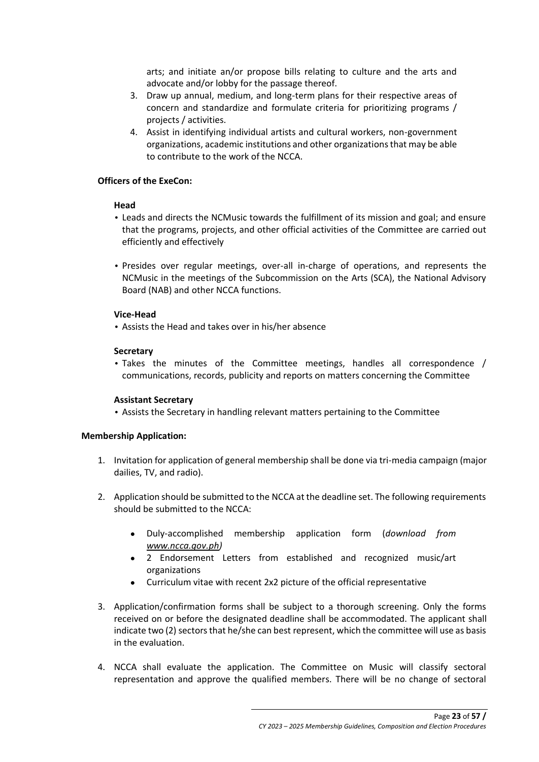arts; and initiate an/or propose bills relating to culture and the arts and advocate and/or lobby for the passage thereof.

3. Draw up annual, medium, and long-term plans for their respective areas of concern and standardize and formulate criteria for prioritizing programs / projects / activities.
4. Assist in identifying individual artists and cultural workers, non-government organizations, academic institutions and other organizations that may be able to contribute to the work of the NCCA.

**Officers of the ExeCon:**

**Head**

- Leads and directs the NCMusic towards the fulfillment of its mission and goal; and ensure that the programs, projects, and other official activities of the Committee are carried out efficiently and effectively
- Presides over regular meetings, over-all in-charge of operations, and represents the NCMusic in the meetings of the Subcommission on the Arts (SCA), the National Advisory Board (NAB) and other NCCA functions.

**Vice-Head**

- Assists the Head and takes over in his/her absence

**Secretary**

- Takes the minutes of the Committee meetings, handles all correspondence / communications, records, publicity and reports on matters concerning the Committee

**Assistant Secretary**

- Assists the Secretary in handling relevant matters pertaining to the Committee

**Membership Application:**

1. Invitation for application of general membership shall be done via tri-media campaign (major dailies, TV, and radio).

2. Application should be submitted to the NCCA at the deadline set. The following requirements should be submitted to the NCCA:

   - Duly-accomplished membership application form (*download from <u>www.ncca.gov.ph</u>)*
   - 2 Endorsement Letters from established and recognized music/art organizations
   - Curriculum vitae with recent 2x2 picture of the official representative

3. Application/confirmation forms shall be subject to a thorough screening. Only the forms received on or before the designated deadline shall be accommodated. The applicant shall indicate two (2) sectors that he/she can best represent, which the committee will use as basis in the evaluation.

4. NCCA shall evaluate the application. The Committee on Music will classify sectoral representation and approve the qualified members. There will be no change of sectoral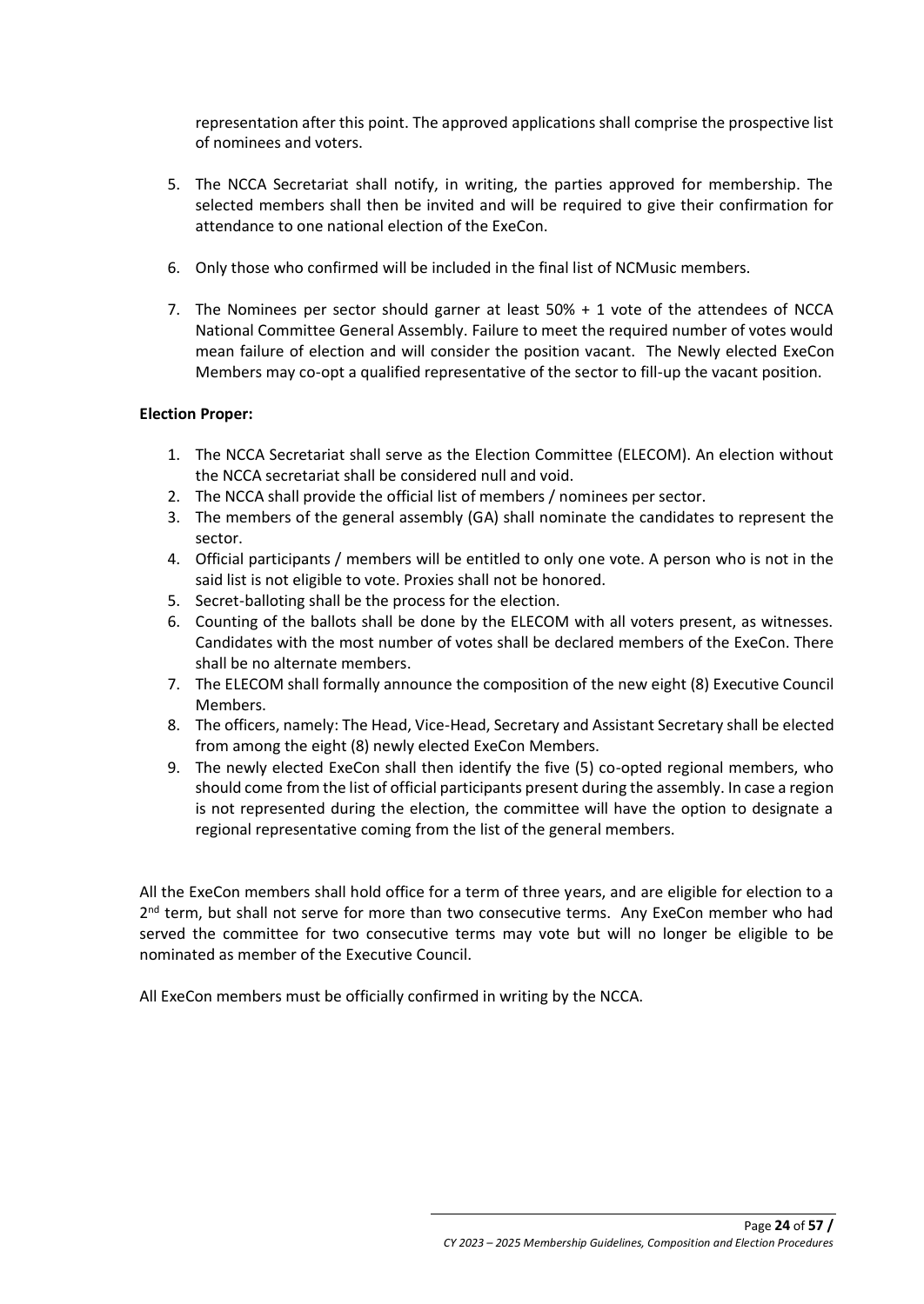representation after this point. The approved applications shall comprise the prospective list of nominees and voters.

5. The NCCA Secretariat shall notify, in writing, the parties approved for membership. The selected members shall then be invited and will be required to give their confirmation for attendance to one national election of the ExeCon.

6. Only those who confirmed will be included in the final list of NCMusic members.

7. The Nominees per sector should garner at least 50% + 1 vote of the attendees of NCCA National Committee General Assembly. Failure to meet the required number of votes would mean failure of election and will consider the position vacant. The Newly elected ExeCon Members may co-opt a qualified representative of the sector to fill-up the vacant position.

**Election Proper:**

1. The NCCA Secretariat shall serve as the Election Committee (ELECOM). An election without the NCCA secretariat shall be considered null and void.
2. The NCCA shall provide the official list of members / nominees per sector.
3. The members of the general assembly (GA) shall nominate the candidates to represent the sector.
4. Official participants / members will be entitled to only one vote. A person who is not in the said list is not eligible to vote. Proxies shall not be honored.
5. Secret-balloting shall be the process for the election.
6. Counting of the ballots shall be done by the ELECOM with all voters present, as witnesses. Candidates with the most number of votes shall be declared members of the ExeCon. There shall be no alternate members.
7. The ELECOM shall formally announce the composition of the new eight (8) Executive Council Members.
8. The officers, namely: The Head, Vice-Head, Secretary and Assistant Secretary shall be elected from among the eight (8) newly elected ExeCon Members.
9. The newly elected ExeCon shall then identify the five (5) co-opted regional members, who should come from the list of official participants present during the assembly. In case a region is not represented during the election, the committee will have the option to designate a regional representative coming from the list of the general members.

All the ExeCon members shall hold office for a term of three years, and are eligible for election to a 2nd term, but shall not serve for more than two consecutive terms. Any ExeCon member who had served the committee for two consecutive terms may vote but will no longer be eligible to be nominated as member of the Executive Council.

All ExeCon members must be officially confirmed in writing by the NCCA.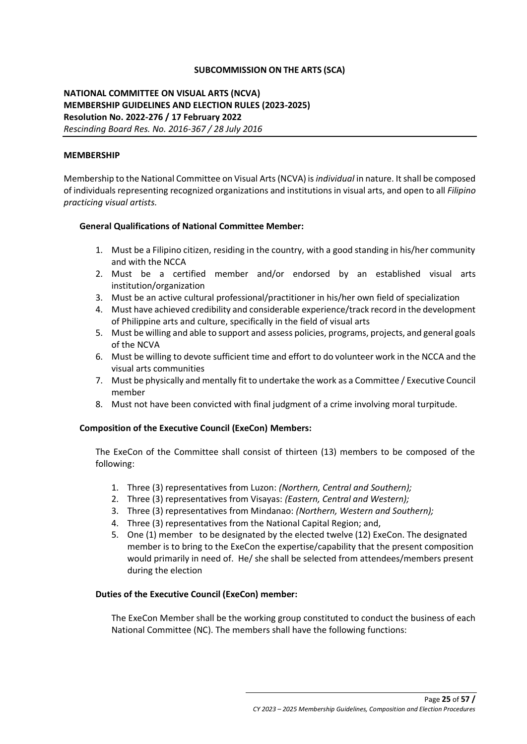**SUBCOMMISSION ON THE ARTS (SCA)**

**NATIONAL COMMITTEE ON VISUAL ARTS (NCVA)**
**MEMBERSHIP GUIDELINES AND ELECTION RULES (2023-2025)**
**Resolution No. 2022-276 / 17 February 2022**
*Rescinding Board Res. No. 2016-367 / 28 July 2016*

**MEMBERSHIP**

Membership to the National Committee on Visual Arts (NCVA) is *individual* in nature. It shall be composed of individuals representing recognized organizations and institutions in visual arts, and open to all *Filipino practicing visual artists.*

**General Qualifications of National Committee Member:**

1. Must be a Filipino citizen, residing in the country, with a good standing in his/her community and with the NCCA
2. Must be a certified member and/or endorsed by an established visual arts institution/organization
3. Must be an active cultural professional/practitioner in his/her own field of specialization
4. Must have achieved credibility and considerable experience/track record in the development of Philippine arts and culture, specifically in the field of visual arts
5. Must be willing and able to support and assess policies, programs, projects, and general goals of the NCVA
6. Must be willing to devote sufficient time and effort to do volunteer work in the NCCA and the visual arts communities
7. Must be physically and mentally fit to undertake the work as a Committee / Executive Council member
8. Must not have been convicted with final judgment of a crime involving moral turpitude.

**Composition of the Executive Council (ExeCon) Members:**

The ExeCon of the Committee shall consist of thirteen (13) members to be composed of the following:

1. Three (3) representatives from Luzon: *(Northern, Central and Southern);*
2. Three (3) representatives from Visayas: *(Eastern, Central and Western);*
3. Three (3) representatives from Mindanao: *(Northern, Western and Southern);*
4. Three (3) representatives from the National Capital Region; and,
5. One (1) member to be designated by the elected twelve (12) ExeCon. The designated member is to bring to the ExeCon the expertise/capability that the present composition would primarily in need of. He/ she shall be selected from attendees/members present during the election

**Duties of the Executive Council (ExeCon) member:**

The ExeCon Member shall be the working group constituted to conduct the business of each National Committee (NC). The members shall have the following functions: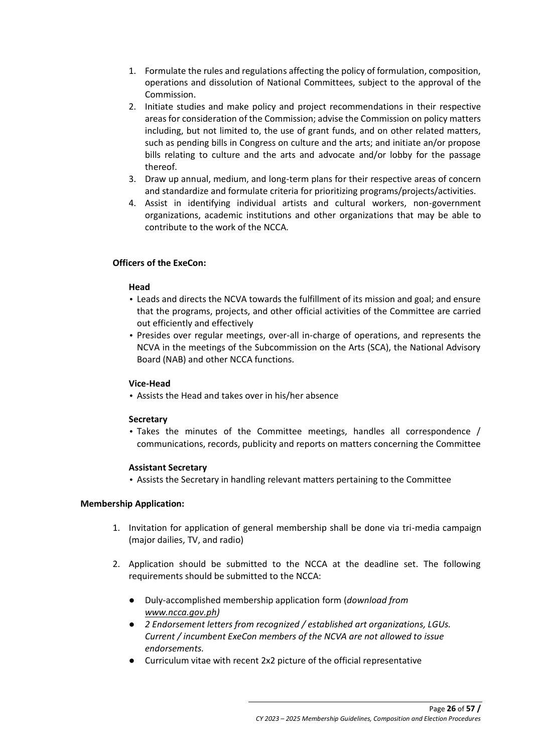1. Formulate the rules and regulations affecting the policy of formulation, composition, operations and dissolution of National Committees, subject to the approval of the Commission.
2. Initiate studies and make policy and project recommendations in their respective areas for consideration of the Commission; advise the Commission on policy matters including, but not limited to, the use of grant funds, and on other related matters, such as pending bills in Congress on culture and the arts; and initiate an/or propose bills relating to culture and the arts and advocate and/or lobby for the passage thereof.
3. Draw up annual, medium, and long-term plans for their respective areas of concern and standardize and formulate criteria for prioritizing programs/projects/activities.
4. Assist in identifying individual artists and cultural workers, non-government organizations, academic institutions and other organizations that may be able to contribute to the work of the NCCA.

**Officers of the ExeCon:**

**Head**

- Leads and directs the NCVA towards the fulfillment of its mission and goal; and ensure that the programs, projects, and other official activities of the Committee are carried out efficiently and effectively
- Presides over regular meetings, over-all in-charge of operations, and represents the NCVA in the meetings of the Subcommission on the Arts (SCA), the National Advisory Board (NAB) and other NCCA functions.

**Vice-Head**

- Assists the Head and takes over in his/her absence

**Secretary**

- Takes the minutes of the Committee meetings, handles all correspondence / communications, records, publicity and reports on matters concerning the Committee

**Assistant Secretary**

- Assists the Secretary in handling relevant matters pertaining to the Committee

**Membership Application:**

1. Invitation for application of general membership shall be done via tri-media campaign (major dailies, TV, and radio)

2. Application should be submitted to the NCCA at the deadline set. The following requirements should be submitted to the NCCA:

   - Duly-accomplished membership application form (*download from www.ncca.gov.ph)*
   - *2 Endorsement letters from recognized / established art organizations, LGUs. Current / incumbent ExeCon members of the NCVA are not allowed to issue endorsements.*
   - Curriculum vitae with recent 2x2 picture of the official representative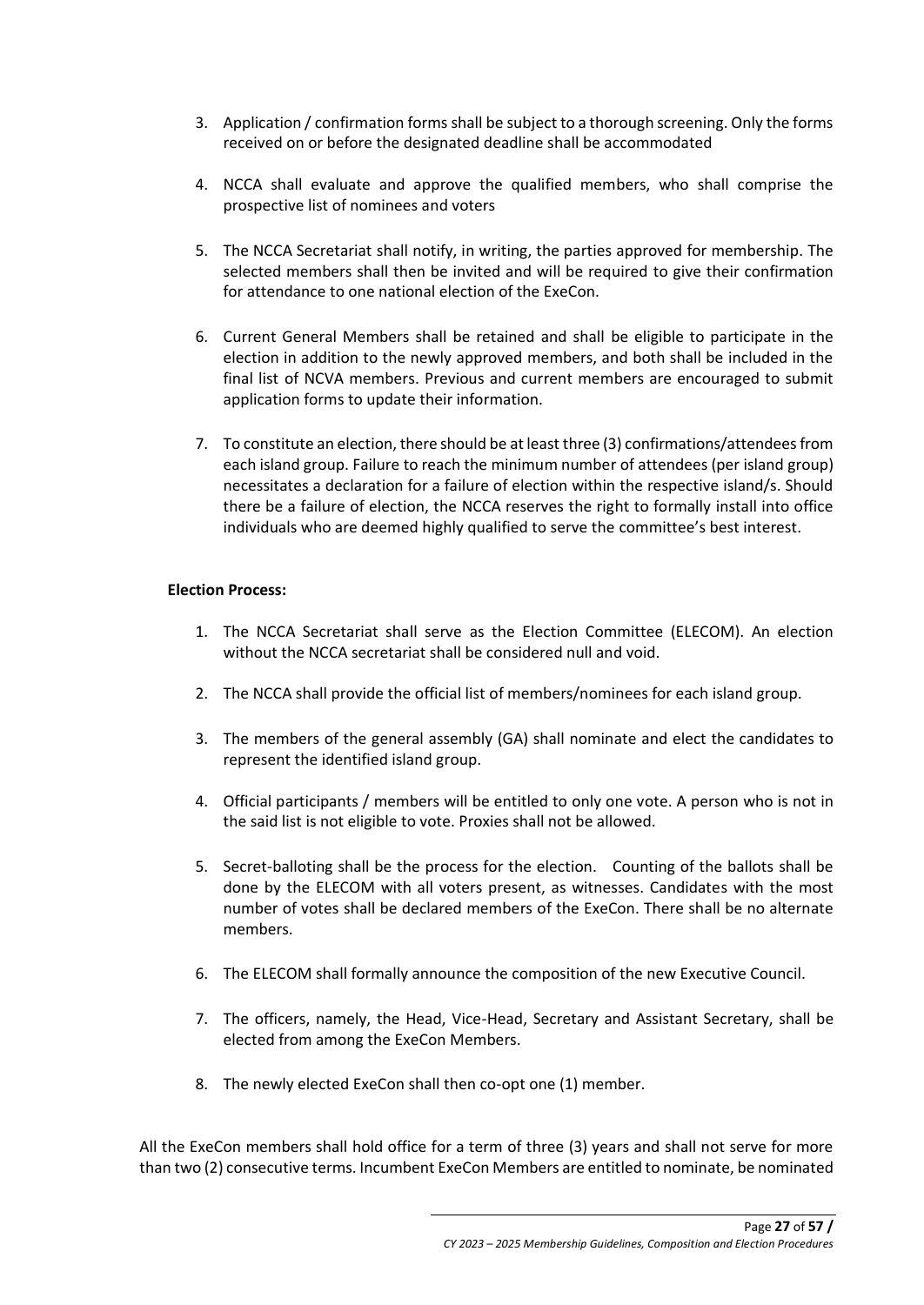3. Application / confirmation forms shall be subject to a thorough screening. Only the forms received on or before the designated deadline shall be accommodated

4. NCCA shall evaluate and approve the qualified members, who shall comprise the prospective list of nominees and voters

5. The NCCA Secretariat shall notify, in writing, the parties approved for membership. The selected members shall then be invited and will be required to give their confirmation for attendance to one national election of the ExeCon.

6. Current General Members shall be retained and shall be eligible to participate in the election in addition to the newly approved members, and both shall be included in the final list of NCVA members. Previous and current members are encouraged to submit application forms to update their information.

7. To constitute an election, there should be at least three (3) confirmations/attendees from each island group. Failure to reach the minimum number of attendees (per island group) necessitates a declaration for a failure of election within the respective island/s. Should there be a failure of election, the NCCA reserves the right to formally install into office individuals who are deemed highly qualified to serve the committee's best interest.

**Election Process:**

1. The NCCA Secretariat shall serve as the Election Committee (ELECOM). An election without the NCCA secretariat shall be considered null and void.

2. The NCCA shall provide the official list of members/nominees for each island group.

3. The members of the general assembly (GA) shall nominate and elect the candidates to represent the identified island group.

4. Official participants / members will be entitled to only one vote. A person who is not in the said list is not eligible to vote. Proxies shall not be allowed.

5. Secret-balloting shall be the process for the election. Counting of the ballots shall be done by the ELECOM with all voters present, as witnesses. Candidates with the most number of votes shall be declared members of the ExeCon. There shall be no alternate members.

6. The ELECOM shall formally announce the composition of the new Executive Council.

7. The officers, namely, the Head, Vice-Head, Secretary and Assistant Secretary, shall be elected from among the ExeCon Members.

8. The newly elected ExeCon shall then co-opt one (1) member.

All the ExeCon members shall hold office for a term of three (3) years and shall not serve for more than two (2) consecutive terms. Incumbent ExeCon Members are entitled to nominate, be nominated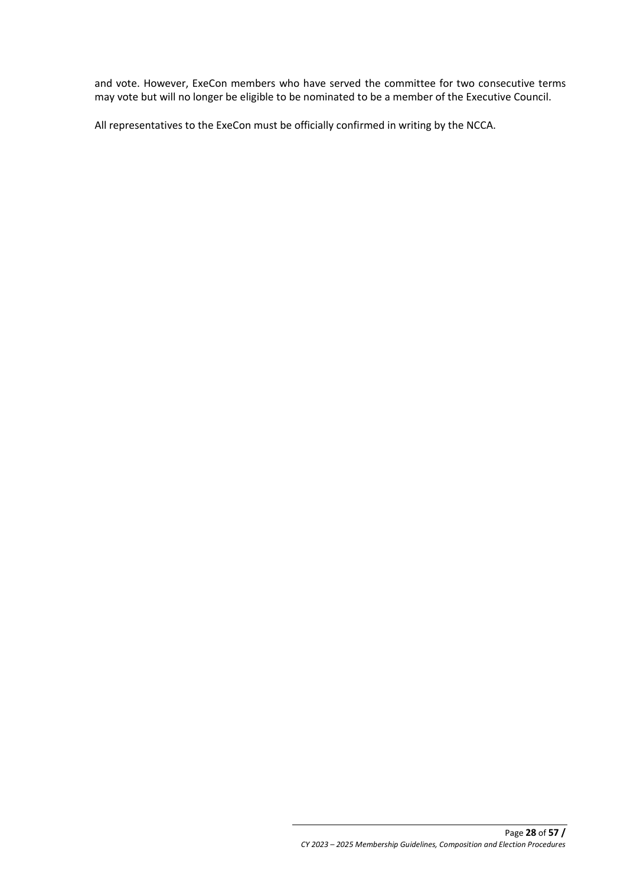and vote. However, ExeCon members who have served the committee for two consecutive terms may vote but will no longer be eligible to be nominated to be a member of the Executive Council.

All representatives to the ExeCon must be officially confirmed in writing by the NCCA.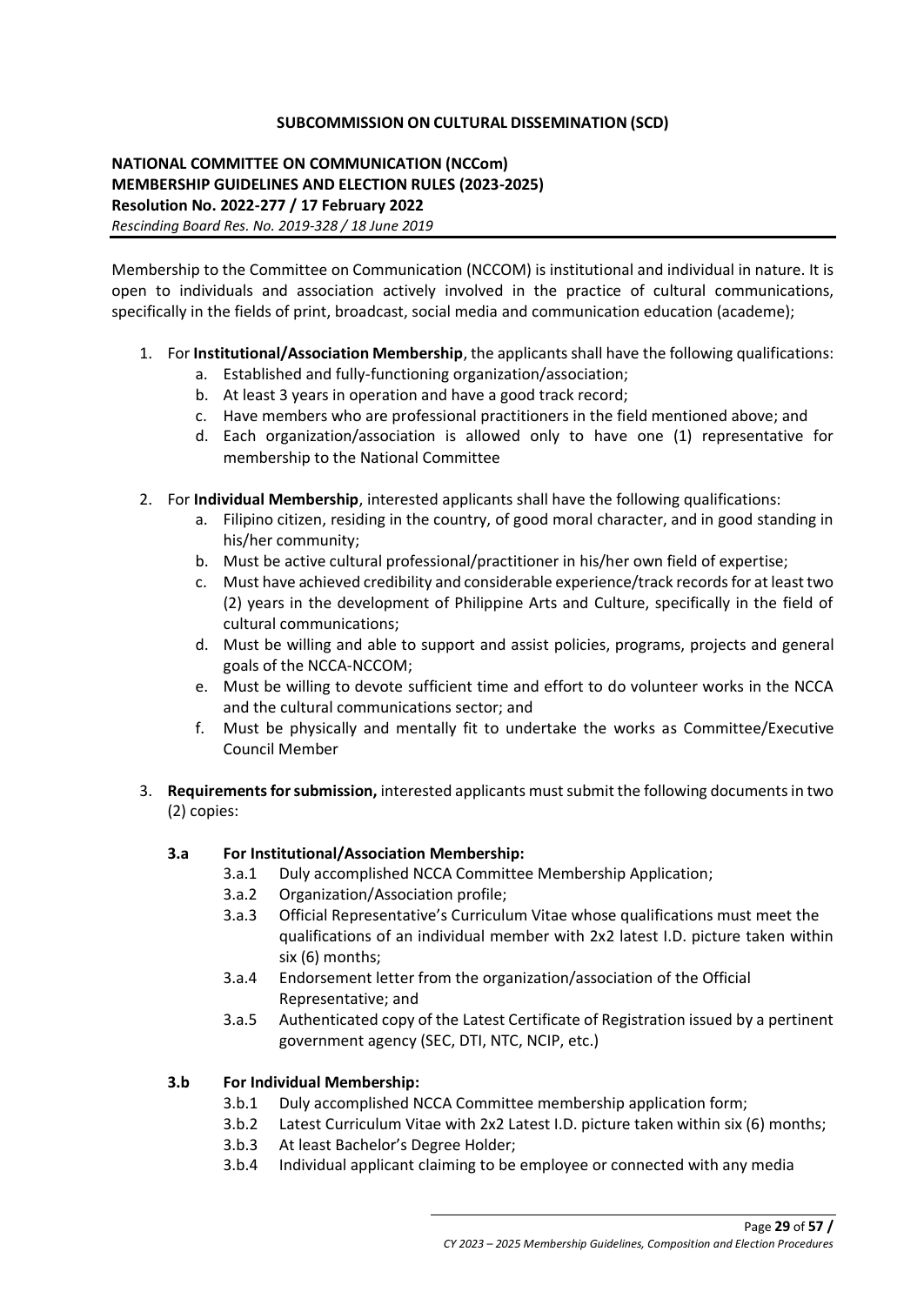**SUBCOMMISSION ON CULTURAL DISSEMINATION (SCD)**

**NATIONAL COMMITTEE ON COMMUNICATION (NCCom)**
**MEMBERSHIP GUIDELINES AND ELECTION RULES (2023-2025)**
**Resolution No. 2022-277 / 17 February 2022**
*Rescinding Board Res. No. 2019-328 / 18 June 2019*

Membership to the Committee on Communication (NCCOM) is institutional and individual in nature. It is open to individuals and association actively involved in the practice of cultural communications, specifically in the fields of print, broadcast, social media and communication education (academe);

1. For **Institutional/Association Membership**, the applicants shall have the following qualifications:
    a. Established and fully-functioning organization/association;
    b. At least 3 years in operation and have a good track record;
    c. Have members who are professional practitioners in the field mentioned above; and
    d. Each organization/association is allowed only to have one (1) representative for membership to the National Committee

2. For **Individual Membership**, interested applicants shall have the following qualifications:
    a. Filipino citizen, residing in the country, of good moral character, and in good standing in his/her community;
    b. Must be active cultural professional/practitioner in his/her own field of expertise;
    c. Must have achieved credibility and considerable experience/track records for at least two (2) years in the development of Philippine Arts and Culture, specifically in the field of cultural communications;
    d. Must be willing and able to support and assist policies, programs, projects and general goals of the NCCA-NCCOM;
    e. Must be willing to devote sufficient time and effort to do volunteer works in the NCCA and the cultural communications sector; and
    f. Must be physically and mentally fit to undertake the works as Committee/Executive Council Member

3. **Requirements for submission,** interested applicants must submit the following documents in two (2) copies:

    **3.a For Institutional/Association Membership:**
    3.a.1 Duly accomplished NCCA Committee Membership Application;
    3.a.2 Organization/Association profile;
    3.a.3 Official Representative's Curriculum Vitae whose qualifications must meet the qualifications of an individual member with 2x2 latest I.D. picture taken within six (6) months;
    3.a.4 Endorsement letter from the organization/association of the Official Representative; and
    3.a.5 Authenticated copy of the Latest Certificate of Registration issued by a pertinent government agency (SEC, DTI, NTC, NCIP, etc.)

    **3.b For Individual Membership:**
    3.b.1 Duly accomplished NCCA Committee membership application form;
    3.b.2 Latest Curriculum Vitae with 2x2 Latest I.D. picture taken within six (6) months;
    3.b.3 At least Bachelor's Degree Holder;
    3.b.4 Individual applicant claiming to be employee or connected with any media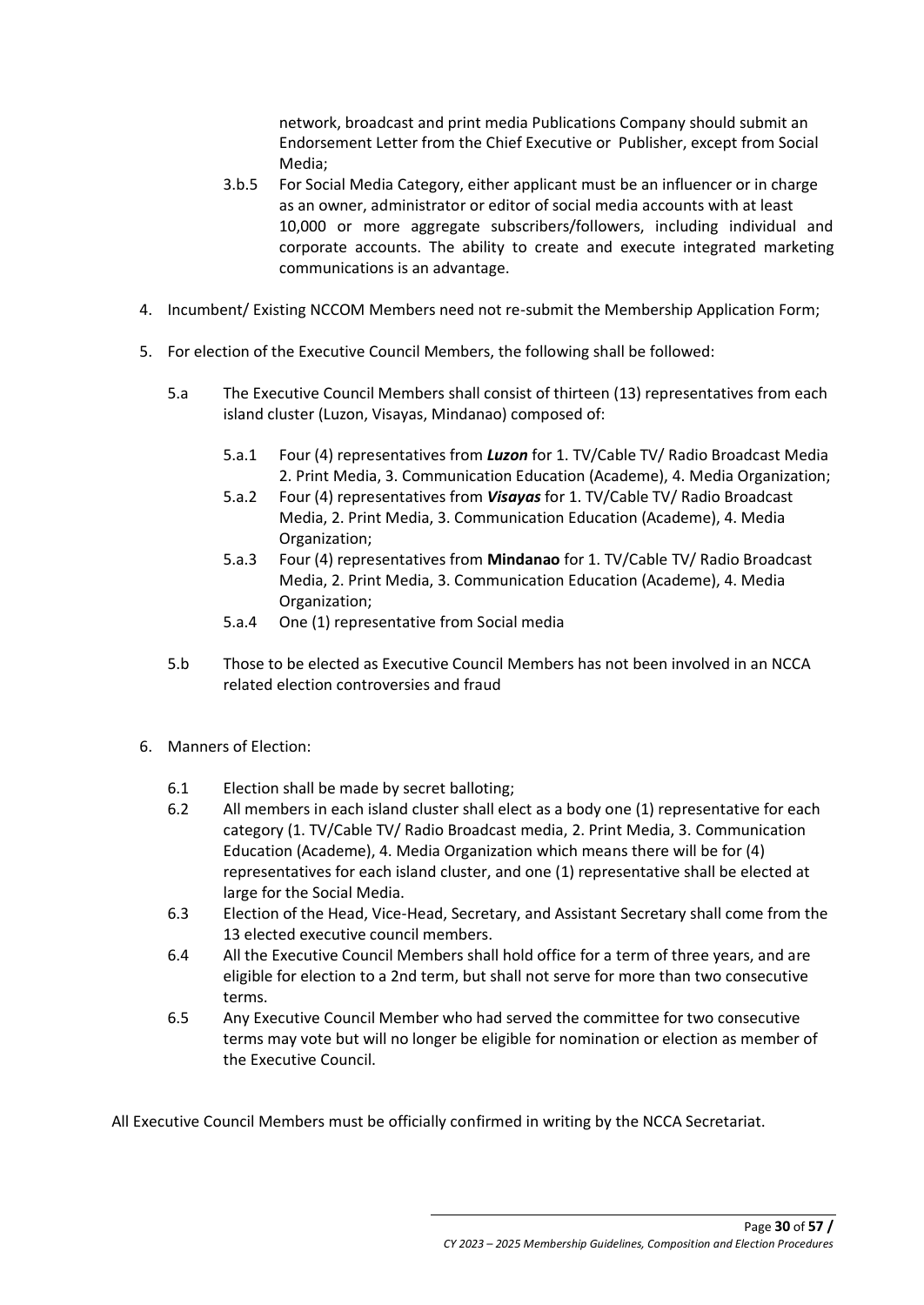network, broadcast and print media Publications Company should submit an Endorsement Letter from the Chief Executive or Publisher, except from Social Media;

3.b.5 For Social Media Category, either applicant must be an influencer or in charge as an owner, administrator or editor of social media accounts with at least 10,000 or more aggregate subscribers/followers, including individual and corporate accounts. The ability to create and execute integrated marketing communications is an advantage.

4. Incumbent/ Existing NCCOM Members need not re-submit the Membership Application Form;

5. For election of the Executive Council Members, the following shall be followed:

   5.a The Executive Council Members shall consist of thirteen (13) representatives from each island cluster (Luzon, Visayas, Mindanao) composed of:

      5.a.1 Four (4) representatives from ***Luzon*** for 1. TV/Cable TV/ Radio Broadcast Media 2. Print Media, 3. Communication Education (Academe), 4. Media Organization;

      5.a.2 Four (4) representatives from ***Visayas*** for 1. TV/Cable TV/ Radio Broadcast Media, 2. Print Media, 3. Communication Education (Academe), 4. Media Organization;

      5.a.3 Four (4) representatives from **Mindanao** for 1. TV/Cable TV/ Radio Broadcast Media, 2. Print Media, 3. Communication Education (Academe), 4. Media Organization;

      5.a.4 One (1) representative from Social media

   5.b Those to be elected as Executive Council Members has not been involved in an NCCA related election controversies and fraud

6. Manners of Election:

   6.1 Election shall be made by secret balloting;

   6.2 All members in each island cluster shall elect as a body one (1) representative for each category (1. TV/Cable TV/ Radio Broadcast media, 2. Print Media, 3. Communication Education (Academe), 4. Media Organization which means there will be for (4) representatives for each island cluster, and one (1) representative shall be elected at large for the Social Media.

   6.3 Election of the Head, Vice-Head, Secretary, and Assistant Secretary shall come from the 13 elected executive council members.

   6.4 All the Executive Council Members shall hold office for a term of three years, and are eligible for election to a 2nd term, but shall not serve for more than two consecutive terms.

   6.5 Any Executive Council Member who had served the committee for two consecutive terms may vote but will no longer be eligible for nomination or election as member of the Executive Council.

All Executive Council Members must be officially confirmed in writing by the NCCA Secretariat.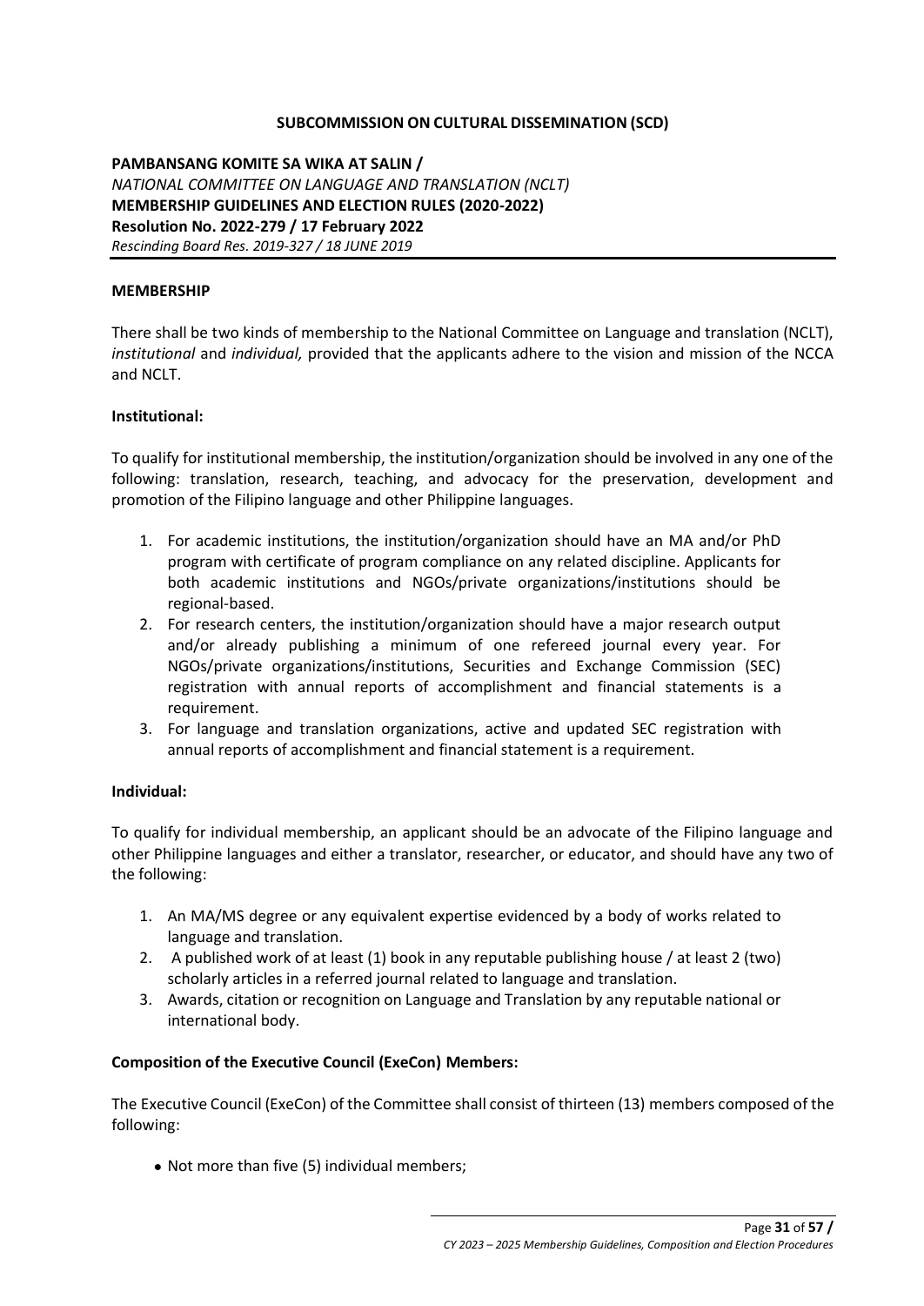**SUBCOMMISSION ON CULTURAL DISSEMINATION (SCD)**

**PAMBANSANG KOMITE SA WIKA AT SALIN /**
*NATIONAL COMMITTEE ON LANGUAGE AND TRANSLATION (NCLT)*
**MEMBERSHIP GUIDELINES AND ELECTION RULES (2020-2022)**
**Resolution No. 2022-279 / 17 February 2022**
*Rescinding Board Res. 2019-327 / 18 JUNE 2019*

**MEMBERSHIP**

There shall be two kinds of membership to the National Committee on Language and translation (NCLT), *institutional* and *individual,* provided that the applicants adhere to the vision and mission of the NCCA and NCLT.

**Institutional:**

To qualify for institutional membership, the institution/organization should be involved in any one of the following: translation, research, teaching, and advocacy for the preservation, development and promotion of the Filipino language and other Philippine languages.

1. For academic institutions, the institution/organization should have an MA and/or PhD program with certificate of program compliance on any related discipline. Applicants for both academic institutions and NGOs/private organizations/institutions should be regional-based.
2. For research centers, the institution/organization should have a major research output and/or already publishing a minimum of one refereed journal every year. For NGOs/private organizations/institutions, Securities and Exchange Commission (SEC) registration with annual reports of accomplishment and financial statements is a requirement.
3. For language and translation organizations, active and updated SEC registration with annual reports of accomplishment and financial statement is a requirement.

**Individual:**

To qualify for individual membership, an applicant should be an advocate of the Filipino language and other Philippine languages and either a translator, researcher, or educator, and should have any two of the following:

1. An MA/MS degree or any equivalent expertise evidenced by a body of works related to language and translation.
2. A published work of at least (1) book in any reputable publishing house / at least 2 (two) scholarly articles in a referred journal related to language and translation.
3. Awards, citation or recognition on Language and Translation by any reputable national or international body.

**Composition of the Executive Council (ExeCon) Members:**

The Executive Council (ExeCon) of the Committee shall consist of thirteen (13) members composed of the following:

- Not more than five (5) individual members;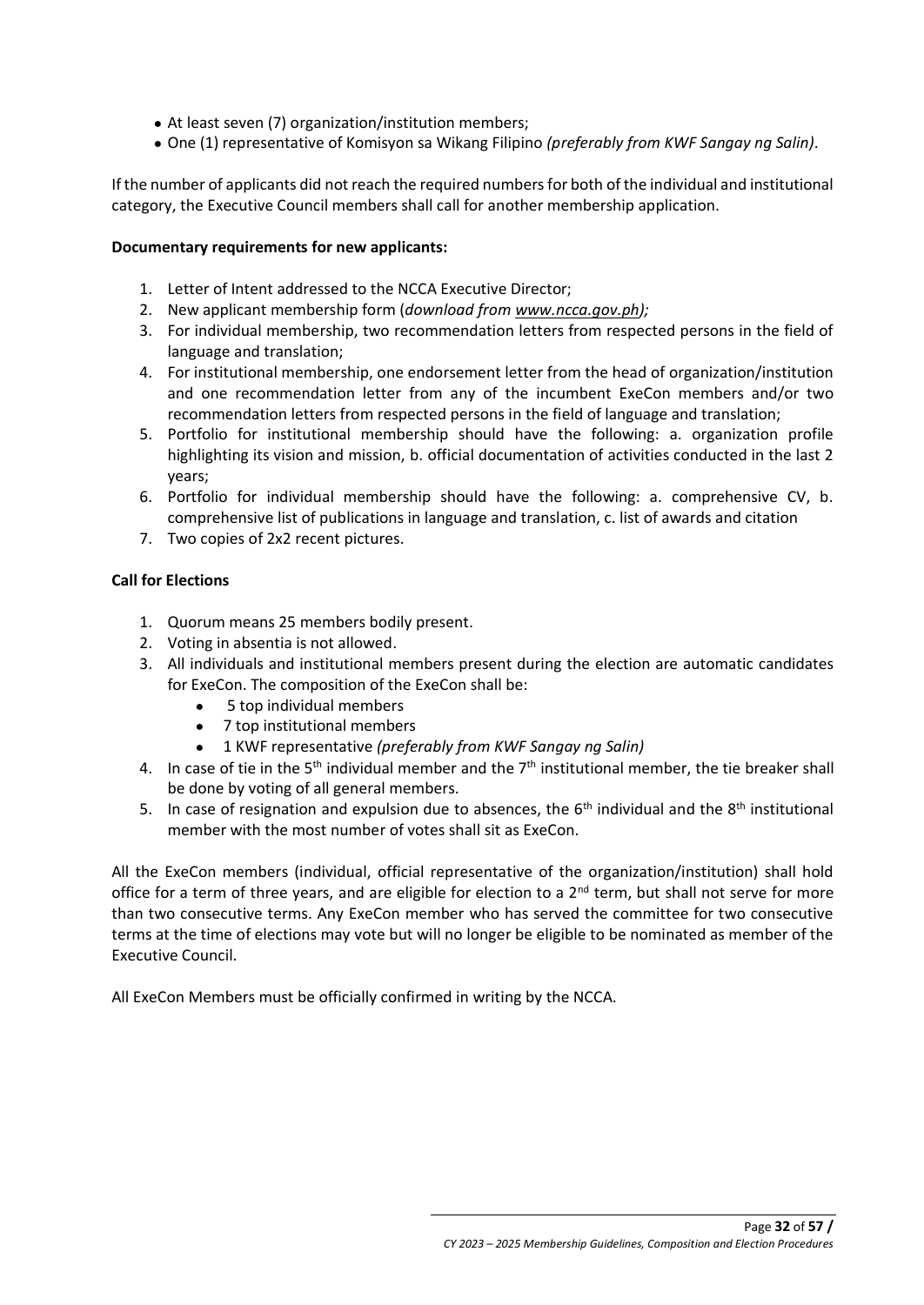- At least seven (7) organization/institution members;
- One (1) representative of Komisyon sa Wikang Filipino *(preferably from KWF Sangay ng Salin)*.

If the number of applicants did not reach the required numbers for both of the individual and institutional category, the Executive Council members shall call for another membership application.

**Documentary requirements for new applicants:**

1. Letter of Intent addressed to the NCCA Executive Director;
2. New applicant membership form (*download from www.ncca.gov.ph);*
3. For individual membership, two recommendation letters from respected persons in the field of language and translation;
4. For institutional membership, one endorsement letter from the head of organization/institution and one recommendation letter from any of the incumbent ExeCon members and/or two recommendation letters from respected persons in the field of language and translation;
5. Portfolio for institutional membership should have the following: a. organization profile highlighting its vision and mission, b. official documentation of activities conducted in the last 2 years;
6. Portfolio for individual membership should have the following: a. comprehensive CV, b. comprehensive list of publications in language and translation, c. list of awards and citation
7. Two copies of 2x2 recent pictures.

**Call for Elections**

1. Quorum means 25 members bodily present.
2. Voting in absentia is not allowed.
3. All individuals and institutional members present during the election are automatic candidates for ExeCon. The composition of the ExeCon shall be:
   - 5 top individual members
   - 7 top institutional members
   - 1 KWF representative *(preferably from KWF Sangay ng Salin)*
4. In case of tie in the 5th individual member and the 7th institutional member, the tie breaker shall be done by voting of all general members.
5. In case of resignation and expulsion due to absences, the 6th individual and the 8th institutional member with the most number of votes shall sit as ExeCon.

All the ExeCon members (individual, official representative of the organization/institution) shall hold office for a term of three years, and are eligible for election to a 2nd term, but shall not serve for more than two consecutive terms. Any ExeCon member who has served the committee for two consecutive terms at the time of elections may vote but will no longer be eligible to be nominated as member of the Executive Council.

All ExeCon Members must be officially confirmed in writing by the NCCA.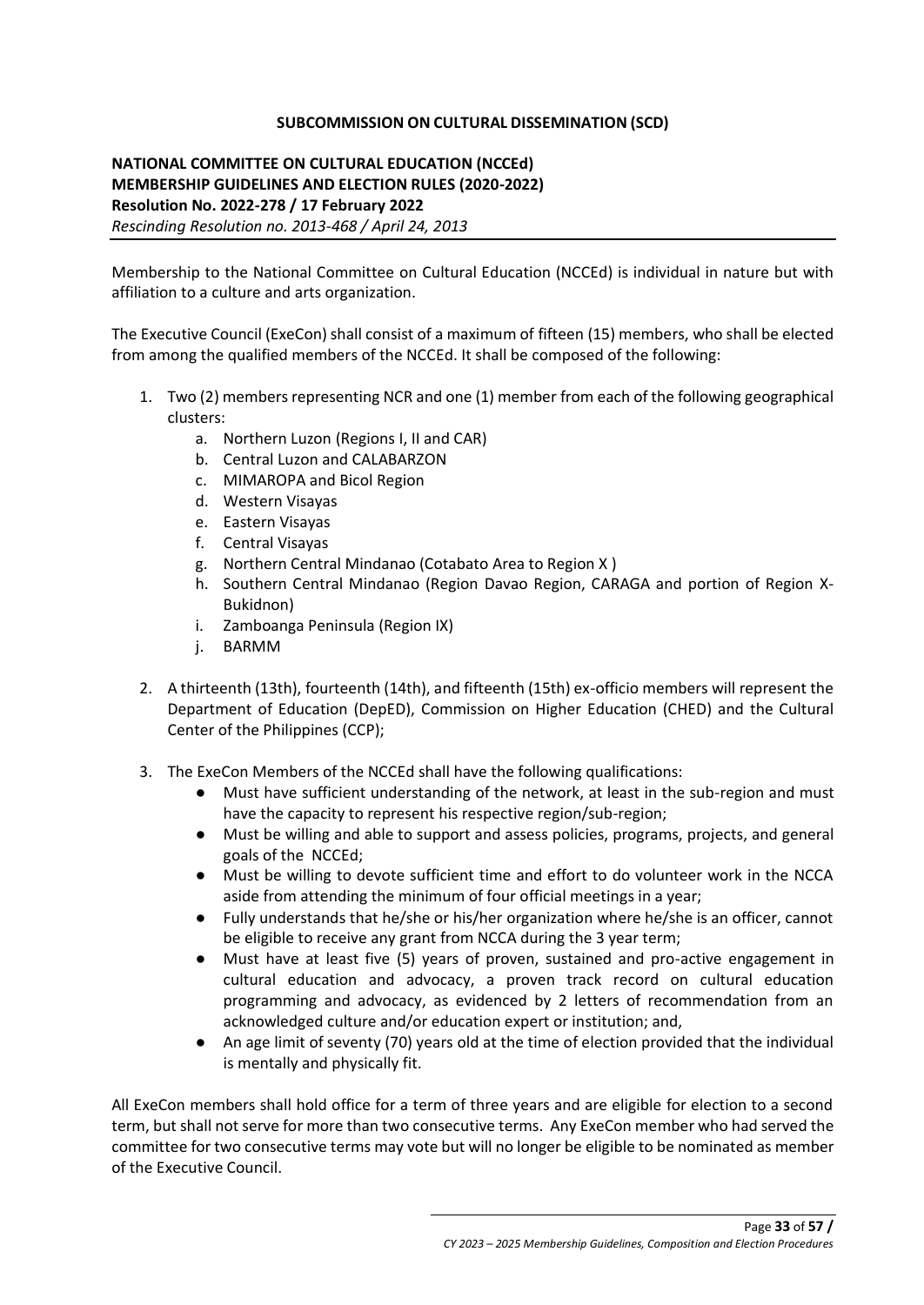**SUBCOMMISSION ON CULTURAL DISSEMINATION (SCD)**

**NATIONAL COMMITTEE ON CULTURAL EDUCATION (NCCEd)**
**MEMBERSHIP GUIDELINES AND ELECTION RULES (2020-2022)**
**Resolution No. 2022-278 / 17 February 2022**
*Rescinding Resolution no. 2013-468 / April 24, 2013*

Membership to the National Committee on Cultural Education (NCCEd) is individual in nature but with affiliation to a culture and arts organization.

The Executive Council (ExeCon) shall consist of a maximum of fifteen (15) members, who shall be elected from among the qualified members of the NCCEd. It shall be composed of the following:

1. Two (2) members representing NCR and one (1) member from each of the following geographical clusters:
   a. Northern Luzon (Regions I, II and CAR)
   b. Central Luzon and CALABARZON
   c. MIMAROPA and Bicol Region
   d. Western Visayas
   e. Eastern Visayas
   f. Central Visayas
   g. Northern Central Mindanao (Cotabato Area to Region X )
   h. Southern Central Mindanao (Region Davao Region, CARAGA and portion of Region X-Bukidnon)
   i. Zamboanga Peninsula (Region IX)
   j. BARMM
2. A thirteenth (13th), fourteenth (14th), and fifteenth (15th) ex-officio members will represent the Department of Education (DepED), Commission on Higher Education (CHED) and the Cultural Center of the Philippines (CCP);
3. The ExeCon Members of the NCCEd shall have the following qualifications:
   - Must have sufficient understanding of the network, at least in the sub-region and must have the capacity to represent his respective region/sub-region;
   - Must be willing and able to support and assess policies, programs, projects, and general goals of the NCCEd;
   - Must be willing to devote sufficient time and effort to do volunteer work in the NCCA aside from attending the minimum of four official meetings in a year;
   - Fully understands that he/she or his/her organization where he/she is an officer, cannot be eligible to receive any grant from NCCA during the 3 year term;
   - Must have at least five (5) years of proven, sustained and pro-active engagement in cultural education and advocacy, a proven track record on cultural education programming and advocacy, as evidenced by 2 letters of recommendation from an acknowledged culture and/or education expert or institution; and,
   - An age limit of seventy (70) years old at the time of election provided that the individual is mentally and physically fit.

All ExeCon members shall hold office for a term of three years and are eligible for election to a second term, but shall not serve for more than two consecutive terms. Any ExeCon member who had served the committee for two consecutive terms may vote but will no longer be eligible to be nominated as member of the Executive Council.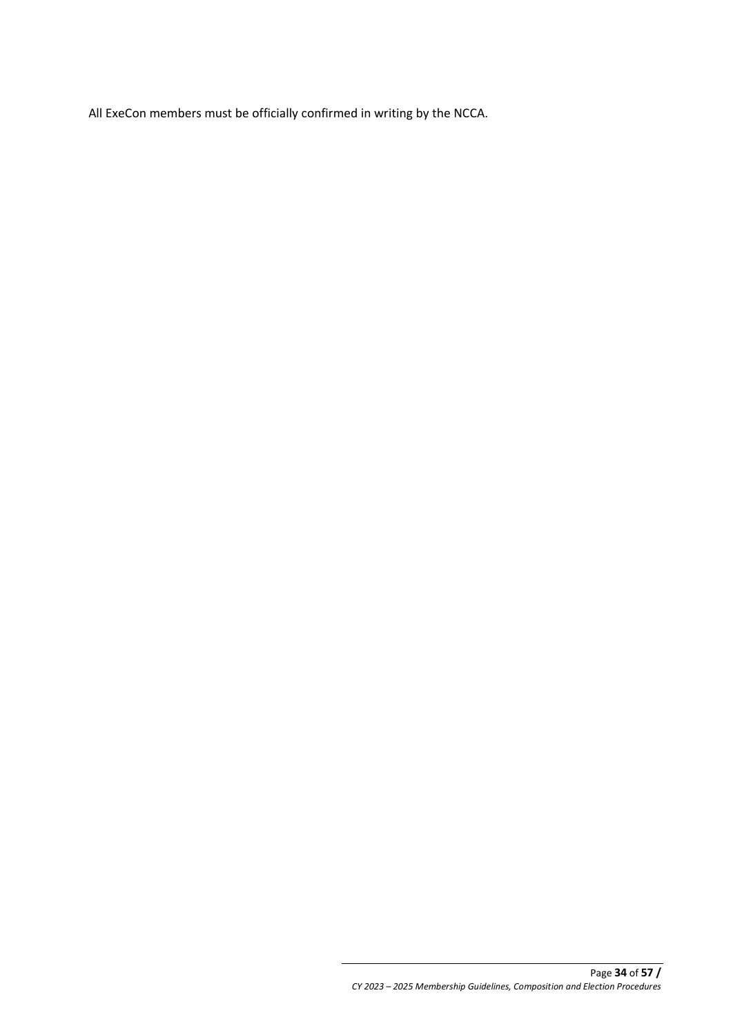All ExeCon members must be officially confirmed in writing by the NCCA.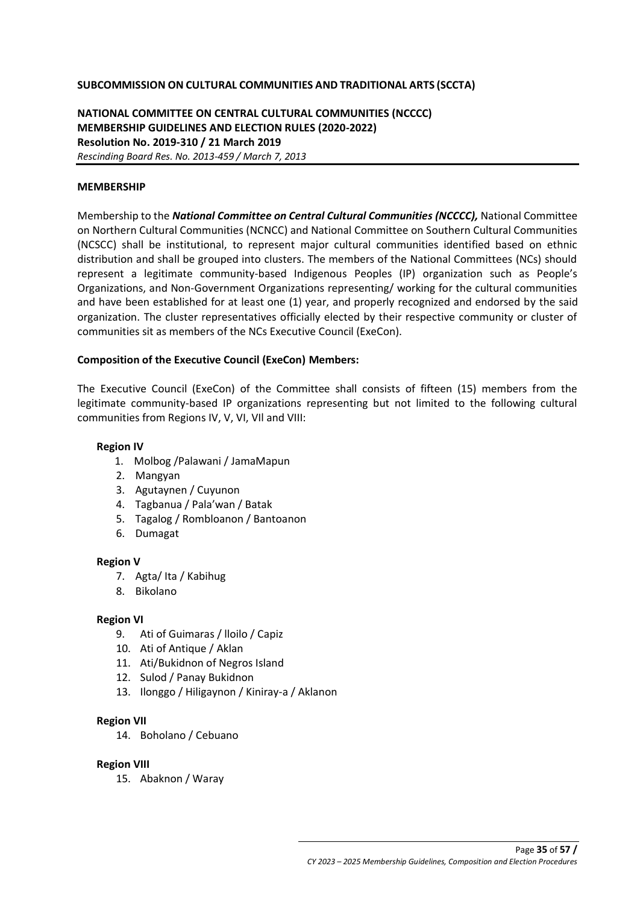**SUBCOMMISSION ON CULTURAL COMMUNITIES AND TRADITIONAL ARTS (SCCTA)**

**NATIONAL COMMITTEE ON CENTRAL CULTURAL COMMUNITIES (NCCCC)**
**MEMBERSHIP GUIDELINES AND ELECTION RULES (2020-2022)**
**Resolution No. 2019-310 / 21 March 2019**
*Rescinding Board Res. No. 2013-459 / March 7, 2013*

**MEMBERSHIP**

Membership to the ***National Committee on Central Cultural Communities (NCCCC),*** National Committee on Northern Cultural Communities (NCNCC) and National Committee on Southern Cultural Communities (NCSCC) shall be institutional, to represent major cultural communities identified based on ethnic distribution and shall be grouped into clusters. The members of the National Committees (NCs) should represent a legitimate community-based Indigenous Peoples (IP) organization such as People's Organizations, and Non-Government Organizations representing/ working for the cultural communities and have been established for at least one (1) year, and properly recognized and endorsed by the said organization. The cluster representatives officially elected by their respective community or cluster of communities sit as members of the NCs Executive Council (ExeCon).

**Composition of the Executive Council (ExeCon) Members:**

The Executive Council (ExeCon) of the Committee shall consists of fifteen (15) members from the legitimate community-based IP organizations representing but not limited to the following cultural communities from Regions IV, V, VI, VII and VIII:

**Region IV**

1. Molbog /Palawani / JamaMapun
2. Mangyan
3. Agutaynen / Cuyunon
4. Tagbanua / Pala'wan / Batak
5. Tagalog / Rombloanon / Bantoanon
6. Dumagat

**Region V**

7. Agta/ Ita / Kabihug
8. Bikolano

**Region VI**

9. Ati of Guimaras / Iloilo / Capiz
10. Ati of Antique / Aklan
11. Ati/Bukidnon of Negros Island
12. Sulod / Panay Bukidnon
13. Ilonggo / Hiligaynon / Kiniray-a / Aklanon

**Region VII**

14. Boholano / Cebuano

**Region VIII**

15. Abaknon / Waray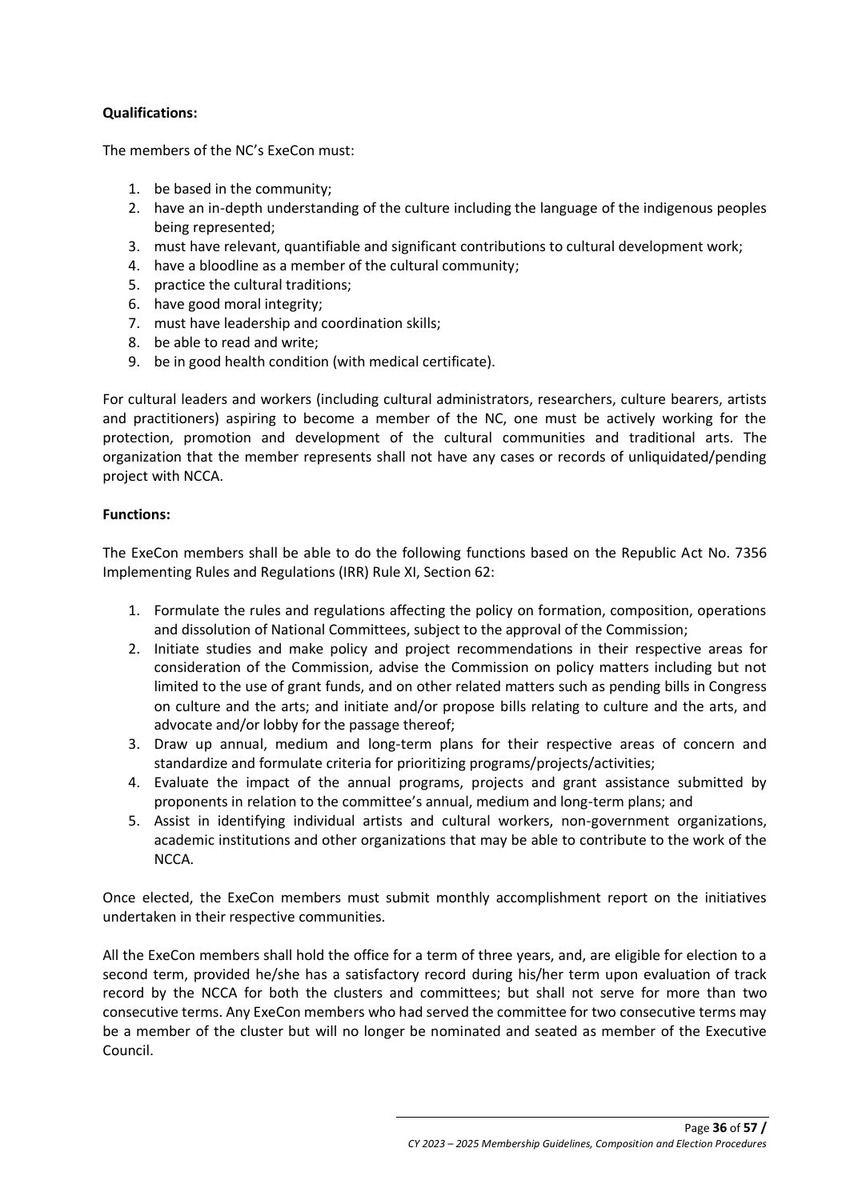**Qualifications:**

The members of the NC's ExeCon must:

1. be based in the community;
2. have an in-depth understanding of the culture including the language of the indigenous peoples being represented;
3. must have relevant, quantifiable and significant contributions to cultural development work;
4. have a bloodline as a member of the cultural community;
5. practice the cultural traditions;
6. have good moral integrity;
7. must have leadership and coordination skills;
8. be able to read and write;
9. be in good health condition (with medical certificate).

For cultural leaders and workers (including cultural administrators, researchers, culture bearers, artists and practitioners) aspiring to become a member of the NC, one must be actively working for the protection, promotion and development of the cultural communities and traditional arts. The organization that the member represents shall not have any cases or records of unliquidated/pending project with NCCA.

**Functions:**

The ExeCon members shall be able to do the following functions based on the Republic Act No. 7356 Implementing Rules and Regulations (IRR) Rule XI, Section 62:

1. Formulate the rules and regulations affecting the policy on formation, composition, operations and dissolution of National Committees, subject to the approval of the Commission;
2. Initiate studies and make policy and project recommendations in their respective areas for consideration of the Commission, advise the Commission on policy matters including but not limited to the use of grant funds, and on other related matters such as pending bills in Congress on culture and the arts; and initiate and/or propose bills relating to culture and the arts, and advocate and/or lobby for the passage thereof;
3. Draw up annual, medium and long-term plans for their respective areas of concern and standardize and formulate criteria for prioritizing programs/projects/activities;
4. Evaluate the impact of the annual programs, projects and grant assistance submitted by proponents in relation to the committee's annual, medium and long-term plans; and
5. Assist in identifying individual artists and cultural workers, non-government organizations, academic institutions and other organizations that may be able to contribute to the work of the NCCA.

Once elected, the ExeCon members must submit monthly accomplishment report on the initiatives undertaken in their respective communities.

All the ExeCon members shall hold the office for a term of three years, and, are eligible for election to a second term, provided he/she has a satisfactory record during his/her term upon evaluation of track record by the NCCA for both the clusters and committees; but shall not serve for more than two consecutive terms. Any ExeCon members who had served the committee for two consecutive terms may be a member of the cluster but will no longer be nominated and seated as member of the Executive Council.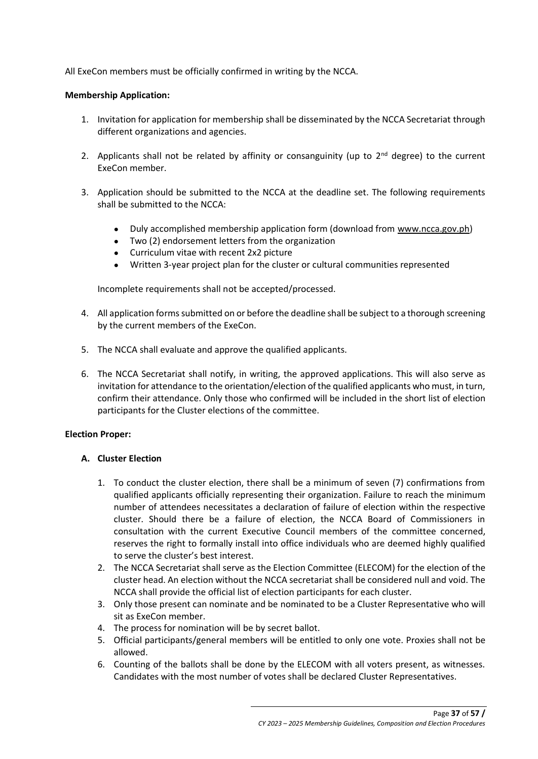All ExeCon members must be officially confirmed in writing by the NCCA.

**Membership Application:**

1. Invitation for application for membership shall be disseminated by the NCCA Secretariat through different organizations and agencies.

2. Applicants shall not be related by affinity or consanguinity (up to 2nd degree) to the current ExeCon member.

3. Application should be submitted to the NCCA at the deadline set. The following requirements shall be submitted to the NCCA:

   - Duly accomplished membership application form (download from www.ncca.gov.ph)
   - Two (2) endorsement letters from the organization
   - Curriculum vitae with recent 2x2 picture
   - Written 3-year project plan for the cluster or cultural communities represented

   Incomplete requirements shall not be accepted/processed.

4. All application forms submitted on or before the deadline shall be subject to a thorough screening by the current members of the ExeCon.

5. The NCCA shall evaluate and approve the qualified applicants.

6. The NCCA Secretariat shall notify, in writing, the approved applications. This will also serve as invitation for attendance to the orientation/election of the qualified applicants who must, in turn, confirm their attendance. Only those who confirmed will be included in the short list of election participants for the Cluster elections of the committee.

**Election Proper:**

**A. Cluster Election**

1. To conduct the cluster election, there shall be a minimum of seven (7) confirmations from qualified applicants officially representing their organization. Failure to reach the minimum number of attendees necessitates a declaration of failure of election within the respective cluster. Should there be a failure of election, the NCCA Board of Commissioners in consultation with the current Executive Council members of the committee concerned, reserves the right to formally install into office individuals who are deemed highly qualified to serve the cluster's best interest.
2. The NCCA Secretariat shall serve as the Election Committee (ELECOM) for the election of the cluster head. An election without the NCCA secretariat shall be considered null and void. The NCCA shall provide the official list of election participants for each cluster.
3. Only those present can nominate and be nominated to be a Cluster Representative who will sit as ExeCon member.
4. The process for nomination will be by secret ballot.
5. Official participants/general members will be entitled to only one vote. Proxies shall not be allowed.
6. Counting of the ballots shall be done by the ELECOM with all voters present, as witnesses. Candidates with the most number of votes shall be declared Cluster Representatives.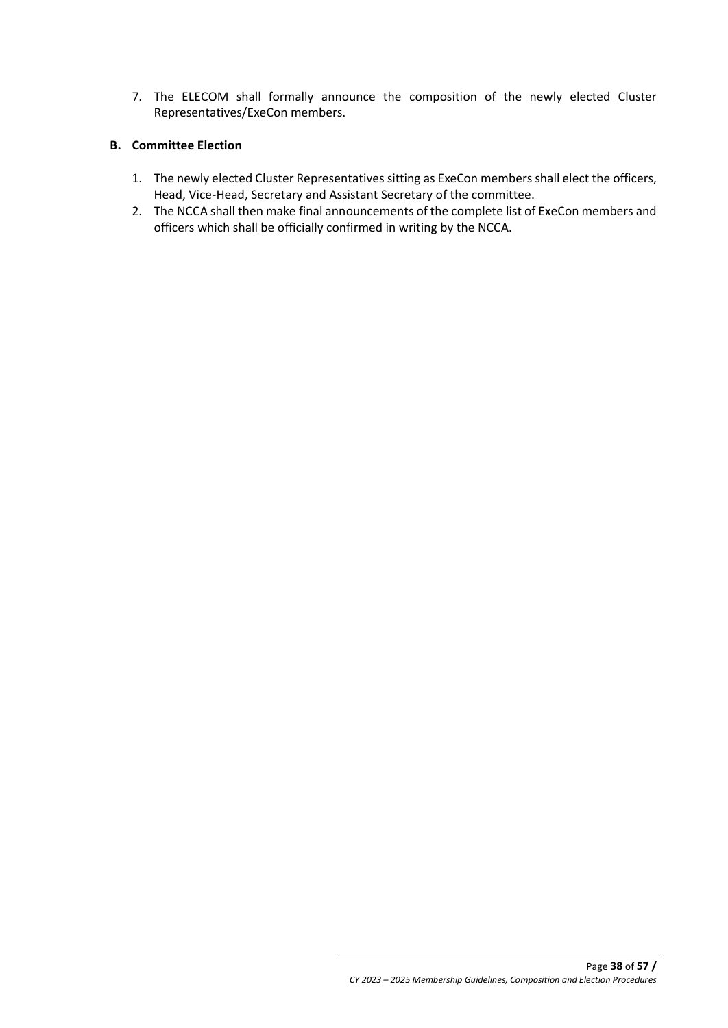7. The ELECOM shall formally announce the composition of the newly elected Cluster Representatives/ExeCon members.

**B. Committee Election**

1. The newly elected Cluster Representatives sitting as ExeCon members shall elect the officers, Head, Vice-Head, Secretary and Assistant Secretary of the committee.
2. The NCCA shall then make final announcements of the complete list of ExeCon members and officers which shall be officially confirmed in writing by the NCCA.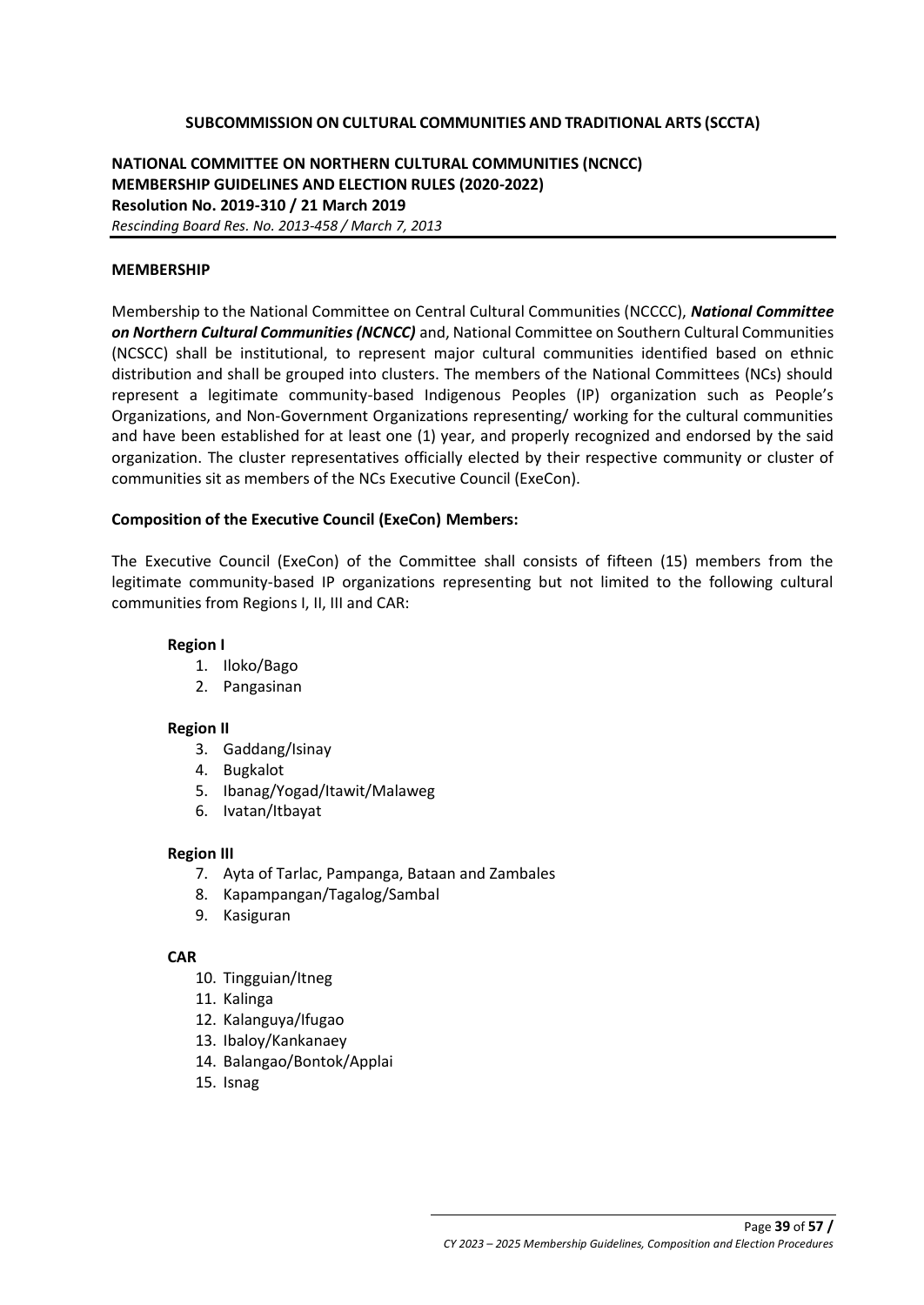**SUBCOMMISSION ON CULTURAL COMMUNITIES AND TRADITIONAL ARTS (SCCTA)**

**NATIONAL COMMITTEE ON NORTHERN CULTURAL COMMUNITIES (NCNCC)**
**MEMBERSHIP GUIDELINES AND ELECTION RULES (2020-2022)**
**Resolution No. 2019-310 / 21 March 2019**
*Rescinding Board Res. No. 2013-458 / March 7, 2013*

**MEMBERSHIP**

Membership to the National Committee on Central Cultural Communities (NCCCC), ***National Committee on Northern Cultural Communities (NCNCC)*** and, National Committee on Southern Cultural Communities (NCSCC) shall be institutional, to represent major cultural communities identified based on ethnic distribution and shall be grouped into clusters. The members of the National Committees (NCs) should represent a legitimate community-based Indigenous Peoples (IP) organization such as People's Organizations, and Non-Government Organizations representing/ working for the cultural communities and have been established for at least one (1) year, and properly recognized and endorsed by the said organization. The cluster representatives officially elected by their respective community or cluster of communities sit as members of the NCs Executive Council (ExeCon).

**Composition of the Executive Council (ExeCon) Members:**

The Executive Council (ExeCon) of the Committee shall consists of fifteen (15) members from the legitimate community-based IP organizations representing but not limited to the following cultural communities from Regions I, II, III and CAR:

**Region I**

1. Iloko/Bago
2. Pangasinan

**Region II**

3. Gaddang/Isinay
4. Bugkalot
5. Ibanag/Yogad/Itawit/Malaweg
6. Ivatan/Itbayat

**Region III**

7. Ayta of Tarlac, Pampanga, Bataan and Zambales
8. Kapampangan/Tagalog/Sambal
9. Kasiguran

**CAR**

10. Tingguian/Itneg
11. Kalinga
12. Kalanguya/Ifugao
13. Ibaloy/Kankanaey
14. Balangao/Bontok/Applai
15. Isnag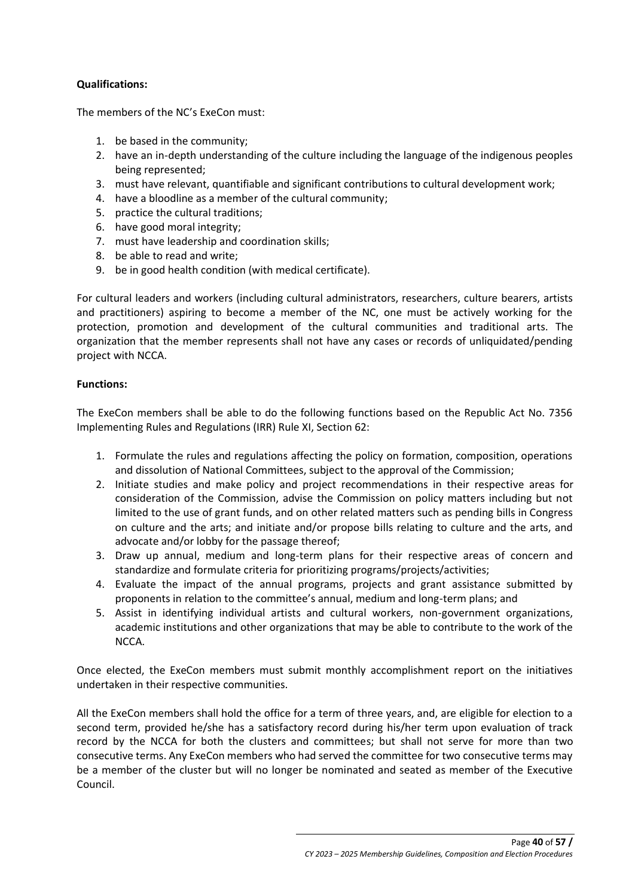**Qualifications:**

The members of the NC's ExeCon must:

1. be based in the community;
2. have an in-depth understanding of the culture including the language of the indigenous peoples being represented;
3. must have relevant, quantifiable and significant contributions to cultural development work;
4. have a bloodline as a member of the cultural community;
5. practice the cultural traditions;
6. have good moral integrity;
7. must have leadership and coordination skills;
8. be able to read and write;
9. be in good health condition (with medical certificate).

For cultural leaders and workers (including cultural administrators, researchers, culture bearers, artists and practitioners) aspiring to become a member of the NC, one must be actively working for the protection, promotion and development of the cultural communities and traditional arts. The organization that the member represents shall not have any cases or records of unliquidated/pending project with NCCA.

**Functions:**

The ExeCon members shall be able to do the following functions based on the Republic Act No. 7356 Implementing Rules and Regulations (IRR) Rule XI, Section 62:

1. Formulate the rules and regulations affecting the policy on formation, composition, operations and dissolution of National Committees, subject to the approval of the Commission;
2. Initiate studies and make policy and project recommendations in their respective areas for consideration of the Commission, advise the Commission on policy matters including but not limited to the use of grant funds, and on other related matters such as pending bills in Congress on culture and the arts; and initiate and/or propose bills relating to culture and the arts, and advocate and/or lobby for the passage thereof;
3. Draw up annual, medium and long-term plans for their respective areas of concern and standardize and formulate criteria for prioritizing programs/projects/activities;
4. Evaluate the impact of the annual programs, projects and grant assistance submitted by proponents in relation to the committee's annual, medium and long-term plans; and
5. Assist in identifying individual artists and cultural workers, non-government organizations, academic institutions and other organizations that may be able to contribute to the work of the NCCA.

Once elected, the ExeCon members must submit monthly accomplishment report on the initiatives undertaken in their respective communities.

All the ExeCon members shall hold the office for a term of three years, and, are eligible for election to a second term, provided he/she has a satisfactory record during his/her term upon evaluation of track record by the NCCA for both the clusters and committees; but shall not serve for more than two consecutive terms. Any ExeCon members who had served the committee for two consecutive terms may be a member of the cluster but will no longer be nominated and seated as member of the Executive Council.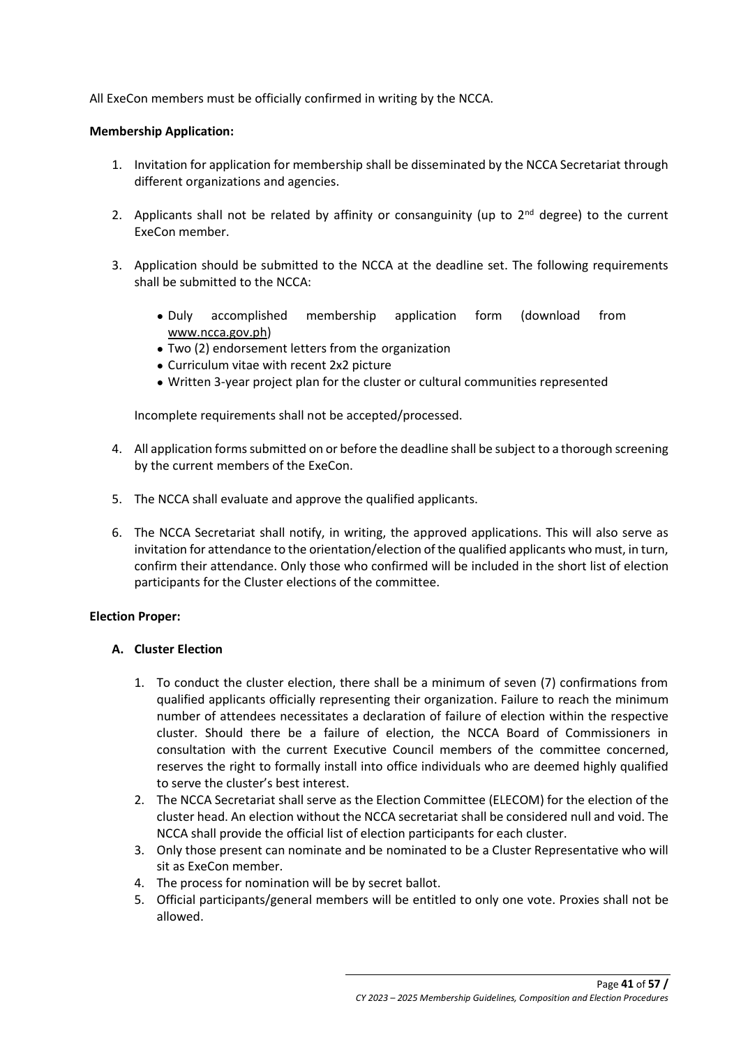All ExeCon members must be officially confirmed in writing by the NCCA.

**Membership Application:**

1. Invitation for application for membership shall be disseminated by the NCCA Secretariat through different organizations and agencies.

2. Applicants shall not be related by affinity or consanguinity (up to 2nd degree) to the current ExeCon member.

3. Application should be submitted to the NCCA at the deadline set. The following requirements shall be submitted to the NCCA:

   - Duly accomplished membership application form (download from www.ncca.gov.ph)
   - Two (2) endorsement letters from the organization
   - Curriculum vitae with recent 2x2 picture
   - Written 3-year project plan for the cluster or cultural communities represented

   Incomplete requirements shall not be accepted/processed.

4. All application forms submitted on or before the deadline shall be subject to a thorough screening by the current members of the ExeCon.

5. The NCCA shall evaluate and approve the qualified applicants.

6. The NCCA Secretariat shall notify, in writing, the approved applications. This will also serve as invitation for attendance to the orientation/election of the qualified applicants who must, in turn, confirm their attendance. Only those who confirmed will be included in the short list of election participants for the Cluster elections of the committee.

**Election Proper:**

**A. Cluster Election**

1. To conduct the cluster election, there shall be a minimum of seven (7) confirmations from qualified applicants officially representing their organization. Failure to reach the minimum number of attendees necessitates a declaration of failure of election within the respective cluster. Should there be a failure of election, the NCCA Board of Commissioners in consultation with the current Executive Council members of the committee concerned, reserves the right to formally install into office individuals who are deemed highly qualified to serve the cluster's best interest.
2. The NCCA Secretariat shall serve as the Election Committee (ELECOM) for the election of the cluster head. An election without the NCCA secretariat shall be considered null and void. The NCCA shall provide the official list of election participants for each cluster.
3. Only those present can nominate and be nominated to be a Cluster Representative who will sit as ExeCon member.
4. The process for nomination will be by secret ballot.
5. Official participants/general members will be entitled to only one vote. Proxies shall not be allowed.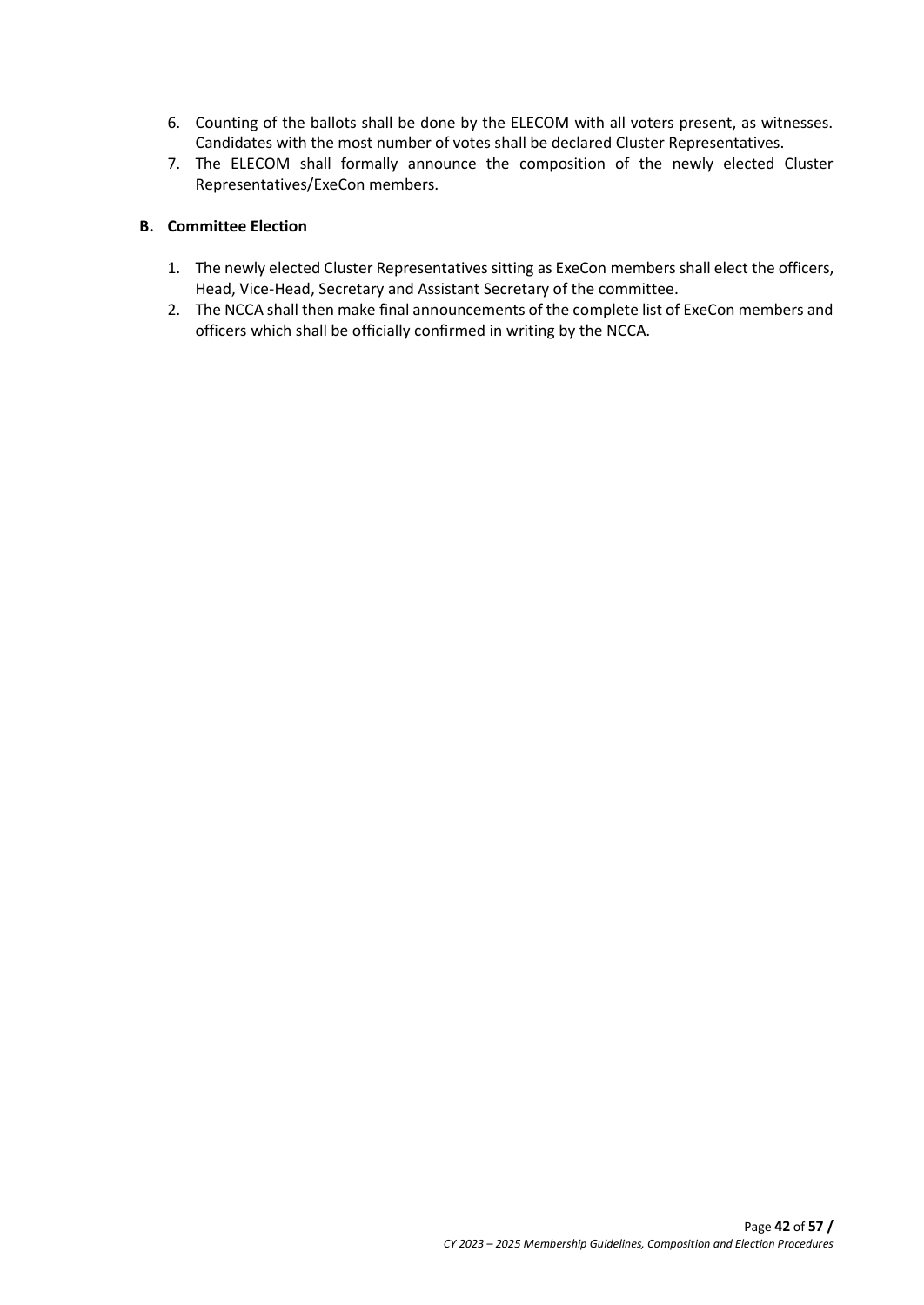6. Counting of the ballots shall be done by the ELECOM with all voters present, as witnesses. Candidates with the most number of votes shall be declared Cluster Representatives.
7. The ELECOM shall formally announce the composition of the newly elected Cluster Representatives/ExeCon members.

**B. Committee Election**

1. The newly elected Cluster Representatives sitting as ExeCon members shall elect the officers, Head, Vice-Head, Secretary and Assistant Secretary of the committee.
2. The NCCA shall then make final announcements of the complete list of ExeCon members and officers which shall be officially confirmed in writing by the NCCA.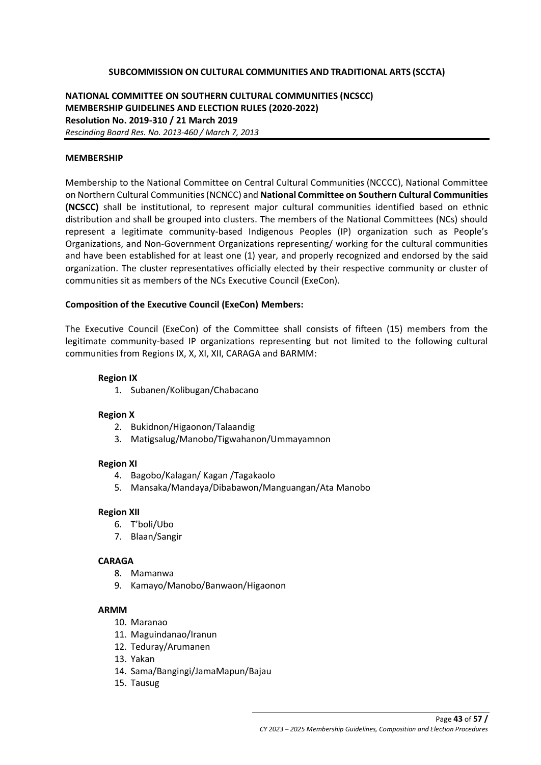**SUBCOMMISSION ON CULTURAL COMMUNITIES AND TRADITIONAL ARTS (SCCTA)**

**NATIONAL COMMITTEE ON SOUTHERN CULTURAL COMMUNITIES (NCSCC)**
**MEMBERSHIP GUIDELINES AND ELECTION RULES (2020-2022)**
**Resolution No. 2019-310 / 21 March 2019**
*Rescinding Board Res. No. 2013-460 / March 7, 2013*

**MEMBERSHIP**

Membership to the National Committee on Central Cultural Communities (NCCCC), National Committee on Northern Cultural Communities (NCNCC) and **National Committee on Southern Cultural Communities (NCSCC)** shall be institutional, to represent major cultural communities identified based on ethnic distribution and shall be grouped into clusters. The members of the National Committees (NCs) should represent a legitimate community-based Indigenous Peoples (IP) organization such as People's Organizations, and Non-Government Organizations representing/ working for the cultural communities and have been established for at least one (1) year, and properly recognized and endorsed by the said organization. The cluster representatives officially elected by their respective community or cluster of communities sit as members of the NCs Executive Council (ExeCon).

**Composition of the Executive Council (ExeCon) Members:**

The Executive Council (ExeCon) of the Committee shall consists of fifteen (15) members from the legitimate community-based IP organizations representing but not limited to the following cultural communities from Regions IX, X, XI, XII, CARAGA and BARMM:

**Region IX**

1. Subanen/Kolibugan/Chabacano

**Region X**

2. Bukidnon/Higaonon/Talaandig
3. Matigsalug/Manobo/Tigwahanon/Ummayamnon

**Region XI**

4. Bagobo/Kalagan/ Kagan /Tagakaolo
5. Mansaka/Mandaya/Dibabawon/Manguangan/Ata Manobo

**Region XII**

6. T'boli/Ubo
7. Blaan/Sangir

**CARAGA**

8. Mamanwa
9. Kamayo/Manobo/Banwaon/Higaonon

**ARMM**

10. Maranao
11. Maguindanao/Iranun
12. Teduray/Arumanen
13. Yakan
14. Sama/Bangingi/JamaMapun/Bajau
15. Tausug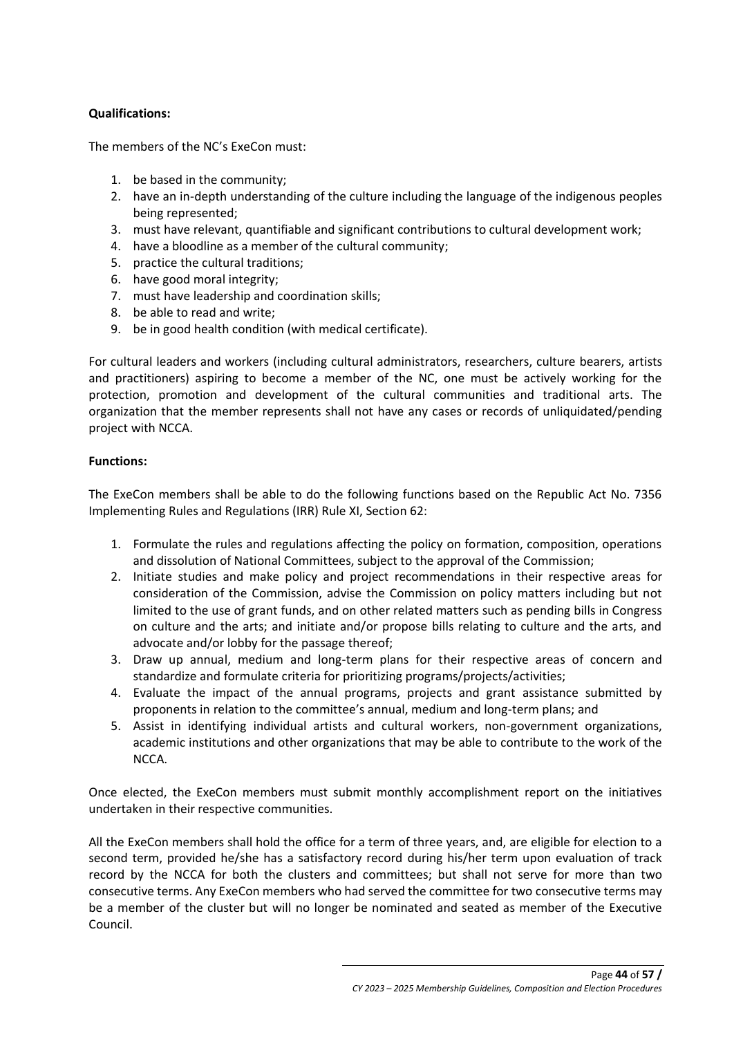**Qualifications:**

The members of the NC's ExeCon must:

1. be based in the community;
2. have an in-depth understanding of the culture including the language of the indigenous peoples being represented;
3. must have relevant, quantifiable and significant contributions to cultural development work;
4. have a bloodline as a member of the cultural community;
5. practice the cultural traditions;
6. have good moral integrity;
7. must have leadership and coordination skills;
8. be able to read and write;
9. be in good health condition (with medical certificate).

For cultural leaders and workers (including cultural administrators, researchers, culture bearers, artists and practitioners) aspiring to become a member of the NC, one must be actively working for the protection, promotion and development of the cultural communities and traditional arts. The organization that the member represents shall not have any cases or records of unliquidated/pending project with NCCA.

**Functions:**

The ExeCon members shall be able to do the following functions based on the Republic Act No. 7356 Implementing Rules and Regulations (IRR) Rule XI, Section 62:

1. Formulate the rules and regulations affecting the policy on formation, composition, operations and dissolution of National Committees, subject to the approval of the Commission;
2. Initiate studies and make policy and project recommendations in their respective areas for consideration of the Commission, advise the Commission on policy matters including but not limited to the use of grant funds, and on other related matters such as pending bills in Congress on culture and the arts; and initiate and/or propose bills relating to culture and the arts, and advocate and/or lobby for the passage thereof;
3. Draw up annual, medium and long-term plans for their respective areas of concern and standardize and formulate criteria for prioritizing programs/projects/activities;
4. Evaluate the impact of the annual programs, projects and grant assistance submitted by proponents in relation to the committee's annual, medium and long-term plans; and
5. Assist in identifying individual artists and cultural workers, non-government organizations, academic institutions and other organizations that may be able to contribute to the work of the NCCA.

Once elected, the ExeCon members must submit monthly accomplishment report on the initiatives undertaken in their respective communities.

All the ExeCon members shall hold the office for a term of three years, and, are eligible for election to a second term, provided he/she has a satisfactory record during his/her term upon evaluation of track record by the NCCA for both the clusters and committees; but shall not serve for more than two consecutive terms. Any ExeCon members who had served the committee for two consecutive terms may be a member of the cluster but will no longer be nominated and seated as member of the Executive Council.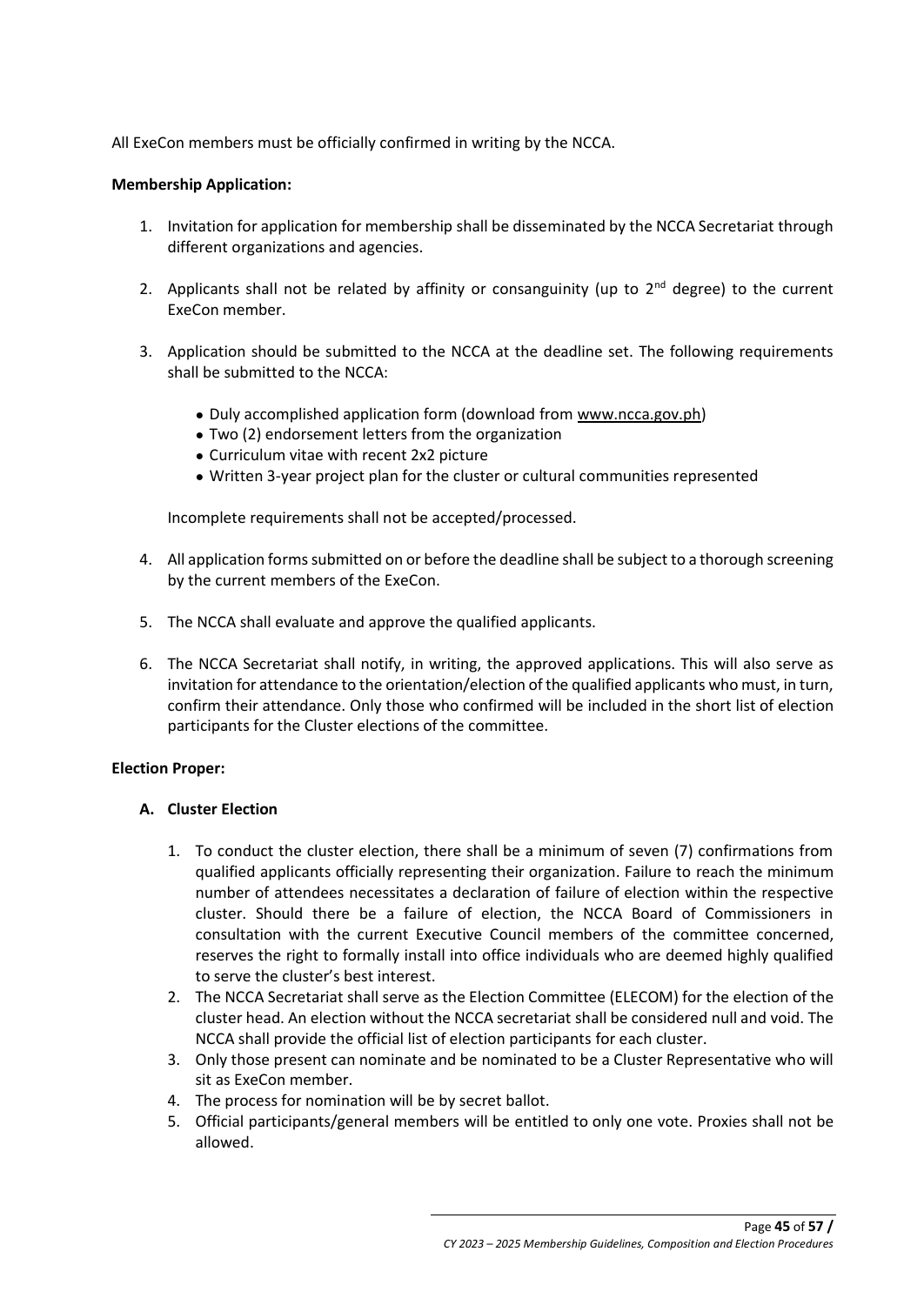All ExeCon members must be officially confirmed in writing by the NCCA.

**Membership Application:**

1. Invitation for application for membership shall be disseminated by the NCCA Secretariat through different organizations and agencies.

2. Applicants shall not be related by affinity or consanguinity (up to 2nd degree) to the current ExeCon member.

3. Application should be submitted to the NCCA at the deadline set. The following requirements shall be submitted to the NCCA:

   - Duly accomplished application form (download from www.ncca.gov.ph)
   - Two (2) endorsement letters from the organization
   - Curriculum vitae with recent 2x2 picture
   - Written 3-year project plan for the cluster or cultural communities represented

   Incomplete requirements shall not be accepted/processed.

4. All application forms submitted on or before the deadline shall be subject to a thorough screening by the current members of the ExeCon.

5. The NCCA shall evaluate and approve the qualified applicants.

6. The NCCA Secretariat shall notify, in writing, the approved applications. This will also serve as invitation for attendance to the orientation/election of the qualified applicants who must, in turn, confirm their attendance. Only those who confirmed will be included in the short list of election participants for the Cluster elections of the committee.

**Election Proper:**

**A. Cluster Election**

1. To conduct the cluster election, there shall be a minimum of seven (7) confirmations from qualified applicants officially representing their organization. Failure to reach the minimum number of attendees necessitates a declaration of failure of election within the respective cluster. Should there be a failure of election, the NCCA Board of Commissioners in consultation with the current Executive Council members of the committee concerned, reserves the right to formally install into office individuals who are deemed highly qualified to serve the cluster's best interest.
2. The NCCA Secretariat shall serve as the Election Committee (ELECOM) for the election of the cluster head. An election without the NCCA secretariat shall be considered null and void. The NCCA shall provide the official list of election participants for each cluster.
3. Only those present can nominate and be nominated to be a Cluster Representative who will sit as ExeCon member.
4. The process for nomination will be by secret ballot.
5. Official participants/general members will be entitled to only one vote. Proxies shall not be allowed.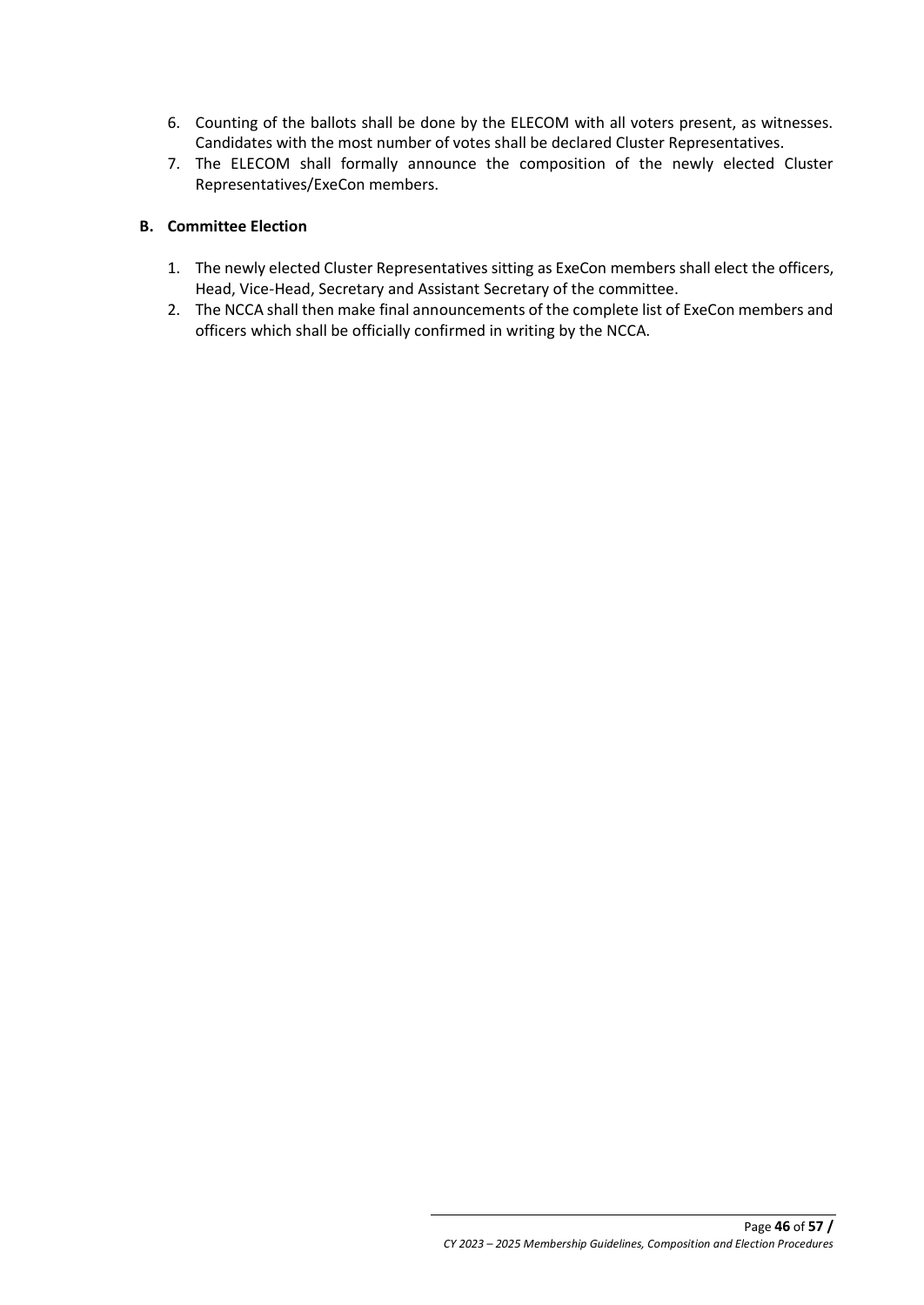6. Counting of the ballots shall be done by the ELECOM with all voters present, as witnesses. Candidates with the most number of votes shall be declared Cluster Representatives.
7. The ELECOM shall formally announce the composition of the newly elected Cluster Representatives/ExeCon members.

**B. Committee Election**

1. The newly elected Cluster Representatives sitting as ExeCon members shall elect the officers, Head, Vice-Head, Secretary and Assistant Secretary of the committee.
2. The NCCA shall then make final announcements of the complete list of ExeCon members and officers which shall be officially confirmed in writing by the NCCA.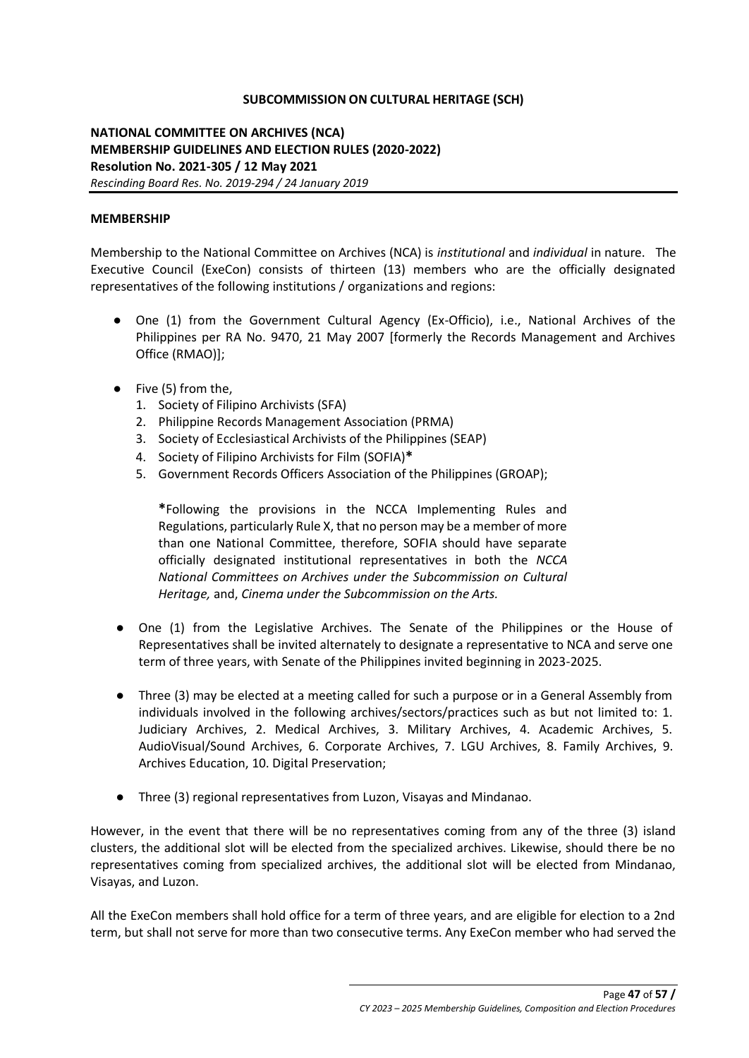**SUBCOMMISSION ON CULTURAL HERITAGE (SCH)**

**NATIONAL COMMITTEE ON ARCHIVES (NCA)**
**MEMBERSHIP GUIDELINES AND ELECTION RULES (2020-2022)**
**Resolution No. 2021-305 / 12 May 2021**
*Rescinding Board Res. No. 2019-294 / 24 January 2019*

**MEMBERSHIP**

Membership to the National Committee on Archives (NCA) is *institutional* and *individual* in nature. The Executive Council (ExeCon) consists of thirteen (13) members who are the officially designated representatives of the following institutions / organizations and regions:

- One (1) from the Government Cultural Agency (Ex-Officio), i.e., National Archives of the Philippines per RA No. 9470, 21 May 2007 [formerly the Records Management and Archives Office (RMAO)];

- Five (5) from the,
  1. Society of Filipino Archivists (SFA)
  2. Philippine Records Management Association (PRMA)
  3. Society of Ecclesiastical Archivists of the Philippines (SEAP)
  4. Society of Filipino Archivists for Film (SOFIA)**\***
  5. Government Records Officers Association of the Philippines (GROAP);

  **\***Following the provisions in the NCCA Implementing Rules and Regulations, particularly Rule X, that no person may be a member of more than one National Committee, therefore, SOFIA should have separate officially designated institutional representatives in both the *NCCA National Committees on Archives under the Subcommission on Cultural Heritage,* and, *Cinema under the Subcommission on the Arts.*

- One (1) from the Legislative Archives. The Senate of the Philippines or the House of Representatives shall be invited alternately to designate a representative to NCA and serve one term of three years, with Senate of the Philippines invited beginning in 2023-2025.

- Three (3) may be elected at a meeting called for such a purpose or in a General Assembly from individuals involved in the following archives/sectors/practices such as but not limited to: 1. Judiciary Archives, 2. Medical Archives, 3. Military Archives, 4. Academic Archives, 5. AudioVisual/Sound Archives, 6. Corporate Archives, 7. LGU Archives, 8. Family Archives, 9. Archives Education, 10. Digital Preservation;

- Three (3) regional representatives from Luzon, Visayas and Mindanao.

However, in the event that there will be no representatives coming from any of the three (3) island clusters, the additional slot will be elected from the specialized archives. Likewise, should there be no representatives coming from specialized archives, the additional slot will be elected from Mindanao, Visayas, and Luzon.

All the ExeCon members shall hold office for a term of three years, and are eligible for election to a 2nd term, but shall not serve for more than two consecutive terms. Any ExeCon member who had served the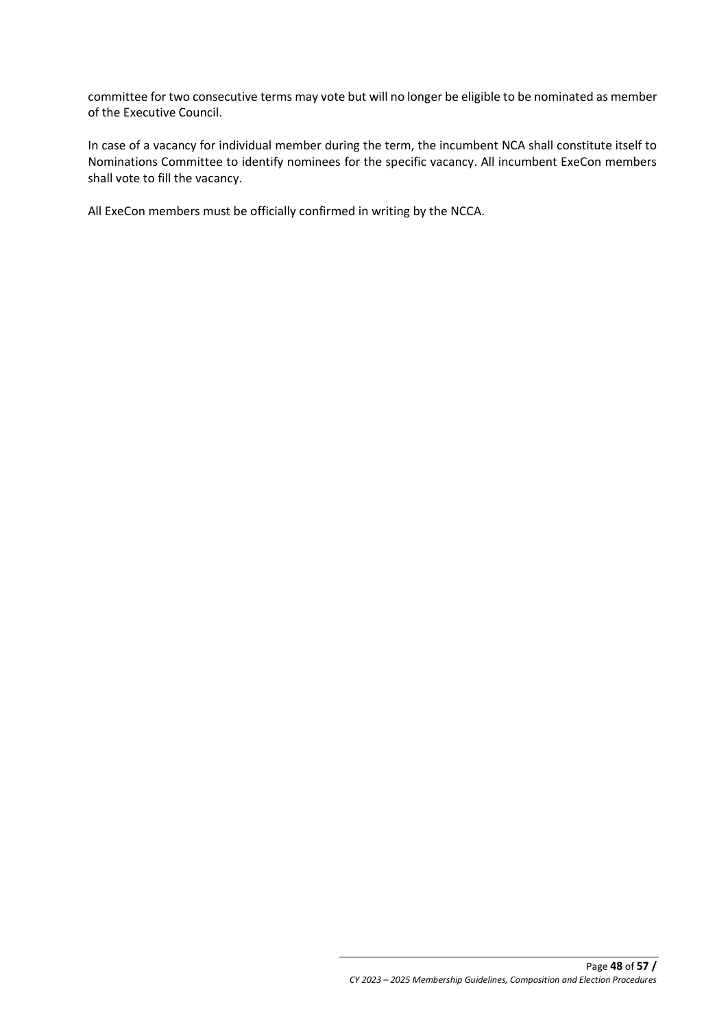committee for two consecutive terms may vote but will no longer be eligible to be nominated as member of the Executive Council.

In case of a vacancy for individual member during the term, the incumbent NCA shall constitute itself to Nominations Committee to identify nominees for the specific vacancy. All incumbent ExeCon members shall vote to fill the vacancy.

All ExeCon members must be officially confirmed in writing by the NCCA.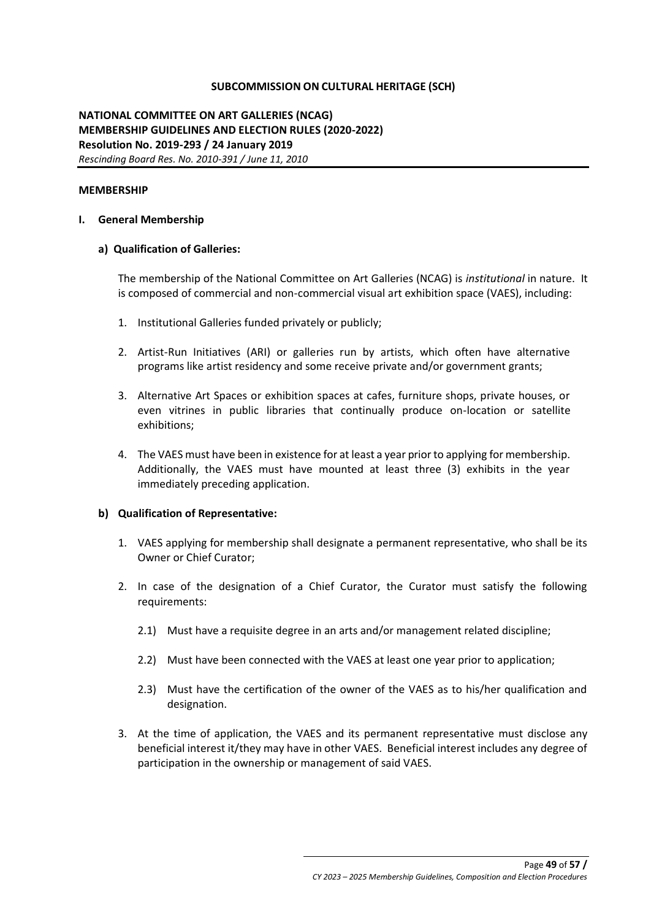**SUBCOMMISSION ON CULTURAL HERITAGE (SCH)**

**NATIONAL COMMITTEE ON ART GALLERIES (NCAG)**
**MEMBERSHIP GUIDELINES AND ELECTION RULES (2020-2022)**
**Resolution No. 2019-293 / 24 January 2019**
*Rescinding Board Res. No. 2010-391 / June 11, 2010*

---

**MEMBERSHIP**

**I. General Membership**

**a) Qualification of Galleries:**

The membership of the National Committee on Art Galleries (NCAG) is *institutional* in nature. It is composed of commercial and non-commercial visual art exhibition space (VAES), including:

1. Institutional Galleries funded privately or publicly;
2. Artist-Run Initiatives (ARI) or galleries run by artists, which often have alternative programs like artist residency and some receive private and/or government grants;
3. Alternative Art Spaces or exhibition spaces at cafes, furniture shops, private houses, or even vitrines in public libraries that continually produce on-location or satellite exhibitions;
4. The VAES must have been in existence for at least a year prior to applying for membership. Additionally, the VAES must have mounted at least three (3) exhibits in the year immediately preceding application.

**b) Qualification of Representative:**

1. VAES applying for membership shall designate a permanent representative, who shall be its Owner or Chief Curator;
2. In case of the designation of a Chief Curator, the Curator must satisfy the following requirements:
   2.1) Must have a requisite degree in an arts and/or management related discipline;
   2.2) Must have been connected with the VAES at least one year prior to application;
   2.3) Must have the certification of the owner of the VAES as to his/her qualification and designation.
3. At the time of application, the VAES and its permanent representative must disclose any beneficial interest it/they may have in other VAES. Beneficial interest includes any degree of participation in the ownership or management of said VAES.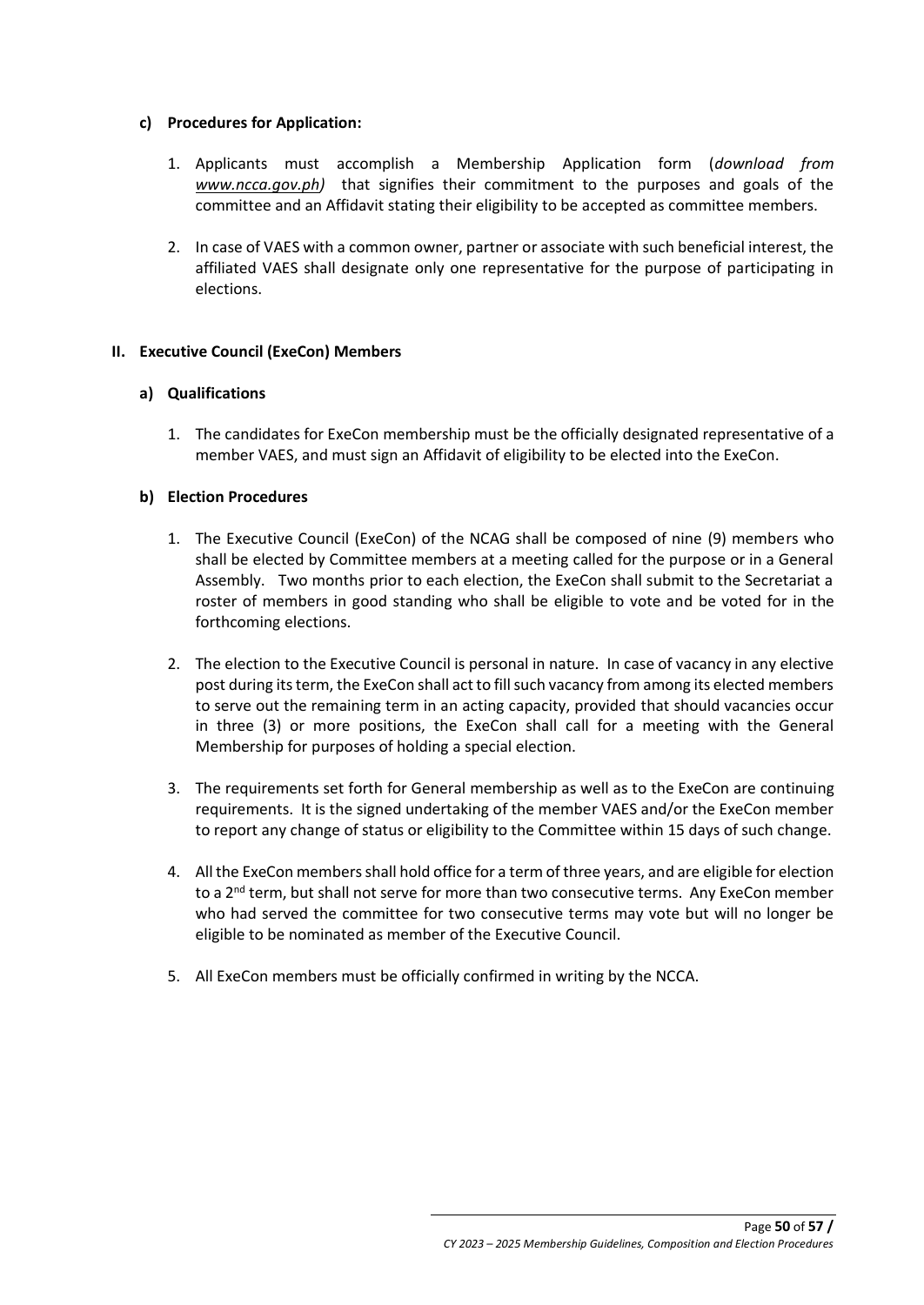#### c) Procedures for Application:

1. Applicants must accomplish a Membership Application form (*download from www.ncca.gov.ph)* that signifies their commitment to the purposes and goals of the committee and an Affidavit stating their eligibility to be accepted as committee members.

2. In case of VAES with a common owner, partner or associate with such beneficial interest, the affiliated VAES shall designate only one representative for the purpose of participating in elections.

### II. Executive Council (ExeCon) Members

#### a) Qualifications

1. The candidates for ExeCon membership must be the officially designated representative of a member VAES, and must sign an Affidavit of eligibility to be elected into the ExeCon.

#### b) Election Procedures

1. The Executive Council (ExeCon) of the NCAG shall be composed of nine (9) members who shall be elected by Committee members at a meeting called for the purpose or in a General Assembly. Two months prior to each election, the ExeCon shall submit to the Secretariat a roster of members in good standing who shall be eligible to vote and be voted for in the forthcoming elections.

2. The election to the Executive Council is personal in nature. In case of vacancy in any elective post during its term, the ExeCon shall act to fill such vacancy from among its elected members to serve out the remaining term in an acting capacity, provided that should vacancies occur in three (3) or more positions, the ExeCon shall call for a meeting with the General Membership for purposes of holding a special election.

3. The requirements set forth for General membership as well as to the ExeCon are continuing requirements. It is the signed undertaking of the member VAES and/or the ExeCon member to report any change of status or eligibility to the Committee within 15 days of such change.

4. All the ExeCon members shall hold office for a term of three years, and are eligible for election to a 2nd term, but shall not serve for more than two consecutive terms. Any ExeCon member who had served the committee for two consecutive terms may vote but will no longer be eligible to be nominated as member of the Executive Council.

5. All ExeCon members must be officially confirmed in writing by the NCCA.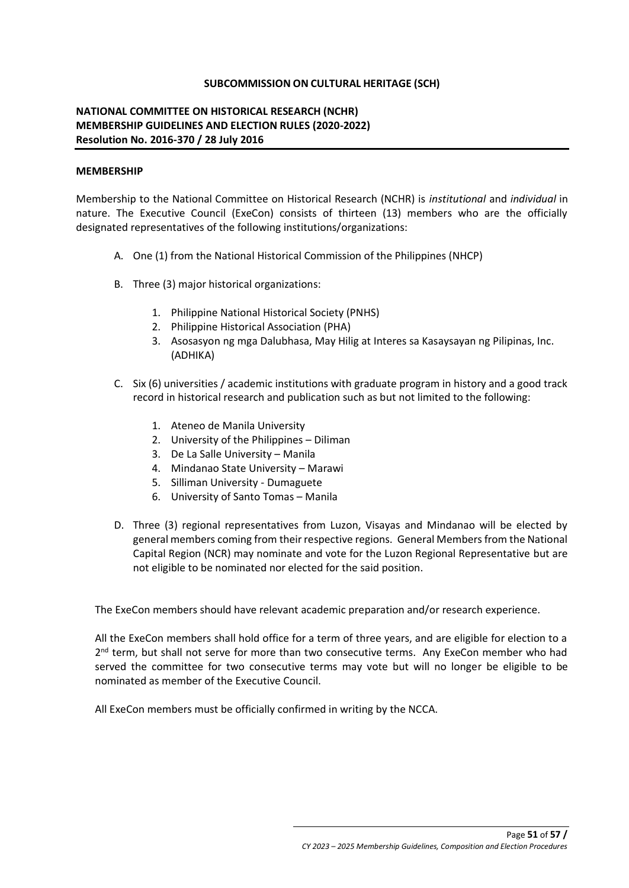**SUBCOMMISSION ON CULTURAL HERITAGE (SCH)**

**NATIONAL COMMITTEE ON HISTORICAL RESEARCH (NCHR)**
**MEMBERSHIP GUIDELINES AND ELECTION RULES (2020-2022)**
**Resolution No. 2016-370 / 28 July 2016**

**MEMBERSHIP**

Membership to the National Committee on Historical Research (NCHR) is *institutional* and *individual* in nature. The Executive Council (ExeCon) consists of thirteen (13) members who are the officially designated representatives of the following institutions/organizations:

A. One (1) from the National Historical Commission of the Philippines (NHCP)

B. Three (3) major historical organizations:

   1. Philippine National Historical Society (PNHS)
   2. Philippine Historical Association (PHA)
   3. Asosasyon ng mga Dalubhasa, May Hilig at Interes sa Kasaysayan ng Pilipinas, Inc. (ADHIKA)

C. Six (6) universities / academic institutions with graduate program in history and a good track record in historical research and publication such as but not limited to the following:

   1. Ateneo de Manila University
   2. University of the Philippines – Diliman
   3. De La Salle University – Manila
   4. Mindanao State University – Marawi
   5. Silliman University - Dumaguete
   6. University of Santo Tomas – Manila

D. Three (3) regional representatives from Luzon, Visayas and Mindanao will be elected by general members coming from their respective regions. General Members from the National Capital Region (NCR) may nominate and vote for the Luzon Regional Representative but are not eligible to be nominated nor elected for the said position.

The ExeCon members should have relevant academic preparation and/or research experience.

All the ExeCon members shall hold office for a term of three years, and are eligible for election to a 2nd term, but shall not serve for more than two consecutive terms. Any ExeCon member who had served the committee for two consecutive terms may vote but will no longer be eligible to be nominated as member of the Executive Council.

All ExeCon members must be officially confirmed in writing by the NCCA.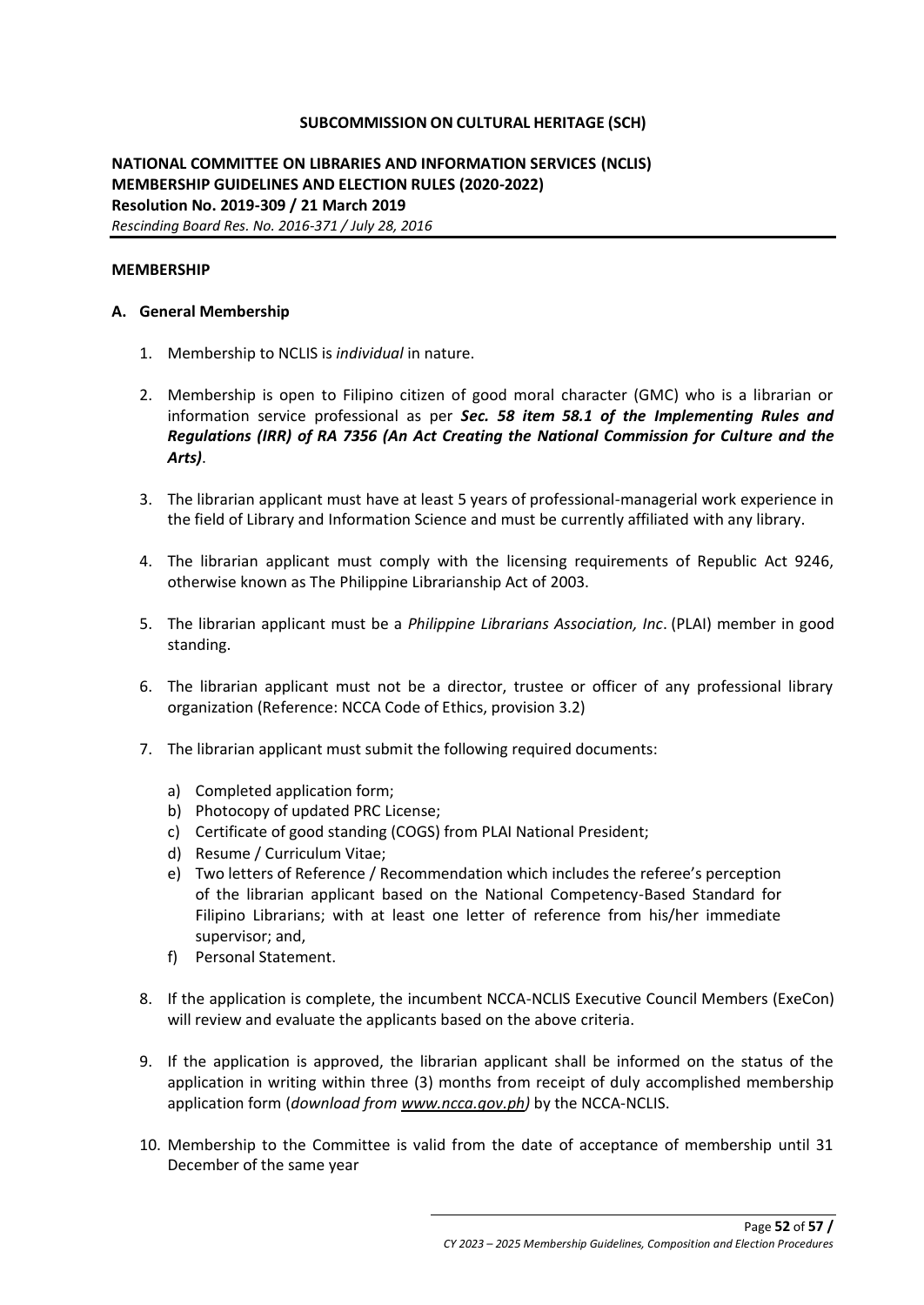**SUBCOMMISSION ON CULTURAL HERITAGE (SCH)**

**NATIONAL COMMITTEE ON LIBRARIES AND INFORMATION SERVICES (NCLIS)**
**MEMBERSHIP GUIDELINES AND ELECTION RULES (2020-2022)**
**Resolution No. 2019-309 / 21 March 2019**
*Rescinding Board Res. No. 2016-371 / July 28, 2016*

**MEMBERSHIP**

**A. General Membership**

1. Membership to NCLIS is *individual* in nature.

2. Membership is open to Filipino citizen of good moral character (GMC) who is a librarian or information service professional as per ***Sec. 58 item 58.1 of the Implementing Rules and Regulations (IRR) of RA 7356 (An Act Creating the National Commission for Culture and the Arts)***.

3. The librarian applicant must have at least 5 years of professional-managerial work experience in the field of Library and Information Science and must be currently affiliated with any library.

4. The librarian applicant must comply with the licensing requirements of Republic Act 9246, otherwise known as The Philippine Librarianship Act of 2003.

5. The librarian applicant must be a *Philippine Librarians Association, Inc*. (PLAI) member in good standing.

6. The librarian applicant must not be a director, trustee or officer of any professional library organization (Reference: NCCA Code of Ethics, provision 3.2)

7. The librarian applicant must submit the following required documents:

   a) Completed application form;
   b) Photocopy of updated PRC License;
   c) Certificate of good standing (COGS) from PLAI National President;
   d) Resume / Curriculum Vitae;
   e) Two letters of Reference / Recommendation which includes the referee's perception of the librarian applicant based on the National Competency-Based Standard for Filipino Librarians; with at least one letter of reference from his/her immediate supervisor; and,
   f) Personal Statement.

8. If the application is complete, the incumbent NCCA-NCLIS Executive Council Members (ExeCon) will review and evaluate the applicants based on the above criteria.

9. If the application is approved, the librarian applicant shall be informed on the status of the application in writing within three (3) months from receipt of duly accomplished membership application form (*download from www.ncca.gov.ph)* by the NCCA-NCLIS.

10. Membership to the Committee is valid from the date of acceptance of membership until 31 December of the same year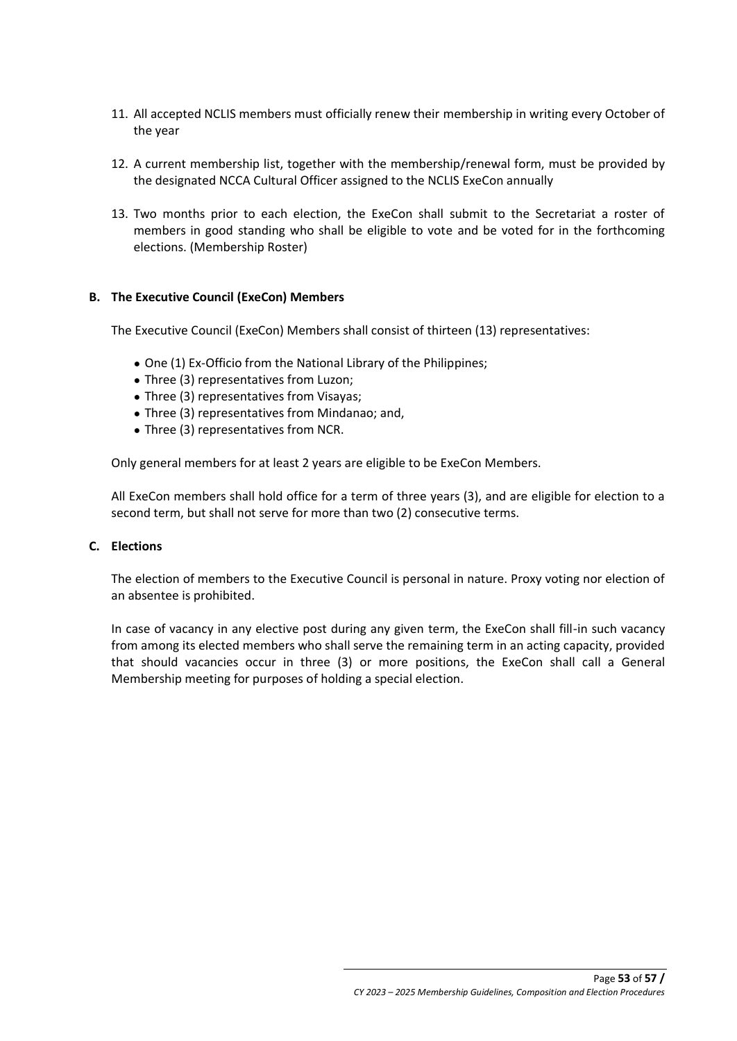11. All accepted NCLIS members must officially renew their membership in writing every October of the year

12. A current membership list, together with the membership/renewal form, must be provided by the designated NCCA Cultural Officer assigned to the NCLIS ExeCon annually

13. Two months prior to each election, the ExeCon shall submit to the Secretariat a roster of members in good standing who shall be eligible to vote and be voted for in the forthcoming elections. (Membership Roster)

**B. The Executive Council (ExeCon) Members**

The Executive Council (ExeCon) Members shall consist of thirteen (13) representatives:

- One (1) Ex-Officio from the National Library of the Philippines;
- Three (3) representatives from Luzon;
- Three (3) representatives from Visayas;
- Three (3) representatives from Mindanao; and,
- Three (3) representatives from NCR.

Only general members for at least 2 years are eligible to be ExeCon Members.

All ExeCon members shall hold office for a term of three years (3), and are eligible for election to a second term, but shall not serve for more than two (2) consecutive terms.

**C. Elections**

The election of members to the Executive Council is personal in nature. Proxy voting nor election of an absentee is prohibited.

In case of vacancy in any elective post during any given term, the ExeCon shall fill-in such vacancy from among its elected members who shall serve the remaining term in an acting capacity, provided that should vacancies occur in three (3) or more positions, the ExeCon shall call a General Membership meeting for purposes of holding a special election.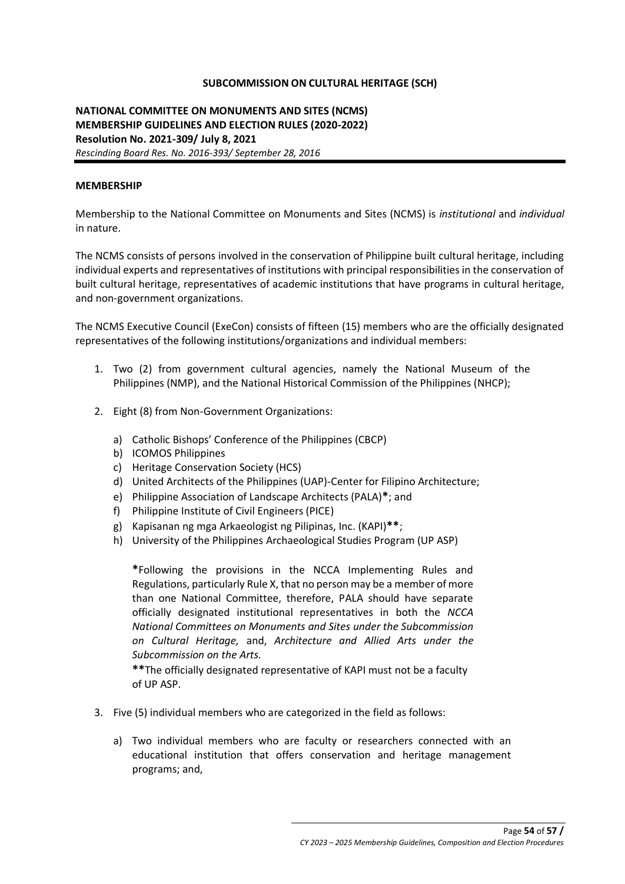**SUBCOMMISSION ON CULTURAL HERITAGE (SCH)**

**NATIONAL COMMITTEE ON MONUMENTS AND SITES (NCMS)**
**MEMBERSHIP GUIDELINES AND ELECTION RULES (2020-2022)**
**Resolution No. 2021-309/ July 8, 2021**
*Rescinding Board Res. No. 2016-393/ September 28, 2016*

**MEMBERSHIP**

Membership to the National Committee on Monuments and Sites (NCMS) is *institutional* and *individual* in nature.

The NCMS consists of persons involved in the conservation of Philippine built cultural heritage, including individual experts and representatives of institutions with principal responsibilities in the conservation of built cultural heritage, representatives of academic institutions that have programs in cultural heritage, and non-government organizations.

The NCMS Executive Council (ExeCon) consists of fifteen (15) members who are the officially designated representatives of the following institutions/organizations and individual members:

1. Two (2) from government cultural agencies, namely the National Museum of the Philippines (NMP), and the National Historical Commission of the Philippines (NHCP);

2. Eight (8) from Non-Government Organizations:

   a) Catholic Bishops' Conference of the Philippines (CBCP)
   b) ICOMOS Philippines
   c) Heritage Conservation Society (HCS)
   d) United Architects of the Philippines (UAP)-Center for Filipino Architecture;
   e) Philippine Association of Landscape Architects (PALA)**\***; and
   f) Philippine Institute of Civil Engineers (PICE)
   g) Kapisanan ng mga Arkaeologist ng Pilipinas, Inc. (KAPI)**\*\***;
   h) University of the Philippines Archaeological Studies Program (UP ASP)

   **\***Following the provisions in the NCCA Implementing Rules and Regulations, particularly Rule X, that no person may be a member of more than one National Committee, therefore, PALA should have separate officially designated institutional representatives in both the *NCCA National Committees on Monuments and Sites under the Subcommission on Cultural Heritage,* and, *Architecture and Allied Arts under the Subcommission on the Arts.*

   **\*\***The officially designated representative of KAPI must not be a faculty of UP ASP.

3. Five (5) individual members who are categorized in the field as follows:

   a) Two individual members who are faculty or researchers connected with an educational institution that offers conservation and heritage management programs; and,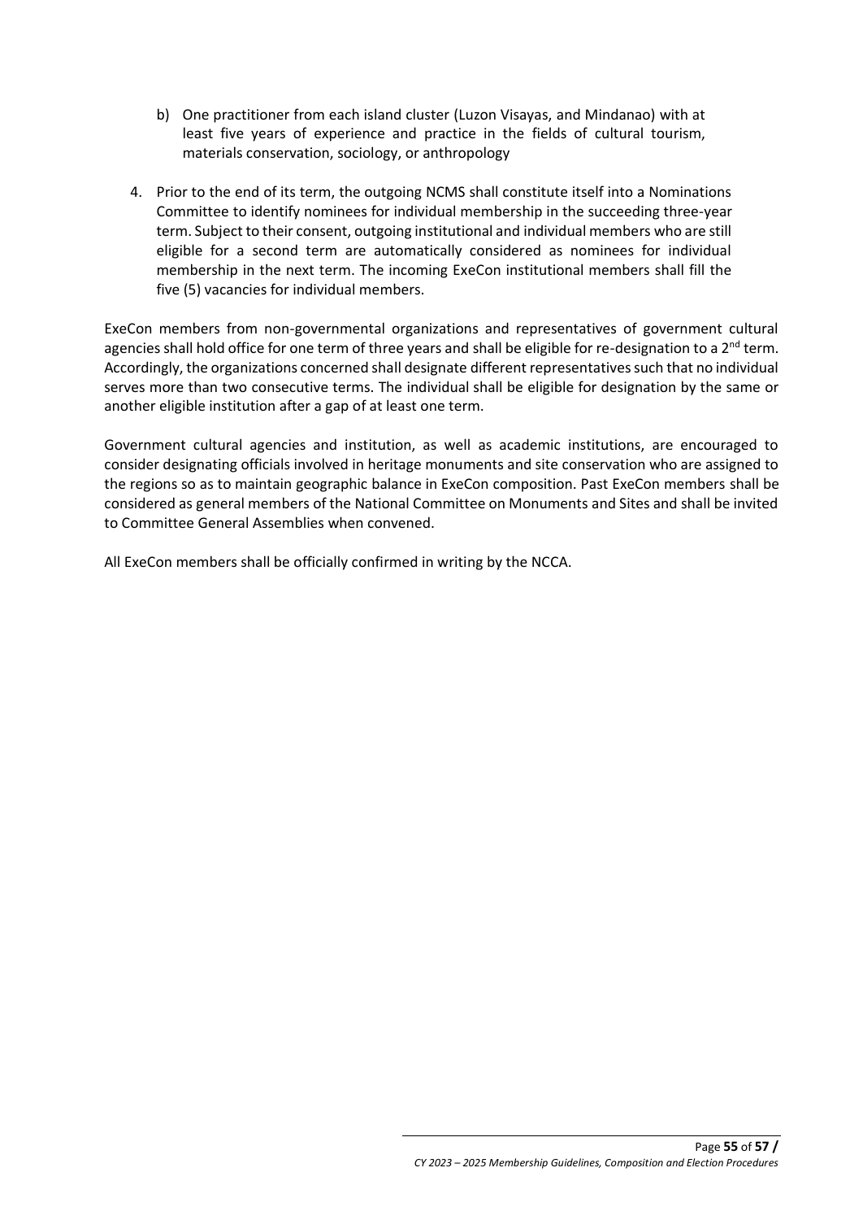b) One practitioner from each island cluster (Luzon Visayas, and Mindanao) with at least five years of experience and practice in the fields of cultural tourism, materials conservation, sociology, or anthropology

4. Prior to the end of its term, the outgoing NCMS shall constitute itself into a Nominations Committee to identify nominees for individual membership in the succeeding three-year term. Subject to their consent, outgoing institutional and individual members who are still eligible for a second term are automatically considered as nominees for individual membership in the next term. The incoming ExeCon institutional members shall fill the five (5) vacancies for individual members.

ExeCon members from non-governmental organizations and representatives of government cultural agencies shall hold office for one term of three years and shall be eligible for re-designation to a 2nd term. Accordingly, the organizations concerned shall designate different representatives such that no individual serves more than two consecutive terms. The individual shall be eligible for designation by the same or another eligible institution after a gap of at least one term.

Government cultural agencies and institution, as well as academic institutions, are encouraged to consider designating officials involved in heritage monuments and site conservation who are assigned to the regions so as to maintain geographic balance in ExeCon composition. Past ExeCon members shall be considered as general members of the National Committee on Monuments and Sites and shall be invited to Committee General Assemblies when convened.

All ExeCon members shall be officially confirmed in writing by the NCCA.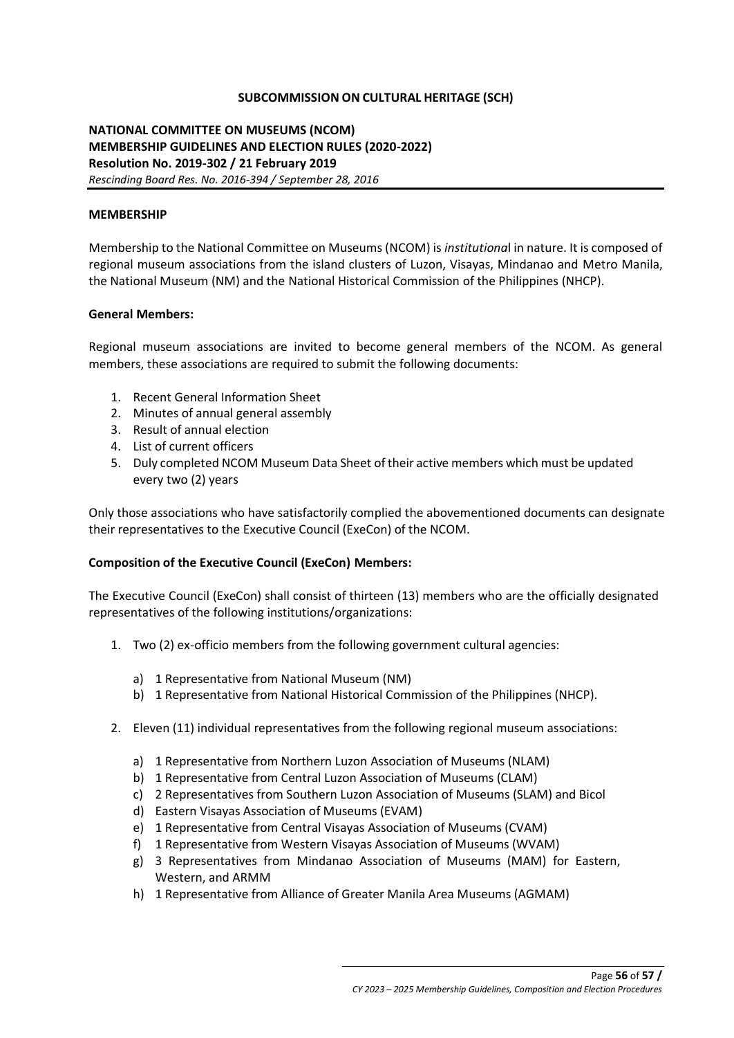**SUBCOMMISSION ON CULTURAL HERITAGE (SCH)**

**NATIONAL COMMITTEE ON MUSEUMS (NCOM)**
**MEMBERSHIP GUIDELINES AND ELECTION RULES (2020-2022)**
**Resolution No. 2019-302 / 21 February 2019**
*Rescinding Board Res. No. 2016-394 / September 28, 2016*

**MEMBERSHIP**

Membership to the National Committee on Museums (NCOM) is *institutiona*l in nature. It is composed of regional museum associations from the island clusters of Luzon, Visayas, Mindanao and Metro Manila, the National Museum (NM) and the National Historical Commission of the Philippines (NHCP).

**General Members:**

Regional museum associations are invited to become general members of the NCOM. As general members, these associations are required to submit the following documents:

1. Recent General Information Sheet
2. Minutes of annual general assembly
3. Result of annual election
4. List of current officers
5. Duly completed NCOM Museum Data Sheet of their active members which must be updated every two (2) years

Only those associations who have satisfactorily complied the abovementioned documents can designate their representatives to the Executive Council (ExeCon) of the NCOM.

**Composition of the Executive Council (ExeCon) Members:**

The Executive Council (ExeCon) shall consist of thirteen (13) members who are the officially designated representatives of the following institutions/organizations:

1. Two (2) ex-officio members from the following government cultural agencies:

   a) 1 Representative from National Museum (NM)
   b) 1 Representative from National Historical Commission of the Philippines (NHCP).

2. Eleven (11) individual representatives from the following regional museum associations:

   a) 1 Representative from Northern Luzon Association of Museums (NLAM)
   b) 1 Representative from Central Luzon Association of Museums (CLAM)
   c) 2 Representatives from Southern Luzon Association of Museums (SLAM) and Bicol
   d) Eastern Visayas Association of Museums (EVAM)
   e) 1 Representative from Central Visayas Association of Museums (CVAM)
   f) 1 Representative from Western Visayas Association of Museums (WVAM)
   g) 3 Representatives from Mindanao Association of Museums (MAM) for Eastern, Western, and ARMM
   h) 1 Representative from Alliance of Greater Manila Area Museums (AGMAM)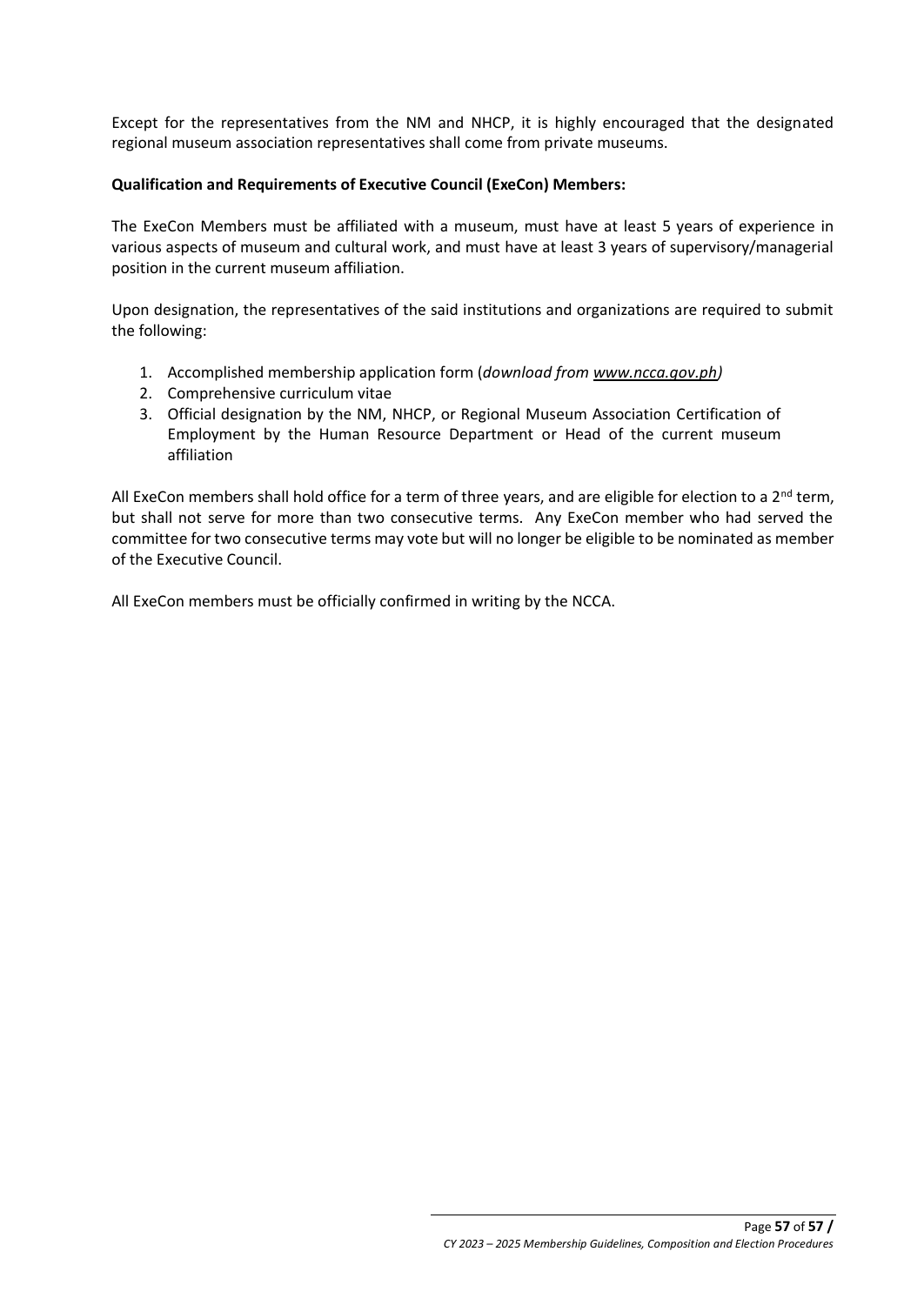Except for the representatives from the NM and NHCP, it is highly encouraged that the designated regional museum association representatives shall come from private museums.

**Qualification and Requirements of Executive Council (ExeCon) Members:**

The ExeCon Members must be affiliated with a museum, must have at least 5 years of experience in various aspects of museum and cultural work, and must have at least 3 years of supervisory/managerial position in the current museum affiliation.

Upon designation, the representatives of the said institutions and organizations are required to submit the following:

1. Accomplished membership application form (*download from www.ncca.gov.ph)*
2. Comprehensive curriculum vitae
3. Official designation by the NM, NHCP, or Regional Museum Association Certification of Employment by the Human Resource Department or Head of the current museum affiliation

All ExeCon members shall hold office for a term of three years, and are eligible for election to a 2nd term, but shall not serve for more than two consecutive terms. Any ExeCon member who had served the committee for two consecutive terms may vote but will no longer be eligible to be nominated as member of the Executive Council.

All ExeCon members must be officially confirmed in writing by the NCCA.